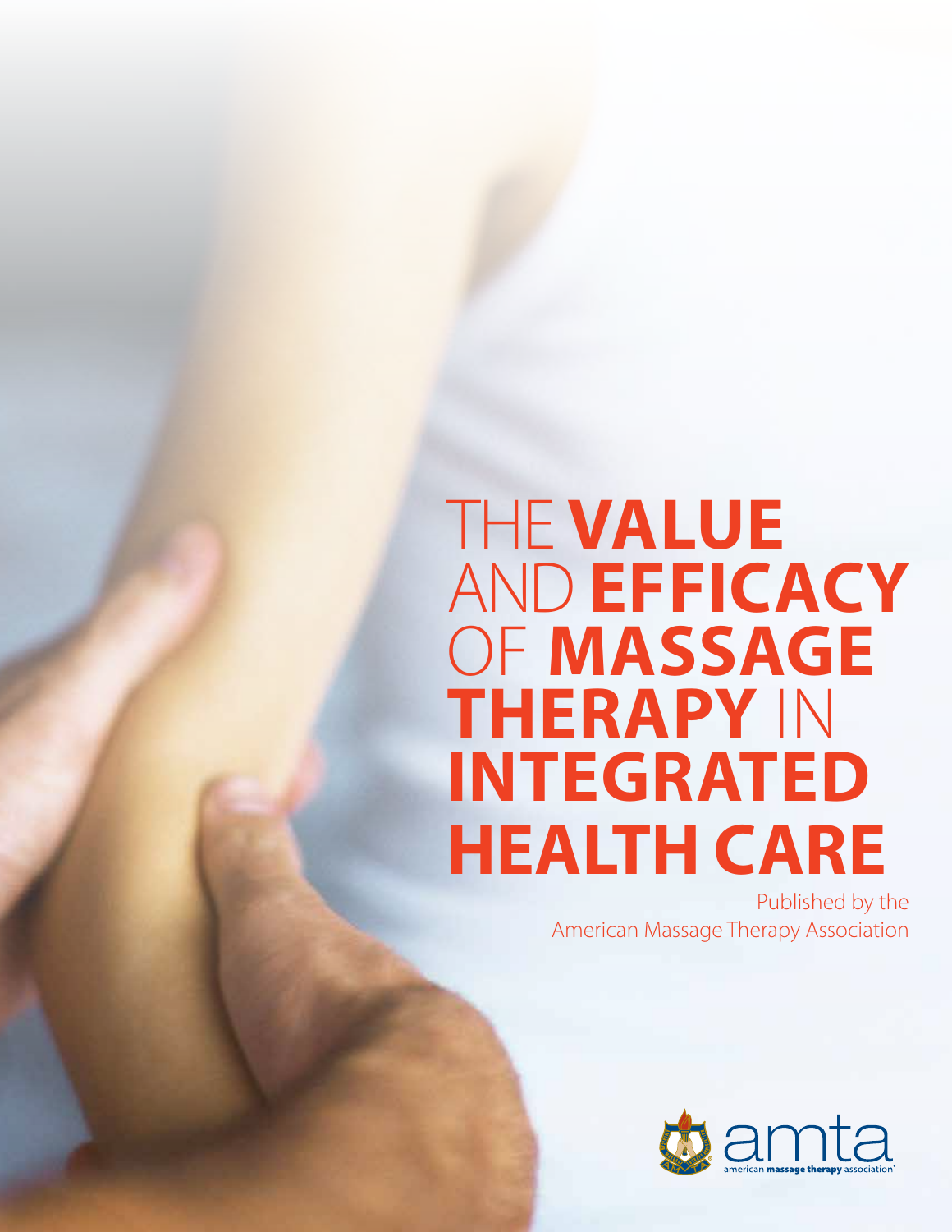# THE **VALUE** AND **EFFICACY** OF **MASSAGE THERAPY** IN **INTEGRATED HEALTH CARE**

Published by the
American Massage Therapy Association

amta
american **massage therapy** association®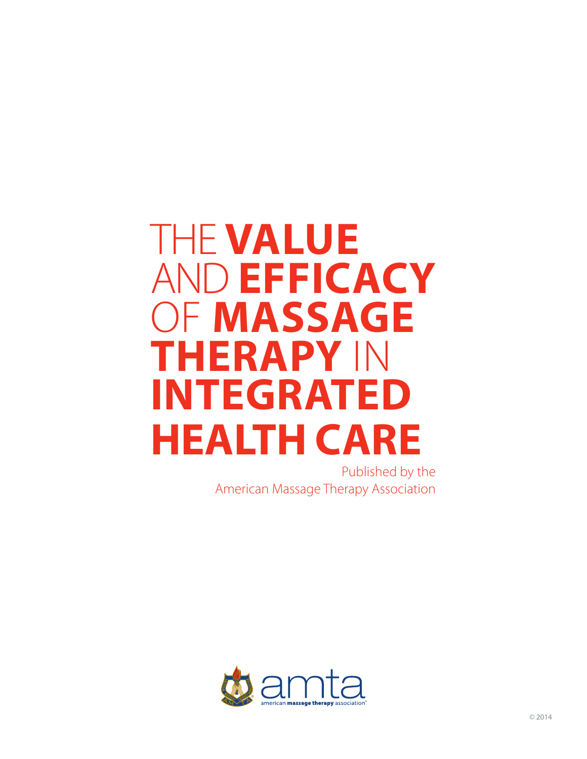# THE VALUE AND EFFICACY OF MASSAGE THERAPY IN INTEGRATED HEALTH CARE

Published by the
American Massage Therapy Association

amta
american massage therapy association

© 2014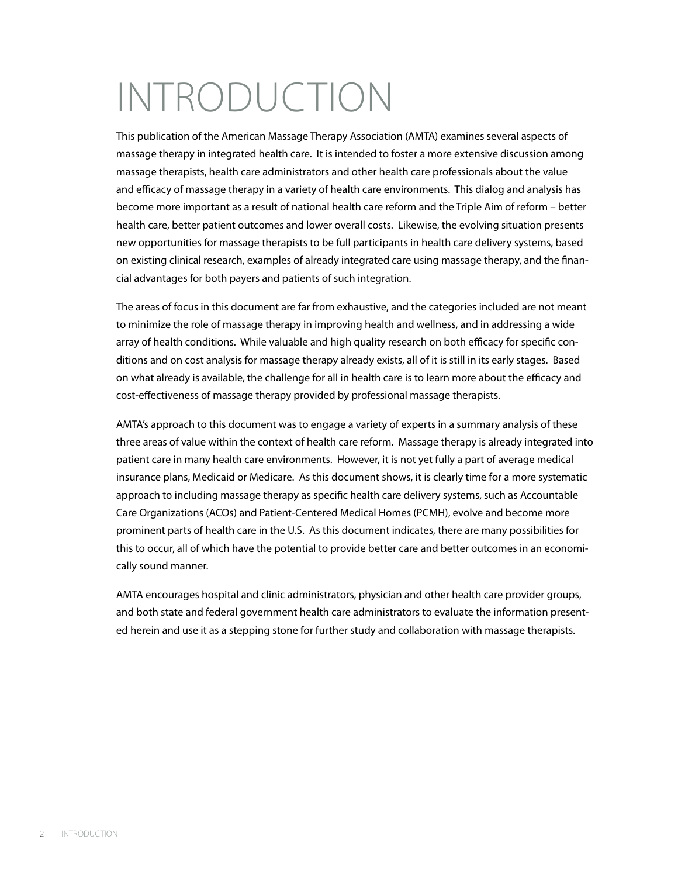# INTRODUCTION

This publication of the American Massage Therapy Association (AMTA) examines several aspects of massage therapy in integrated health care. It is intended to foster a more extensive discussion among massage therapists, health care administrators and other health care professionals about the value and efficacy of massage therapy in a variety of health care environments. This dialog and analysis has become more important as a result of national health care reform and the Triple Aim of reform – better health care, better patient outcomes and lower overall costs. Likewise, the evolving situation presents new opportunities for massage therapists to be full participants in health care delivery systems, based on existing clinical research, examples of already integrated care using massage therapy, and the financial advantages for both payers and patients of such integration.

The areas of focus in this document are far from exhaustive, and the categories included are not meant to minimize the role of massage therapy in improving health and wellness, and in addressing a wide array of health conditions. While valuable and high quality research on both efficacy for specific conditions and on cost analysis for massage therapy already exists, all of it is still in its early stages. Based on what already is available, the challenge for all in health care is to learn more about the efficacy and cost-effectiveness of massage therapy provided by professional massage therapists.

AMTA's approach to this document was to engage a variety of experts in a summary analysis of these three areas of value within the context of health care reform. Massage therapy is already integrated into patient care in many health care environments. However, it is not yet fully a part of average medical insurance plans, Medicaid or Medicare. As this document shows, it is clearly time for a more systematic approach to including massage therapy as specific health care delivery systems, such as Accountable Care Organizations (ACOs) and Patient-Centered Medical Homes (PCMH), evolve and become more prominent parts of health care in the U.S. As this document indicates, there are many possibilities for this to occur, all of which have the potential to provide better care and better outcomes in an economically sound manner.

AMTA encourages hospital and clinic administrators, physician and other health care provider groups, and both state and federal government health care administrators to evaluate the information presented herein and use it as a stepping stone for further study and collaboration with massage therapists.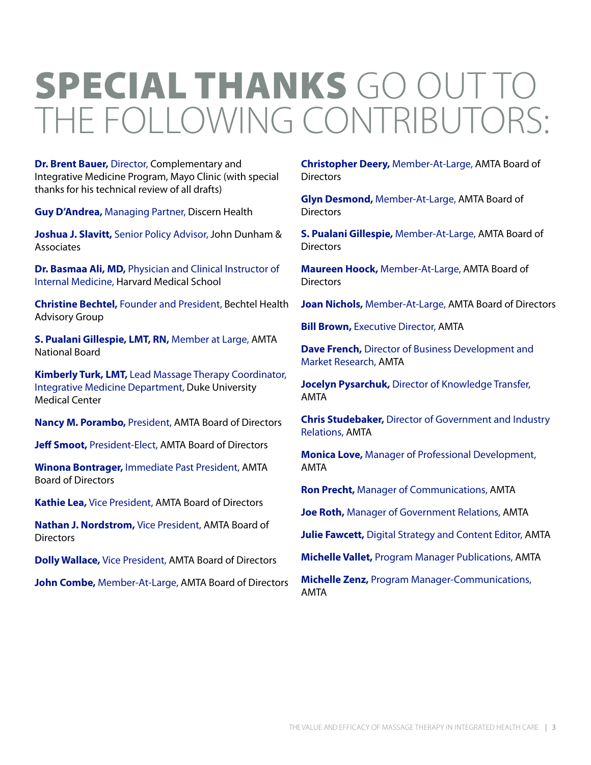# **SPECIAL THANKS** GO OUT TO THE FOLLOWING CONTRIBUTORS:

**Dr. Brent Bauer,** Director, Complementary and Integrative Medicine Program, Mayo Clinic (with special thanks for his technical review of all drafts)

**Guy D'Andrea,** Managing Partner, Discern Health

**Joshua J. Slavitt,** Senior Policy Advisor, John Dunham & Associates

**Dr. Basmaa Ali, MD,** Physician and Clinical Instructor of Internal Medicine, Harvard Medical School

**Christine Bechtel,** Founder and President, Bechtel Health Advisory Group

**S. Pualani Gillespie, LMT, RN,** Member at Large, AMTA National Board

**Kimberly Turk, LMT,** Lead Massage Therapy Coordinator, Integrative Medicine Department, Duke University Medical Center

**Nancy M. Porambo,** President, AMTA Board of Directors

**Jeff Smoot,** President-Elect, AMTA Board of Directors

**Winona Bontrager,** Immediate Past President, AMTA Board of Directors

**Kathie Lea,** Vice President, AMTA Board of Directors

**Nathan J. Nordstrom,** Vice President, AMTA Board of Directors

**Dolly Wallace,** Vice President, AMTA Board of Directors

**John Combe,** Member-At-Large, AMTA Board of Directors

**Christopher Deery,** Member-At-Large, AMTA Board of Directors

**Glyn Desmond,** Member-At-Large, AMTA Board of Directors

**S. Pualani Gillespie,** Member-At-Large, AMTA Board of Directors

**Maureen Hoock,** Member-At-Large, AMTA Board of Directors

**Joan Nichols,** Member-At-Large, AMTA Board of Directors

**Bill Brown,** Executive Director, AMTA

**Dave French,** Director of Business Development and Market Research, AMTA

**Jocelyn Pysarchuk,** Director of Knowledge Transfer, AMTA

**Chris Studebaker,** Director of Government and Industry Relations, AMTA

**Monica Love,** Manager of Professional Development, AMTA

**Ron Precht,** Manager of Communications, AMTA

**Joe Roth,** Manager of Government Relations, AMTA

**Julie Fawcett,** Digital Strategy and Content Editor, AMTA

**Michelle Vallet,** Program Manager Publications, AMTA

**Michelle Zenz,** Program Manager-Communications, AMTA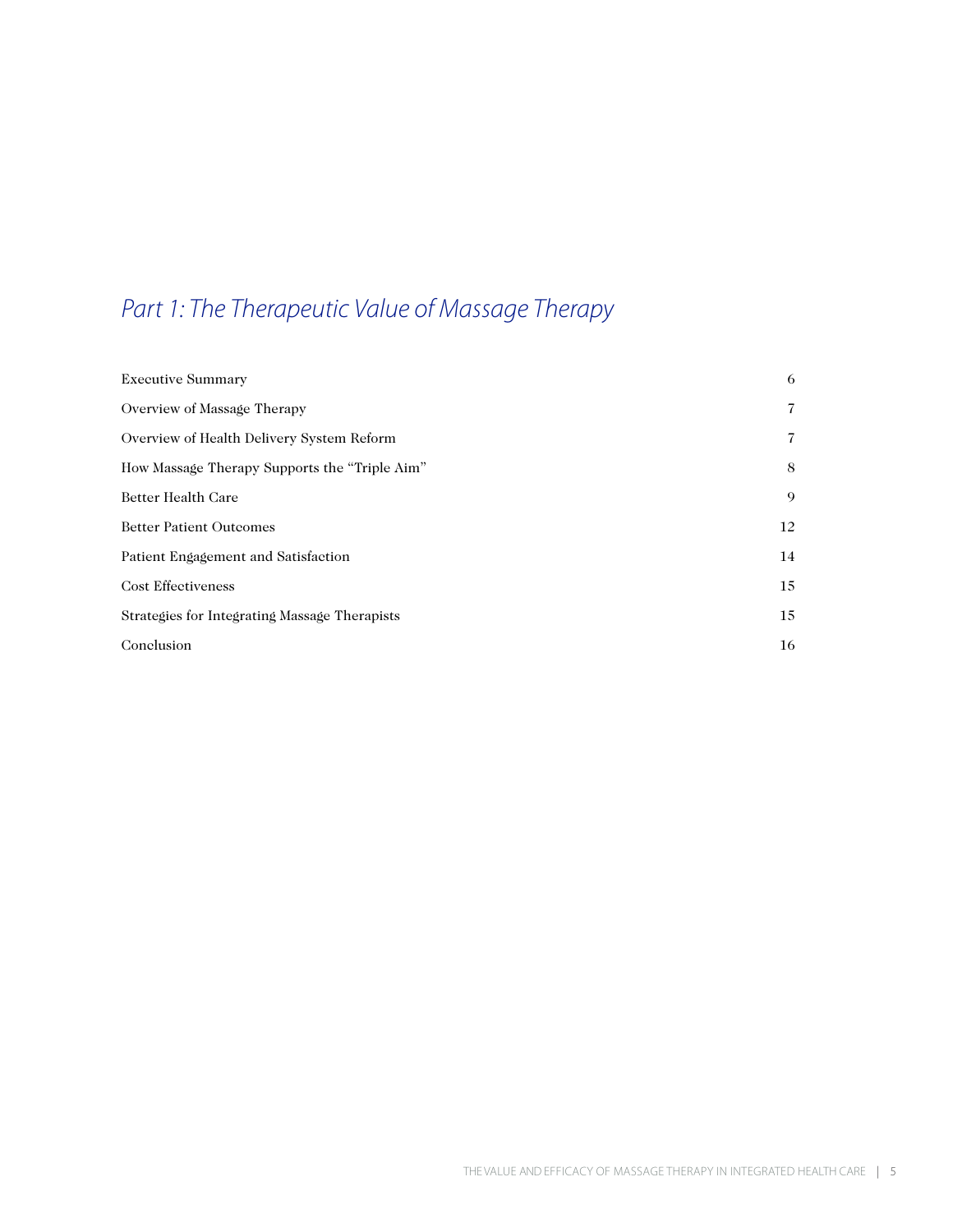## *Part 1: The Therapeutic Value of Massage Therapy*

| | |
|---|---|
| Executive Summary | 6 |
| Overview of Massage Therapy | 7 |
| Overview of Health Delivery System Reform | 7 |
| How Massage Therapy Supports the "Triple Aim" | 8 |
| Better Health Care | 9 |
| Better Patient Outcomes | 12 |
| Patient Engagement and Satisfaction | 14 |
| Cost Effectiveness | 15 |
| Strategies for Integrating Massage Therapists | 15 |
| Conclusion | 16 |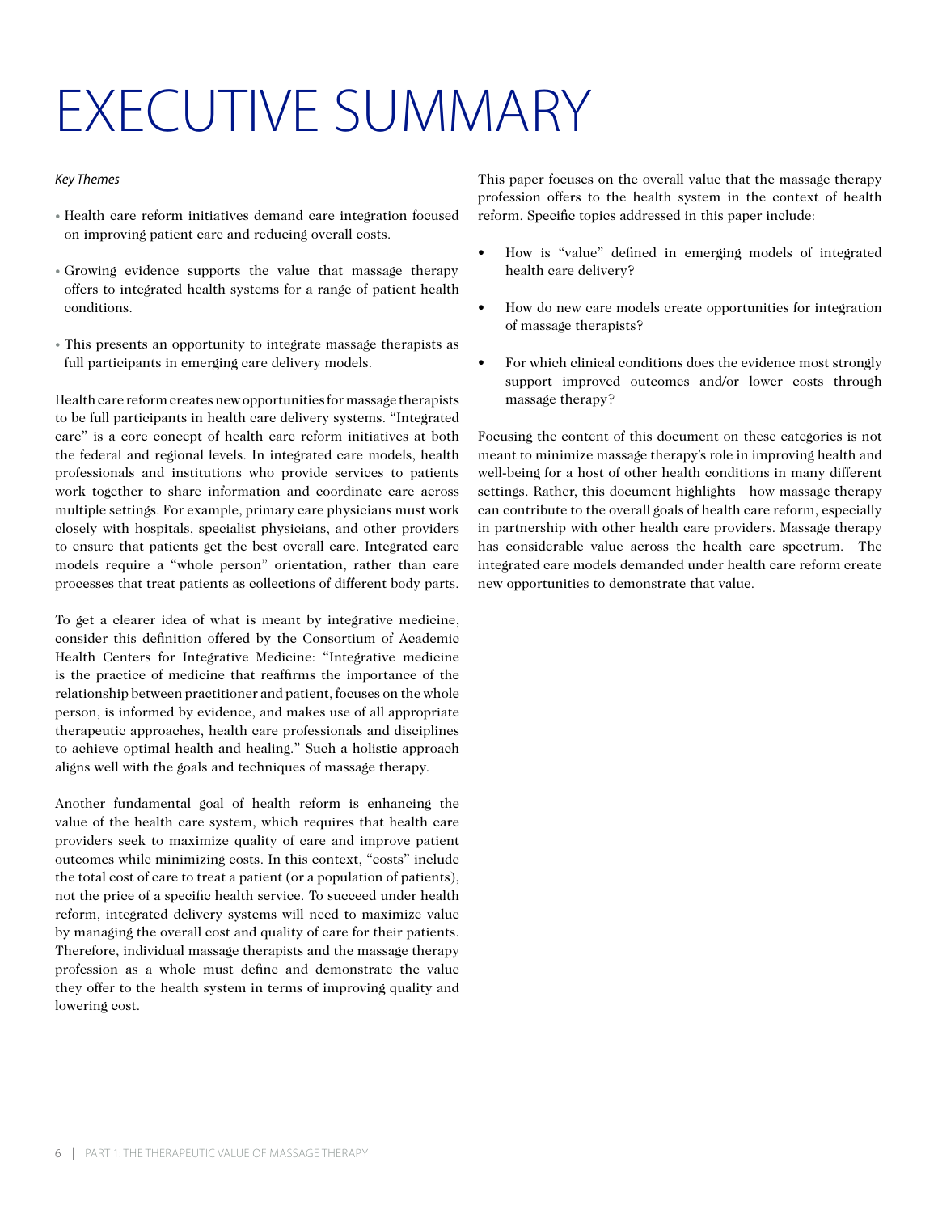# EXECUTIVE SUMMARY

*Key Themes*

- Health care reform initiatives demand care integration focused on improving patient care and reducing overall costs.
- Growing evidence supports the value that massage therapy offers to integrated health systems for a range of patient health conditions.
- This presents an opportunity to integrate massage therapists as full participants in emerging care delivery models.

Health care reform creates new opportunities for massage therapists to be full participants in health care delivery systems. "Integrated care" is a core concept of health care reform initiatives at both the federal and regional levels. In integrated care models, health professionals and institutions who provide services to patients work together to share information and coordinate care across multiple settings. For example, primary care physicians must work closely with hospitals, specialist physicians, and other providers to ensure that patients get the best overall care. Integrated care models require a "whole person" orientation, rather than care processes that treat patients as collections of different body parts.

To get a clearer idea of what is meant by integrative medicine, consider this definition offered by the Consortium of Academic Health Centers for Integrative Medicine: "Integrative medicine is the practice of medicine that reaffirms the importance of the relationship between practitioner and patient, focuses on the whole person, is informed by evidence, and makes use of all appropriate therapeutic approaches, health care professionals and disciplines to achieve optimal health and healing." Such a holistic approach aligns well with the goals and techniques of massage therapy.

Another fundamental goal of health reform is enhancing the value of the health care system, which requires that health care providers seek to maximize quality of care and improve patient outcomes while minimizing costs. In this context, "costs" include the total cost of care to treat a patient (or a population of patients), not the price of a specific health service. To succeed under health reform, integrated delivery systems will need to maximize value by managing the overall cost and quality of care for their patients. Therefore, individual massage therapists and the massage therapy profession as a whole must define and demonstrate the value they offer to the health system in terms of improving quality and lowering cost.

This paper focuses on the overall value that the massage therapy profession offers to the health system in the context of health reform. Specific topics addressed in this paper include:

- How is "value" defined in emerging models of integrated health care delivery?
- How do new care models create opportunities for integration of massage therapists?
- For which clinical conditions does the evidence most strongly support improved outcomes and/or lower costs through massage therapy?

Focusing the content of this document on these categories is not meant to minimize massage therapy's role in improving health and well-being for a host of other health conditions in many different settings. Rather, this document highlights how massage therapy can contribute to the overall goals of health care reform, especially in partnership with other health care providers. Massage therapy has considerable value across the health care spectrum. The integrated care models demanded under health care reform create new opportunities to demonstrate that value.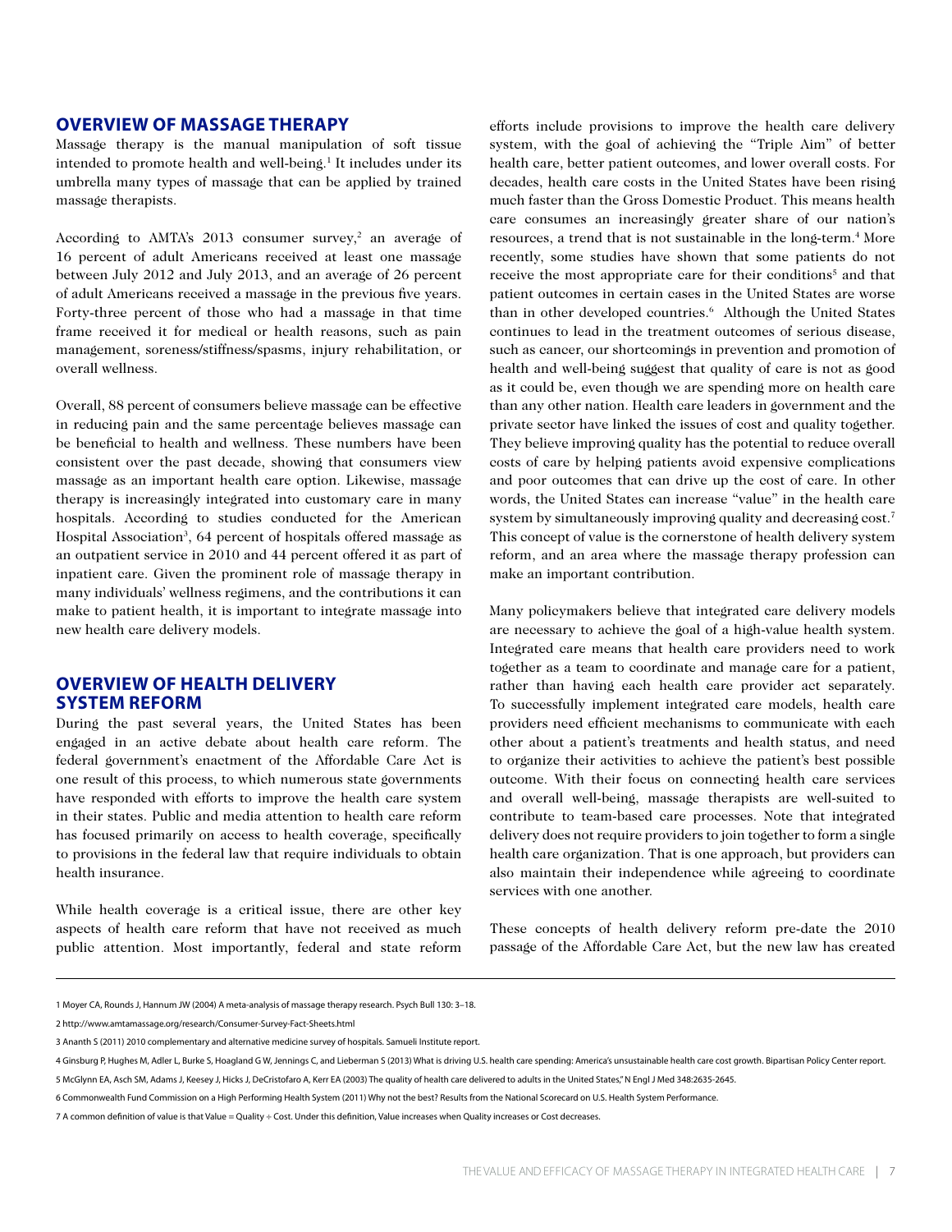## OVERVIEW OF MASSAGE THERAPY

Massage therapy is the manual manipulation of soft tissue intended to promote health and well-being.[1] It includes under its umbrella many types of massage that can be applied by trained massage therapists.

According to AMTA's 2013 consumer survey,[2] an average of 16 percent of adult Americans received at least one massage between July 2012 and July 2013, and an average of 26 percent of adult Americans received a massage in the previous five years. Forty-three percent of those who had a massage in that time frame received it for medical or health reasons, such as pain management, soreness/stiffness/spasms, injury rehabilitation, or overall wellness.

Overall, 88 percent of consumers believe massage can be effective in reducing pain and the same percentage believes massage can be beneficial to health and wellness. These numbers have been consistent over the past decade, showing that consumers view massage as an important health care option. Likewise, massage therapy is increasingly integrated into customary care in many hospitals. According to studies conducted for the American Hospital Association[3], 64 percent of hospitals offered massage as an outpatient service in 2010 and 44 percent offered it as part of inpatient care. Given the prominent role of massage therapy in many individuals' wellness regimens, and the contributions it can make to patient health, it is important to integrate massage into new health care delivery models.

## OVERVIEW OF HEALTH DELIVERY SYSTEM REFORM

During the past several years, the United States has been engaged in an active debate about health care reform. The federal government's enactment of the Affordable Care Act is one result of this process, to which numerous state governments have responded with efforts to improve the health care system in their states. Public and media attention to health care reform has focused primarily on access to health coverage, specifically to provisions in the federal law that require individuals to obtain health insurance.

While health coverage is a critical issue, there are other key aspects of health care reform that have not received as much public attention. Most importantly, federal and state reform efforts include provisions to improve the health care delivery system, with the goal of achieving the "Triple Aim" of better health care, better patient outcomes, and lower overall costs. For decades, health care costs in the United States have been rising much faster than the Gross Domestic Product. This means health care consumes an increasingly greater share of our nation's resources, a trend that is not sustainable in the long-term.[4] More recently, some studies have shown that some patients do not receive the most appropriate care for their conditions[5] and that patient outcomes in certain cases in the United States are worse than in other developed countries.[6] Although the United States continues to lead in the treatment outcomes of serious disease, such as cancer, our shortcomings in prevention and promotion of health and well-being suggest that quality of care is not as good as it could be, even though we are spending more on health care than any other nation. Health care leaders in government and the private sector have linked the issues of cost and quality together. They believe improving quality has the potential to reduce overall costs of care by helping patients avoid expensive complications and poor outcomes that can drive up the cost of care. In other words, the United States can increase "value" in the health care system by simultaneously improving quality and decreasing cost.[7] This concept of value is the cornerstone of health delivery system reform, and an area where the massage therapy profession can make an important contribution.

Many policymakers believe that integrated care delivery models are necessary to achieve the goal of a high-value health system. Integrated care means that health care providers need to work together as a team to coordinate and manage care for a patient, rather than having each health care provider act separately. To successfully implement integrated care models, health care providers need efficient mechanisms to communicate with each other about a patient's treatments and health status, and need to organize their activities to achieve the patient's best possible outcome. With their focus on connecting health care services and overall well-being, massage therapists are well-suited to contribute to team-based care processes. Note that integrated delivery does not require providers to join together to form a single health care organization. That is one approach, but providers can also maintain their independence while agreeing to coordinate services with one another.

These concepts of health delivery reform pre-date the 2010 passage of the Affordable Care Act, but the new law has created

---

1 Moyer CA, Rounds J, Hannum JW (2004) A meta-analysis of massage therapy research. Psych Bull 130: 3–18.

2 http://www.amtamassage.org/research/Consumer-Survey-Fact-Sheets.html

3 Ananth S (2011) 2010 complementary and alternative medicine survey of hospitals. Samueli Institute report.

4 Ginsburg P, Hughes M, Adler L, Burke S, Hoagland G W, Jennings C, and Lieberman S (2013) What is driving U.S. health care spending: America's unsustainable health care cost growth. Bipartisan Policy Center report.

5 McGlynn EA, Asch SM, Adams J, Keesey J, Hicks J, DeCristofaro A, Kerr EA (2003) The quality of health care delivered to adults in the United States," N Engl J Med 348:2635-2645.

6 Commonwealth Fund Commission on a High Performing Health System (2011) Why not the best? Results from the National Scorecard on U.S. Health System Performance.

7 A common definition of value is that Value = Quality ÷ Cost. Under this definition, Value increases when Quality increases or Cost decreases.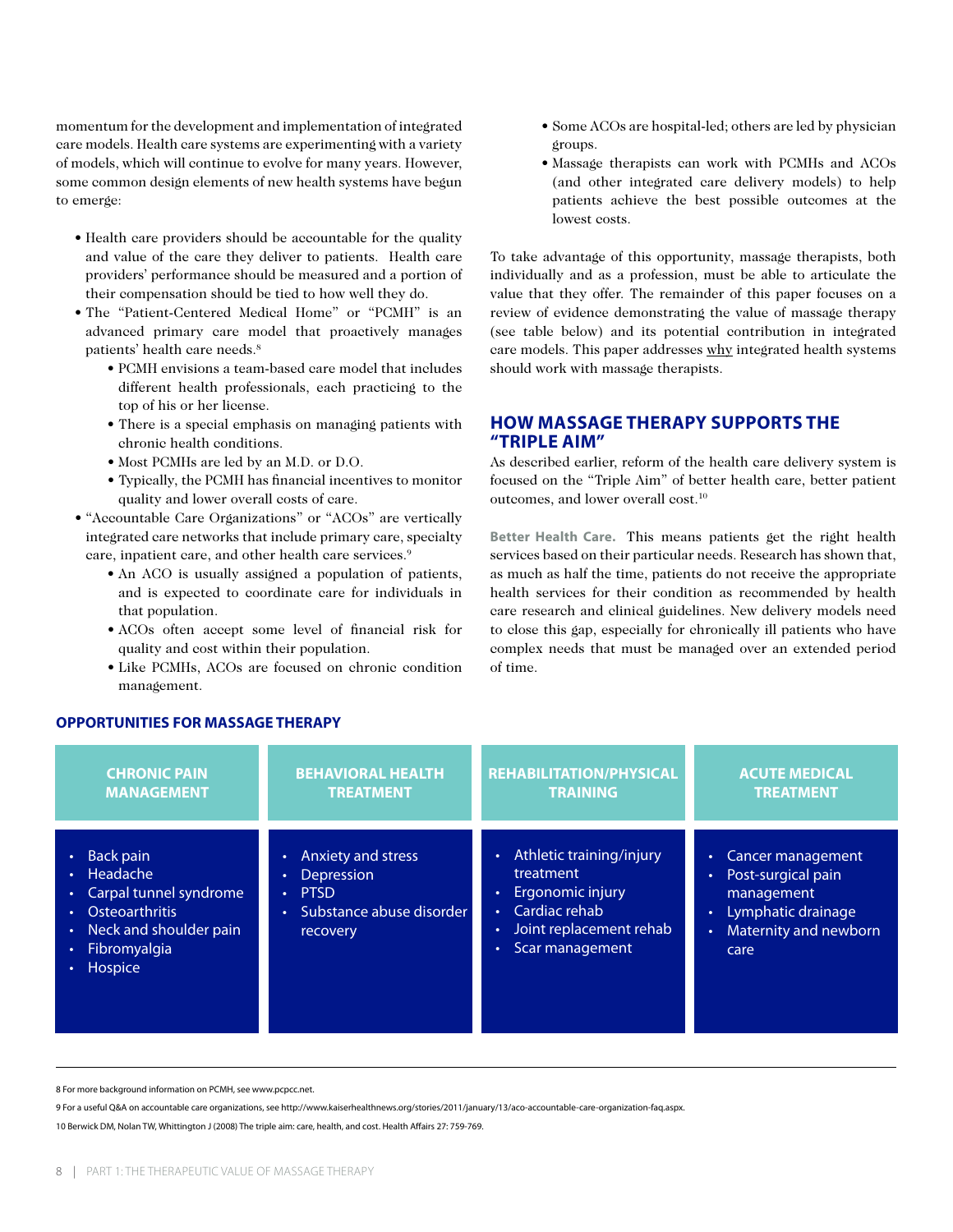momentum for the development and implementation of integrated care models. Health care systems are experimenting with a variety of models, which will continue to evolve for many years. However, some common design elements of new health systems have begun to emerge:

- Health care providers should be accountable for the quality and value of the care they deliver to patients. Health care providers' performance should be measured and a portion of their compensation should be tied to how well they do.
- The "Patient-Centered Medical Home" or "PCMH" is an advanced primary care model that proactively manages patients' health care needs.[8]
    - PCMH envisions a team-based care model that includes different health professionals, each practicing to the top of his or her license.
    - There is a special emphasis on managing patients with chronic health conditions.
    - Most PCMHs are led by an M.D. or D.O.
    - Typically, the PCMH has financial incentives to monitor quality and lower overall costs of care.
- "Accountable Care Organizations" or "ACOs" are vertically integrated care networks that include primary care, specialty care, inpatient care, and other health care services.[9]
    - An ACO is usually assigned a population of patients, and is expected to coordinate care for individuals in that population.
    - ACOs often accept some level of financial risk for quality and cost within their population.
    - Like PCMHs, ACOs are focused on chronic condition management.
    - Some ACOs are hospital-led; others are led by physician groups.
    - Massage therapists can work with PCMHs and ACOs (and other integrated care delivery models) to help patients achieve the best possible outcomes at the lowest costs.

To take advantage of this opportunity, massage therapists, both individually and as a profession, must be able to articulate the value that they offer. The remainder of this paper focuses on a review of evidence demonstrating the value of massage therapy (see table below) and its potential contribution in integrated care models. This paper addresses why integrated health systems should work with massage therapists.

## HOW MASSAGE THERAPY SUPPORTS THE "TRIPLE AIM"

As described earlier, reform of the health care delivery system is focused on the "Triple Aim" of better health care, better patient outcomes, and lower overall cost.[10]

**Better Health Care.** This means patients get the right health services based on their particular needs. Research has shown that, as much as half the time, patients do not receive the appropriate health services for their condition as recommended by health care research and clinical guidelines. New delivery models need to close this gap, especially for chronically ill patients who have complex needs that must be managed over an extended period of time.

### OPPORTUNITIES FOR MASSAGE THERAPY

| CHRONIC PAIN MANAGEMENT | BEHAVIORAL HEALTH TREATMENT | REHABILITATION/PHYSICAL TRAINING | ACUTE MEDICAL TREATMENT |
|---|---|---|---|
| • Back pain<br>• Headache<br>• Carpal tunnel syndrome<br>• Osteoarthritis<br>• Neck and shoulder pain<br>• Fibromyalgia<br>• Hospice | • Anxiety and stress<br>• Depression<br>• PTSD<br>• Substance abuse disorder recovery | • Athletic training/injury treatment<br>• Ergonomic injury<br>• Cardiac rehab<br>• Joint replacement rehab<br>• Scar management | • Cancer management<br>• Post-surgical pain management<br>• Lymphatic drainage<br>• Maternity and newborn care |

8 For more background information on PCMH, see www.pcpcc.net.

9 For a useful Q&A on accountable care organizations, see http://www.kaiserhealthnews.org/stories/2011/january/13/aco-accountable-care-organization-faq.aspx.

10 Berwick DM, Nolan TW, Whittington J (2008) The triple aim: care, health, and cost. Health Affairs 27: 759-769.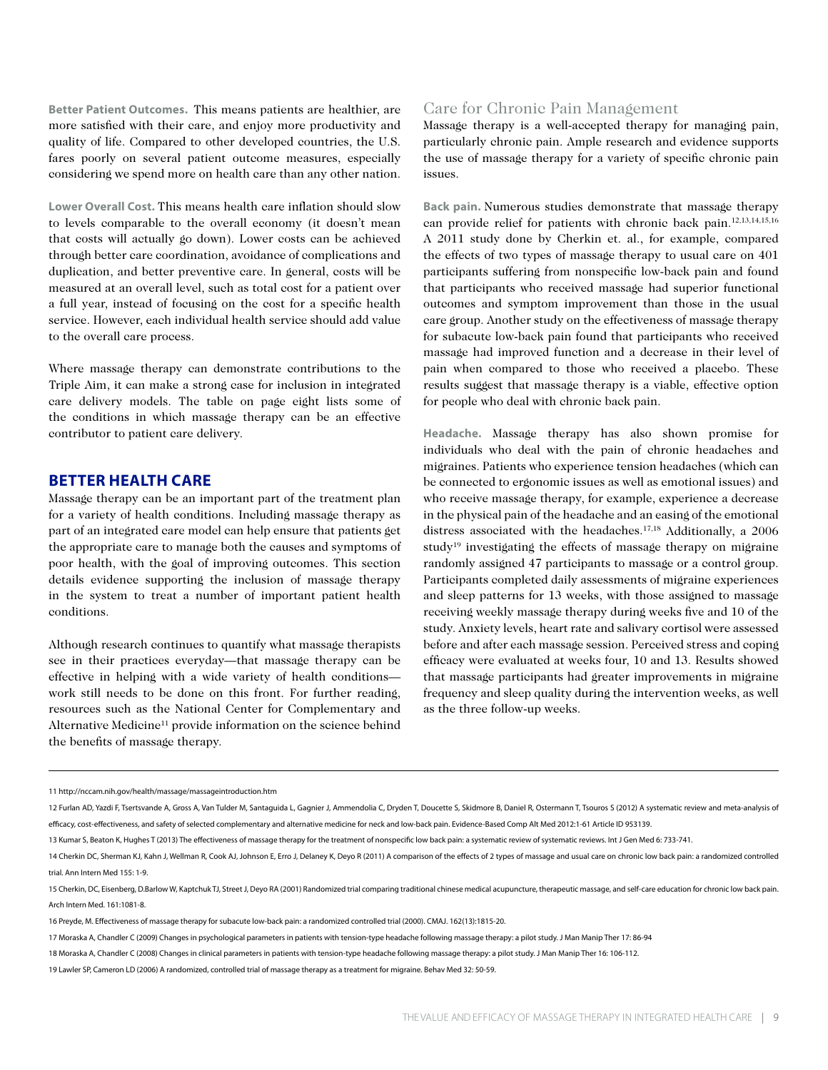**Better Patient Outcomes.** This means patients are healthier, are more satisfied with their care, and enjoy more productivity and quality of life. Compared to other developed countries, the U.S. fares poorly on several patient outcome measures, especially considering we spend more on health care than any other nation.

**Lower Overall Cost.** This means health care inflation should slow to levels comparable to the overall economy (it doesn't mean that costs will actually go down). Lower costs can be achieved through better care coordination, avoidance of complications and duplication, and better preventive care. In general, costs will be measured at an overall level, such as total cost for a patient over a full year, instead of focusing on the cost for a specific health service. However, each individual health service should add value to the overall care process.

Where massage therapy can demonstrate contributions to the Triple Aim, it can make a strong case for inclusion in integrated care delivery models. The table on page eight lists some of the conditions in which massage therapy can be an effective contributor to patient care delivery.

## BETTER HEALTH CARE

Massage therapy can be an important part of the treatment plan for a variety of health conditions. Including massage therapy as part of an integrated care model can help ensure that patients get the appropriate care to manage both the causes and symptoms of poor health, with the goal of improving outcomes. This section details evidence supporting the inclusion of massage therapy in the system to treat a number of important patient health conditions.

Although research continues to quantify what massage therapists see in their practices everyday—that massage therapy can be effective in helping with a wide variety of health conditions—work still needs to be done on this front. For further reading, resources such as the National Center for Complementary and Alternative Medicine[11] provide information on the science behind the benefits of massage therapy.

### Care for Chronic Pain Management

Massage therapy is a well-accepted therapy for managing pain, particularly chronic pain. Ample research and evidence supports the use of massage therapy for a variety of specific chronic pain issues.

**Back pain.** Numerous studies demonstrate that massage therapy can provide relief for patients with chronic back pain.[12,13,14,15,16] A 2011 study done by Cherkin et. al., for example, compared the effects of two types of massage therapy to usual care on 401 participants suffering from nonspecific low-back pain and found that participants who received massage had superior functional outcomes and symptom improvement than those in the usual care group. Another study on the effectiveness of massage therapy for subacute low-back pain found that participants who received massage had improved function and a decrease in their level of pain when compared to those who received a placebo. These results suggest that massage therapy is a viable, effective option for people who deal with chronic back pain.

**Headache.** Massage therapy has also shown promise for individuals who deal with the pain of chronic headaches and migraines. Patients who experience tension headaches (which can be connected to ergonomic issues as well as emotional issues) and who receive massage therapy, for example, experience a decrease in the physical pain of the headache and an easing of the emotional distress associated with the headaches.[17,18] Additionally, a 2006 study[19] investigating the effects of massage therapy on migraine randomly assigned 47 participants to massage or a control group. Participants completed daily assessments of migraine experiences and sleep patterns for 13 weeks, with those assigned to massage receiving weekly massage therapy during weeks five and 10 of the study. Anxiety levels, heart rate and salivary cortisol were assessed before and after each massage session. Perceived stress and coping efficacy were evaluated at weeks four, 10 and 13. Results showed that massage participants had greater improvements in migraine frequency and sleep quality during the intervention weeks, as well as the three follow-up weeks.

---

11 http://nccam.nih.gov/health/massage/massageintroduction.htm

12 Furlan AD, Yazdi F, Tsertsvande A, Gross A, Van Tulder M, Santaguida L, Gagnier J, Ammendolia C, Dryden T, Doucette S, Skidmore B, Daniel R, Ostermann T, Tsouros S (2012) A systematic review and meta-analysis of efficacy, cost-effectiveness, and safety of selected complementary and alternative medicine for neck and low-back pain. Evidence-Based Comp Alt Med 2012:1-61 Article ID 953139.

13 Kumar S, Beaton K, Hughes T (2013) The effectiveness of massage therapy for the treatment of nonspecific low back pain: a systematic review of systematic reviews. Int J Gen Med 6: 733-741.

14 Cherkin DC, Sherman KJ, Kahn J, Wellman R, Cook AJ, Johnson E, Erro J, Delaney K, Deyo R (2011) A comparison of the effects of 2 types of massage and usual care on chronic low back pain: a randomized controlled trial. Ann Intern Med 155: 1-9.

15 Cherkin, DC, Eisenberg, D.Barlow W, Kaptchuk TJ, Street J, Deyo RA (2001) Randomized trial comparing traditional chinese medical acupuncture, therapeutic massage, and self-care education for chronic low back pain. Arch Intern Med. 161:1081-8.

16 Preyde, M. Effectiveness of massage therapy for subacute low-back pain: a randomized controlled trial (2000). CMAJ. 162(13):1815-20.

17 Moraska A, Chandler C (2009) Changes in psychological parameters in patients with tension-type headache following massage therapy: a pilot study. J Man Manip Ther 17: 86-94

18 Moraska A, Chandler C (2008) Changes in clinical parameters in patients with tension-type headache following massage therapy: a pilot study. J Man Manip Ther 16: 106-112.

19 Lawler SP, Cameron LD (2006) A randomized, controlled trial of massage therapy as a treatment for migraine. Behav Med 32: 50-59.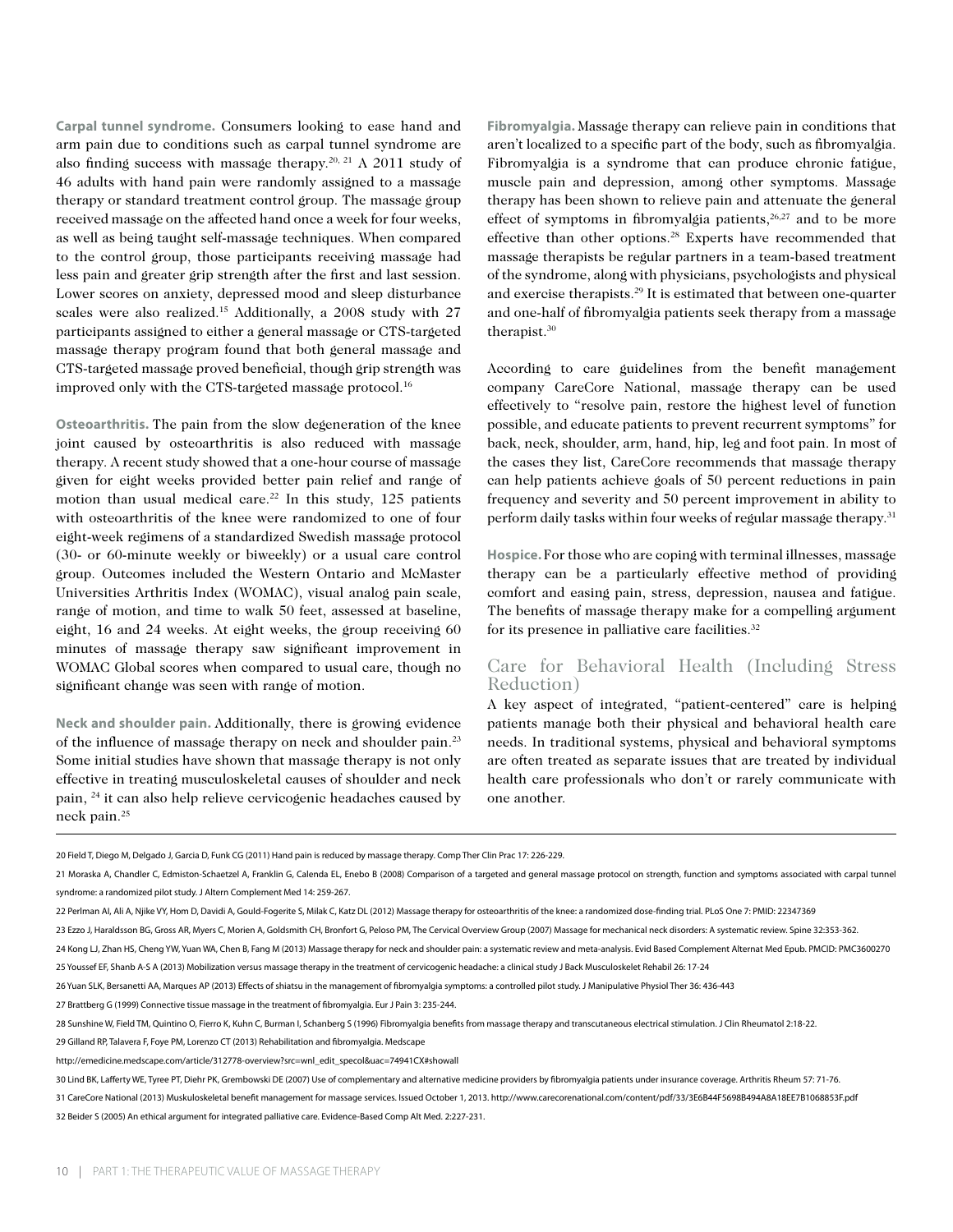**Carpal tunnel syndrome.** Consumers looking to ease hand and arm pain due to conditions such as carpal tunnel syndrome are also finding success with massage therapy.[20, 21] A 2011 study of 46 adults with hand pain were randomly assigned to a massage therapy or standard treatment control group. The massage group received massage on the affected hand once a week for four weeks, as well as being taught self-massage techniques. When compared to the control group, those participants receiving massage had less pain and greater grip strength after the first and last session. Lower scores on anxiety, depressed mood and sleep disturbance scales were also realized.[15] Additionally, a 2008 study with 27 participants assigned to either a general massage or CTS-targeted massage therapy program found that both general massage and CTS-targeted massage proved beneficial, though grip strength was improved only with the CTS-targeted massage protocol.[16]

**Osteoarthritis.** The pain from the slow degeneration of the knee joint caused by osteoarthritis is also reduced with massage therapy. A recent study showed that a one-hour course of massage given for eight weeks provided better pain relief and range of motion than usual medical care.[22] In this study, 125 patients with osteoarthritis of the knee were randomized to one of four eight-week regimens of a standardized Swedish massage protocol (30- or 60-minute weekly or biweekly) or a usual care control group. Outcomes included the Western Ontario and McMaster Universities Arthritis Index (WOMAC), visual analog pain scale, range of motion, and time to walk 50 feet, assessed at baseline, eight, 16 and 24 weeks. At eight weeks, the group receiving 60 minutes of massage therapy saw significant improvement in WOMAC Global scores when compared to usual care, though no significant change was seen with range of motion.

**Neck and shoulder pain.** Additionally, there is growing evidence of the influence of massage therapy on neck and shoulder pain.[23] Some initial studies have shown that massage therapy is not only effective in treating musculoskeletal causes of shoulder and neck pain, [24] it can also help relieve cervicogenic headaches caused by neck pain.[25]

**Fibromyalgia.** Massage therapy can relieve pain in conditions that aren't localized to a specific part of the body, such as fibromyalgia. Fibromyalgia is a syndrome that can produce chronic fatigue, muscle pain and depression, among other symptoms. Massage therapy has been shown to relieve pain and attenuate the general effect of symptoms in fibromyalgia patients,[26,27] and to be more effective than other options.[28] Experts have recommended that massage therapists be regular partners in a team-based treatment of the syndrome, along with physicians, psychologists and physical and exercise therapists.[29] It is estimated that between one-quarter and one-half of fibromyalgia patients seek therapy from a massage therapist.[30]

According to care guidelines from the benefit management company CareCore National, massage therapy can be used effectively to "resolve pain, restore the highest level of function possible, and educate patients to prevent recurrent symptoms" for back, neck, shoulder, arm, hand, hip, leg and foot pain. In most of the cases they list, CareCore recommends that massage therapy can help patients achieve goals of 50 percent reductions in pain frequency and severity and 50 percent improvement in ability to perform daily tasks within four weeks of regular massage therapy.[31]

**Hospice.** For those who are coping with terminal illnesses, massage therapy can be a particularly effective method of providing comfort and easing pain, stress, depression, nausea and fatigue. The benefits of massage therapy make for a compelling argument for its presence in palliative care facilities.[32]

## Care for Behavioral Health (Including Stress Reduction)

A key aspect of integrated, "patient-centered" care is helping patients manage both their physical and behavioral health care needs. In traditional systems, physical and behavioral symptoms are often treated as separate issues that are treated by individual health care professionals who don't or rarely communicate with one another.

---

20 Field T, Diego M, Delgado J, Garcia D, Funk CG (2011) Hand pain is reduced by massage therapy. Comp Ther Clin Prac 17: 226-229.

21 Moraska A, Chandler C, Edmiston-Schaetzel A, Franklin G, Calenda EL, Enebo B (2008) Comparison of a targeted and general massage protocol on strength, function and symptoms associated with carpal tunnel syndrome: a randomized pilot study. J Altern Complement Med 14: 259-267.

22 Perlman AI, Ali A, Njike VY, Hom D, Davidi A, Gould-Fogerite S, Milak C, Katz DL (2012) Massage therapy for osteoarthritis of the knee: a randomized dose-finding trial. PLoS One 7: PMID: 22347369

23 Ezzo J, Haraldsson BG, Gross AR, Myers C, Morien A, Goldsmith CH, Bronfort G, Peloso PM, The Cervical Overview Group (2007) Massage for mechanical neck disorders: A systematic review. Spine 32:353-362.

24 Kong LJ, Zhan HS, Cheng YW, Yuan WA, Chen B, Fang M (2013) Massage therapy for neck and shoulder pain: a systematic review and meta-analysis. Evid Based Complement Alternat Med Epub. PMCID: PMC3600270

25 Youssef EF, Shanb A-S A (2013) Mobilization versus massage therapy in the treatment of cervicogenic headache: a clinical study J Back Musculoskelet Rehabil 26: 17-24

26 Yuan SLK, Bersanetti AA, Marques AP (2013) Effects of shiatsu in the management of fibromyalgia symptoms: a controlled pilot study. J Manipulative Physiol Ther 36: 436-443

27 Brattberg G (1999) Connective tissue massage in the treatment of fibromyalgia. Eur J Pain 3: 235-244.

28 Sunshine W, Field TM, Quintino O, Fierro K, Kuhn C, Burman I, Schanberg S (1996) Fibromyalgia benefits from massage therapy and transcutaneous electrical stimulation. J Clin Rheumatol 2:18-22.

29 Gilland RP, Talavera F, Foye PM, Lorenzo CT (2013) Rehabilitation and fibromyalgia. Medscape http://emedicine.medscape.com/article/312778-overview?src=wnl_edit_specol&uac=74941CX#showall

30 Lind BK, Lafferty WE, Tyree PT, Diehr PK, Grembowski DE (2007) Use of complementary and alternative medicine providers by fibromyalgia patients under insurance coverage. Arthritis Rheum 57: 71-76.

31 CareCore National (2013) Muskuloskeletal benefit management for massage services. Issued October 1, 2013. http://www.carecorenational.com/content/pdf/33/3E6B44F5698B494A8A18EE7B1068853F.pdf

32 Beider S (2005) An ethical argument for integrated palliative care. Evidence-Based Comp Alt Med. 2:227-231.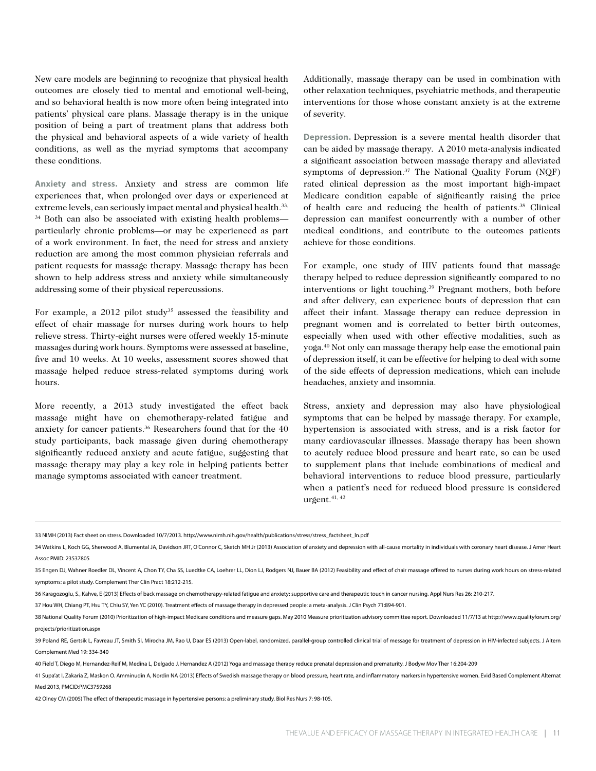New care models are beginning to recognize that physical health outcomes are closely tied to mental and emotional well-being, and so behavioral health is now more often being integrated into patients' physical care plans. Massage therapy is in the unique position of being a part of treatment plans that address both the physical and behavioral aspects of a wide variety of health conditions, as well as the myriad symptoms that accompany these conditions.

**Anxiety and stress.** Anxiety and stress are common life experiences that, when prolonged over days or experienced at extreme levels, can seriously impact mental and physical health.[33, 34] Both can also be associated with existing health problems—particularly chronic problems—or may be experienced as part of a work environment. In fact, the need for stress and anxiety reduction are among the most common physician referrals and patient requests for massage therapy. Massage therapy has been shown to help address stress and anxiety while simultaneously addressing some of their physical repercussions.

For example, a 2012 pilot study[35] assessed the feasibility and effect of chair massage for nurses during work hours to help relieve stress. Thirty-eight nurses were offered weekly 15-minute massages during work hours. Symptoms were assessed at baseline, five and 10 weeks. At 10 weeks, assessment scores showed that massage helped reduce stress-related symptoms during work hours.

More recently, a 2013 study investigated the effect back massage might have on chemotherapy-related fatigue and anxiety for cancer patients.[36] Researchers found that for the 40 study participants, back massage given during chemotherapy significantly reduced anxiety and acute fatigue, suggesting that massage therapy may play a key role in helping patients better manage symptoms associated with cancer treatment.

Additionally, massage therapy can be used in combination with other relaxation techniques, psychiatric methods, and therapeutic interventions for those whose constant anxiety is at the extreme of severity.

**Depression.** Depression is a severe mental health disorder that can be aided by massage therapy. A 2010 meta-analysis indicated a significant association between massage therapy and alleviated symptoms of depression.[37] The National Quality Forum (NQF) rated clinical depression as the most important high-impact Medicare condition capable of significantly raising the price of health care and reducing the health of patients.[38] Clinical depression can manifest concurrently with a number of other medical conditions, and contribute to the outcomes patients achieve for those conditions.

For example, one study of HIV patients found that massage therapy helped to reduce depression significantly compared to no interventions or light touching.[39] Pregnant mothers, both before and after delivery, can experience bouts of depression that can affect their infant. Massage therapy can reduce depression in pregnant women and is correlated to better birth outcomes, especially when used with other effective modalities, such as yoga.[40] Not only can massage therapy help ease the emotional pain of depression itself, it can be effective for helping to deal with some of the side effects of depression medications, which can include headaches, anxiety and insomnia.

Stress, anxiety and depression may also have physiological symptoms that can be helped by massage therapy. For example, hypertension is associated with stress, and is a risk factor for many cardiovascular illnesses. Massage therapy has been shown to acutely reduce blood pressure and heart rate, so can be used to supplement plans that include combinations of medical and behavioral interventions to reduce blood pressure, particularly when a patient's need for reduced blood pressure is considered urgent.[41, 42]

---

33 NIMH (2013) Fact sheet on stress. Downloaded 10/7/2013. http://www.nimh.nih.gov/health/publications/stress/stress_factsheet_ln.pdf

34 Watkins L, Koch GG, Sherwood A, Blumental JA, Davidson JRT, O'Connor C, Sketch MH Jr (2013) Association of anxiety and depression with all-cause mortality in individuals with coronary heart disease. J Amer Heart Assoc PMID: 23537805

35 Engen DJ, Wahner Roedler DL, Vincent A, Chon TY, Cha SS, Luedtke CA, Loehrer LL, Dion LJ, Rodgers NJ, Bauer BA (2012) Feasibility and effect of chair massage offered to nurses during work hours on stress-related symptoms: a pilot study. Complement Ther Clin Pract 18:212-215.

36 Karagozoglu, S., Kahve, E (2013) Effects of back massage on chemotherapy-related fatigue and anxiety: supportive care and therapeutic touch in cancer nursing. Appl Nurs Res 26: 210-217.

37 Hou WH, Chiang PT, Hsu TY, Chiu SY, Yen YC (2010). Treatment effects of massage therapy in depressed people: a meta-analysis. J Clin Psych 71:894-901.

38 National Quality Forum (2010) Prioritization of high-impact Medicare conditions and measure gaps. May 2010 Measure prioritization advisory committee report. Downloaded 11/7/13 at http://www.qualityforum.org/projects/prioritization.aspx

39 Poland RE, Gertsik L, Favreau JT, Smith SI, Mirocha JM, Rao U, Daar ES (2013) Open-label, randomized, parallel-group controlled clinical trial of message for treatment of depression in HIV-infected subjects. J Altern Complement Med 19: 334-340

40 Field T, Diego M, Hernandez-Reif M, Medina L, Delgado J, Hernandez A (2012) Yoga and massage therapy reduce prenatal depression and prematurity. J Bodyw Mov Ther 16:204-209

41 Supa'at I, Zakaria Z, Maskon O. Amminudin A, Nordin NA (2013) Effects of Swedish massage therapy on blood pressure, heart rate, and inflammatory markers in hypertensive women. Evid Based Complement Alternat Med 2013, PMCID:PMC3759268

42 Olney CM (2005) The effect of therapeutic massage in hypertensive persons: a preliminary study. Biol Res Nurs 7: 98-105.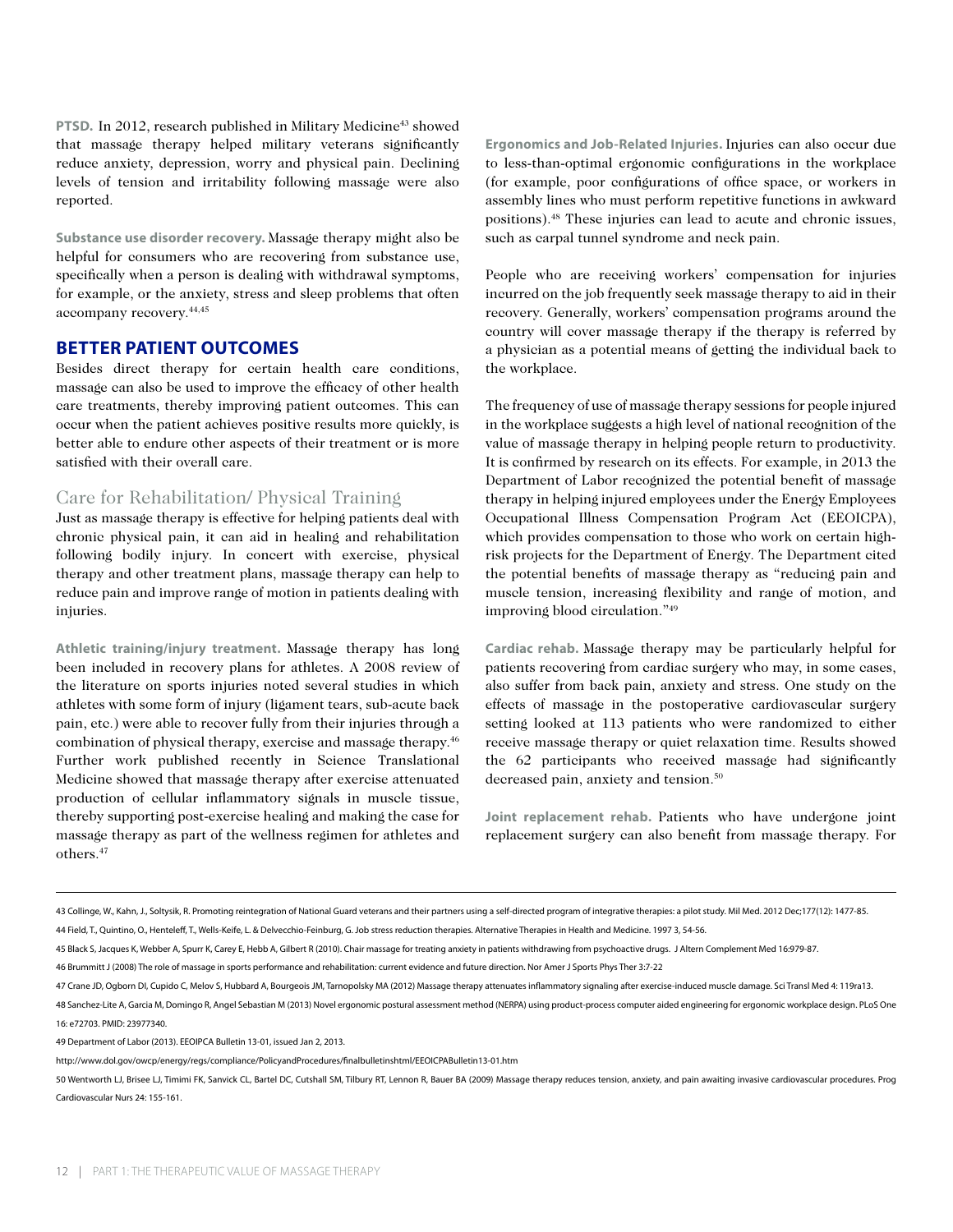**PTSD.** In 2012, research published in Military Medicine[43] showed that massage therapy helped military veterans significantly reduce anxiety, depression, worry and physical pain. Declining levels of tension and irritability following massage were also reported.

**Substance use disorder recovery.** Massage therapy might also be helpful for consumers who are recovering from substance use, specifically when a person is dealing with withdrawal symptoms, for example, or the anxiety, stress and sleep problems that often accompany recovery.[44,45]

## BETTER PATIENT OUTCOMES

Besides direct therapy for certain health care conditions, massage can also be used to improve the efficacy of other health care treatments, thereby improving patient outcomes. This can occur when the patient achieves positive results more quickly, is better able to endure other aspects of their treatment or is more satisfied with their overall care.

### Care for Rehabilitation/ Physical Training

Just as massage therapy is effective for helping patients deal with chronic physical pain, it can aid in healing and rehabilitation following bodily injury. In concert with exercise, physical therapy and other treatment plans, massage therapy can help to reduce pain and improve range of motion in patients dealing with injuries.

**Athletic training/injury treatment.** Massage therapy has long been included in recovery plans for athletes. A 2008 review of the literature on sports injuries noted several studies in which athletes with some form of injury (ligament tears, sub-acute back pain, etc.) were able to recover fully from their injuries through a combination of physical therapy, exercise and massage therapy.[46] Further work published recently in Science Translational Medicine showed that massage therapy after exercise attenuated production of cellular inflammatory signals in muscle tissue, thereby supporting post-exercise healing and making the case for massage therapy as part of the wellness regimen for athletes and others.[47]

**Ergonomics and Job-Related Injuries.** Injuries can also occur due to less-than-optimal ergonomic configurations in the workplace (for example, poor configurations of office space, or workers in assembly lines who must perform repetitive functions in awkward positions).[48] These injuries can lead to acute and chronic issues, such as carpal tunnel syndrome and neck pain.

People who are receiving workers' compensation for injuries incurred on the job frequently seek massage therapy to aid in their recovery. Generally, workers' compensation programs around the country will cover massage therapy if the therapy is referred by a physician as a potential means of getting the individual back to the workplace.

The frequency of use of massage therapy sessions for people injured in the workplace suggests a high level of national recognition of the value of massage therapy in helping people return to productivity. It is confirmed by research on its effects. For example, in 2013 the Department of Labor recognized the potential benefit of massage therapy in helping injured employees under the Energy Employees Occupational Illness Compensation Program Act (EEOICPA), which provides compensation to those who work on certain high-risk projects for the Department of Energy. The Department cited the potential benefits of massage therapy as "reducing pain and muscle tension, increasing flexibility and range of motion, and improving blood circulation."[49]

**Cardiac rehab.** Massage therapy may be particularly helpful for patients recovering from cardiac surgery who may, in some cases, also suffer from back pain, anxiety and stress. One study on the effects of massage in the postoperative cardiovascular surgery setting looked at 113 patients who were randomized to either receive massage therapy or quiet relaxation time. Results showed the 62 participants who received massage had significantly decreased pain, anxiety and tension.[50]

**Joint replacement rehab.** Patients who have undergone joint replacement surgery can also benefit from massage therapy. For

---

43 Collinge, W., Kahn, J., Soltysik, R. Promoting reintegration of National Guard veterans and their partners using a self-directed program of integrative therapies: a pilot study. Mil Med. 2012 Dec;177(12): 1477-85.

44 Field, T., Quintino, O., Henteleff, T., Wells-Keife, L. & Delvecchio-Feinburg, G. Job stress reduction therapies. Alternative Therapies in Health and Medicine. 1997 3, 54-56.

45 Black S, Jacques K, Webber A, Spurr K, Carey E, Hebb A, Gilbert R (2010). Chair massage for treating anxiety in patients withdrawing from psychoactive drugs. J Altern Complement Med 16:979-87.

46 Brummitt J (2008) The role of massage in sports performance and rehabilitation: current evidence and future direction. Nor Amer J Sports Phys Ther 3:7-22

47 Crane JD, Ogborn DI, Cupido C, Melov S, Hubbard A, Bourgeois JM, Tarnopolsky MA (2012) Massage therapy attenuates inflammatory signaling after exercise-induced muscle damage. Sci Transl Med 4: 119ra13.

48 Sanchez-Lite A, Garcia M, Domingo R, Angel Sebastian M (2013) Novel ergonomic postural assessment method (NERPA) using product-process computer aided engineering for ergonomic workplace design. PLoS One 16: e72703. PMID: 23977340.

49 Department of Labor (2013). EEOIPCA Bulletin 13-01, issued Jan 2, 2013.

http://www.dol.gov/owcp/energy/regs/compliance/PolicyandProcedures/finalbulletinshtml/EEOICPABulletin13-01.htm

50 Wentworth LJ, Brisee LJ, Timimi FK, Sanvick CL, Bartel DC, Cutshall SM, Tilbury RT, Lennon R, Bauer BA (2009) Massage therapy reduces tension, anxiety, and pain awaiting invasive cardiovascular procedures. Prog Cardiovascular Nurs 24: 155-161.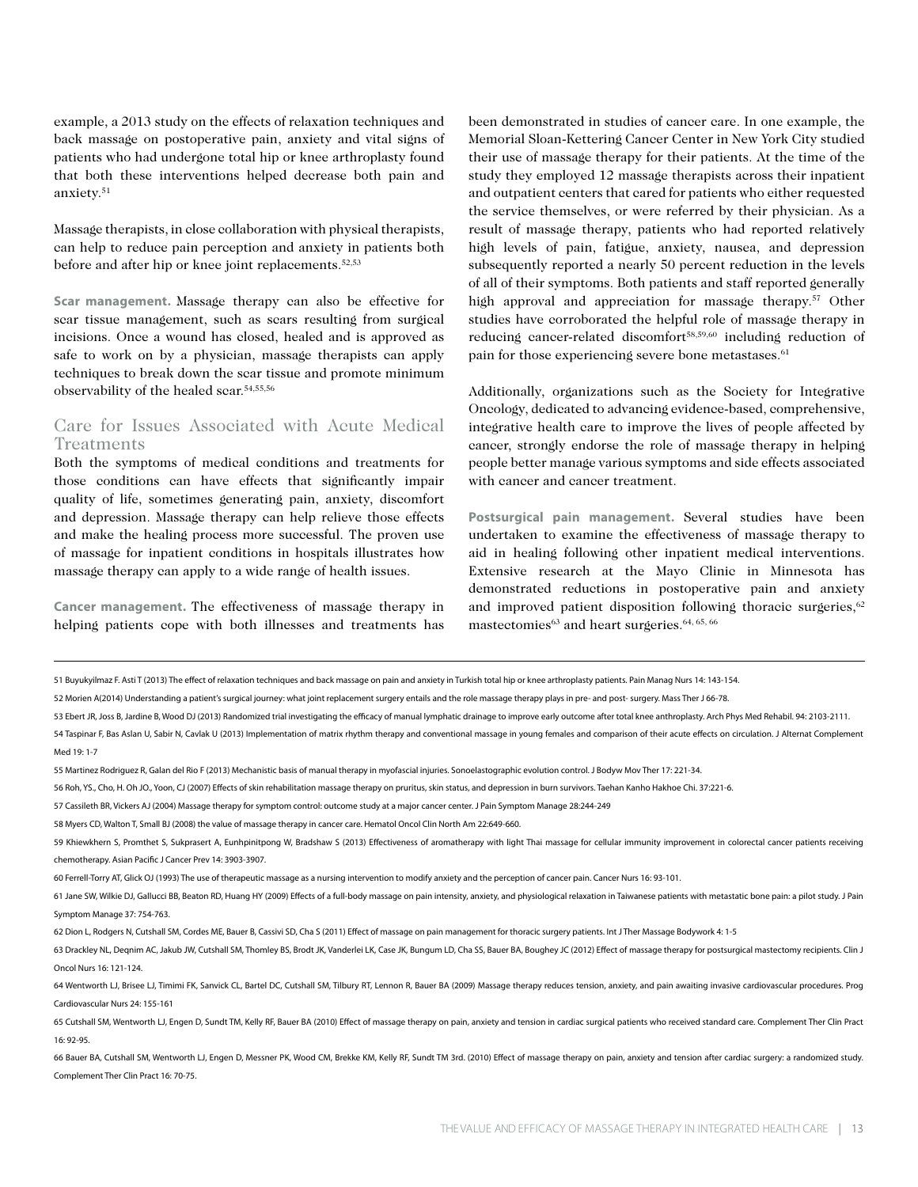example, a 2013 study on the effects of relaxation techniques and back massage on postoperative pain, anxiety and vital signs of patients who had undergone total hip or knee arthroplasty found that both these interventions helped decrease both pain and anxiety.[51]

Massage therapists, in close collaboration with physical therapists, can help to reduce pain perception and anxiety in patients both before and after hip or knee joint replacements.[52,53]

**Scar management.** Massage therapy can also be effective for scar tissue management, such as scars resulting from surgical incisions. Once a wound has closed, healed and is approved as safe to work on by a physician, massage therapists can apply techniques to break down the scar tissue and promote minimum observability of the healed scar.[54,55,56]

## Care for Issues Associated with Acute Medical Treatments

Both the symptoms of medical conditions and treatments for those conditions can have effects that significantly impair quality of life, sometimes generating pain, anxiety, discomfort and depression. Massage therapy can help relieve those effects and make the healing process more successful. The proven use of massage for inpatient conditions in hospitals illustrates how massage therapy can apply to a wide range of health issues.

**Cancer management.** The effectiveness of massage therapy in helping patients cope with both illnesses and treatments has been demonstrated in studies of cancer care. In one example, the Memorial Sloan-Kettering Cancer Center in New York City studied their use of massage therapy for their patients. At the time of the study they employed 12 massage therapists across their inpatient and outpatient centers that cared for patients who either requested the service themselves, or were referred by their physician. As a result of massage therapy, patients who had reported relatively high levels of pain, fatigue, anxiety, nausea, and depression subsequently reported a nearly 50 percent reduction in the levels of all of their symptoms. Both patients and staff reported generally high approval and appreciation for massage therapy.[57] Other studies have corroborated the helpful role of massage therapy in reducing cancer-related discomfort[58,59,60] including reduction of pain for those experiencing severe bone metastases.[61]

Additionally, organizations such as the Society for Integrative Oncology, dedicated to advancing evidence-based, comprehensive, integrative health care to improve the lives of people affected by cancer, strongly endorse the role of massage therapy in helping people better manage various symptoms and side effects associated with cancer and cancer treatment.

**Postsurgical pain management.** Several studies have been undertaken to examine the effectiveness of massage therapy to aid in healing following other inpatient medical interventions. Extensive research at the Mayo Clinic in Minnesota has demonstrated reductions in postoperative pain and anxiety and improved patient disposition following thoracic surgeries,[62] mastectomies[63] and heart surgeries.[64, 65, 66]

---

51 Buyukyilmaz F. Asti T (2013) The effect of relaxation techniques and back massage on pain and anxiety in Turkish total hip or knee arthroplasty patients. Pain Manag Nurs 14: 143-154.

52 Morien A(2014) Understanding a patient's surgical journey: what joint replacement surgery entails and the role massage therapy plays in pre- and post- surgery. Mass Ther J 66-78.

53 Ebert JR, Joss B, Jardine B, Wood DJ (2013) Randomized trial investigating the efficacy of manual lymphatic drainage to improve early outcome after total knee anthroplasty. Arch Phys Med Rehabil. 94: 2103-2111.

54 Taspinar F, Bas Aslan U, Sabir N, Cavlak U (2013) Implementation of matrix rhythm therapy and conventional massage in young females and comparison of their acute effects on circulation. J Alternat Complement Med 19: 1-7

55 Martinez Rodriguez R, Galan del Rio F (2013) Mechanistic basis of manual therapy in myofascial injuries. Sonoelastographic evolution control. J Bodyw Mov Ther 17: 221-34.

56 Roh, YS., Cho, H. Oh JO., Yoon, CJ (2007) Effects of skin rehabilitation massage therapy on pruritus, skin status, and depression in burn survivors. Taehan Kanho Hakhoe Chi. 37:221-6.

57 Cassileth BR, Vickers AJ (2004) Massage therapy for symptom control: outcome study at a major cancer center. J Pain Symptom Manage 28:244-249

58 Myers CD, Walton T, Small BJ (2008) the value of massage therapy in cancer care. Hematol Oncol Clin North Am 22:649-660.

59 Khiewkhern S, Promthet S, Sukprasert A, Eunhpinitpong W, Bradshaw S (2013) Effectiveness of aromatherapy with light Thai massage for cellular immunity improvement in colorectal cancer patients receiving chemotherapy. Asian Pacific J Cancer Prev 14: 3903-3907.

60 Ferrell-Torry AT, Glick OJ (1993) The use of therapeutic massage as a nursing intervention to modify anxiety and the perception of cancer pain. Cancer Nurs 16: 93-101.

61 Jane SW, Wilkie DJ, Gallucci BB, Beaton RD, Huang HY (2009) Effects of a full-body massage on pain intensity, anxiety, and physiological relaxation in Taiwanese patients with metastatic bone pain: a pilot study. J Pain Symptom Manage 37: 754-763.

62 Dion L, Rodgers N, Cutshall SM, Cordes ME, Bauer B, Cassivi SD, Cha S (2011) Effect of massage on pain management for thoracic surgery patients. Int J Ther Massage Bodywork 4: 1-5

63 Drackley NL, Deqnim AC, Jakub JW, Cutshall SM, Thomley BS, Brodt JK, Vanderlei LK, Case JK, Bungum LD, Cha SS, Bauer BA, Boughey JC (2012) Effect of massage therapy for postsurgical mastectomy recipients. Clin J Oncol Nurs 16: 121-124.

64 Wentworth LJ, Brisee LJ, Timimi FK, Sanvick CL, Bartel DC, Cutshall SM, Tilbury RT, Lennon R, Bauer BA (2009) Massage therapy reduces tension, anxiety, and pain awaiting invasive cardiovascular procedures. Prog Cardiovascular Nurs 24: 155-161

65 Cutshall SM, Wentworth LJ, Engen D, Sundt TM, Kelly RF, Bauer BA (2010) Effect of massage therapy on pain, anxiety and tension in cardiac surgical patients who received standard care. Complement Ther Clin Pract 16: 92-95.

66 Bauer BA, Cutshall SM, Wentworth LJ, Engen D, Messner PK, Wood CM, Brekke KM, Kelly RF, Sundt TM 3rd. (2010) Effect of massage therapy on pain, anxiety and tension after cardiac surgery: a randomized study. Complement Ther Clin Pract 16: 70-75.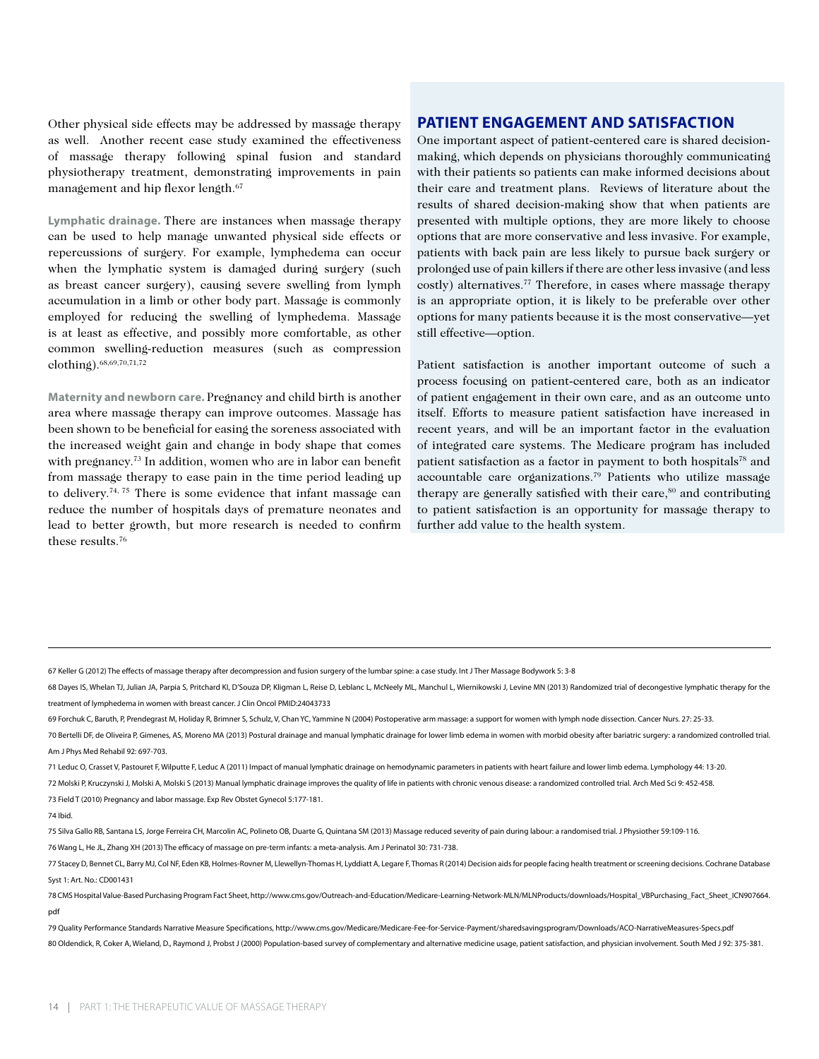Other physical side effects may be addressed by massage therapy as well. Another recent case study examined the effectiveness of massage therapy following spinal fusion and standard physiotherapy treatment, demonstrating improvements in pain management and hip flexor length.[67]

**Lymphatic drainage.** There are instances when massage therapy can be used to help manage unwanted physical side effects or repercussions of surgery. For example, lymphedema can occur when the lymphatic system is damaged during surgery (such as breast cancer surgery), causing severe swelling from lymph accumulation in a limb or other body part. Massage is commonly employed for reducing the swelling of lymphedema. Massage is at least as effective, and possibly more comfortable, as other common swelling-reduction measures (such as compression clothing).[68,69,70,71,72]

**Maternity and newborn care.** Pregnancy and child birth is another area where massage therapy can improve outcomes. Massage has been shown to be beneficial for easing the soreness associated with the increased weight gain and change in body shape that comes with pregnancy.[73] In addition, women who are in labor can benefit from massage therapy to ease pain in the time period leading up to delivery.[74, 75] There is some evidence that infant massage can reduce the number of hospitals days of premature neonates and lead to better growth, but more research is needed to confirm these results.[76]

## PATIENT ENGAGEMENT AND SATISFACTION

One important aspect of patient-centered care is shared decision-making, which depends on physicians thoroughly communicating with their patients so patients can make informed decisions about their care and treatment plans. Reviews of literature about the results of shared decision-making show that when patients are presented with multiple options, they are more likely to choose options that are more conservative and less invasive. For example, patients with back pain are less likely to pursue back surgery or prolonged use of pain killers if there are other less invasive (and less costly) alternatives.[77] Therefore, in cases where massage therapy is an appropriate option, it is likely to be preferable over other options for many patients because it is the most conservative—yet still effective—option.

Patient satisfaction is another important outcome of such a process focusing on patient-centered care, both as an indicator of patient engagement in their own care, and as an outcome unto itself. Efforts to measure patient satisfaction have increased in recent years, and will be an important factor in the evaluation of integrated care systems. The Medicare program has included patient satisfaction as a factor in payment to both hospitals[78] and accountable care organizations.[79] Patients who utilize massage therapy are generally satisfied with their care,[80] and contributing to patient satisfaction is an opportunity for massage therapy to further add value to the health system.

---

67 Keller G (2012) The effects of massage therapy after decompression and fusion surgery of the lumbar spine: a case study. Int J Ther Massage Bodywork 5: 3-8

68 Dayes IS, Whelan TJ, Julian JA, Parpia S, Pritchard KI, D'Souza DP, Kligman L, Reise D, Leblanc L, McNeely ML, Manchul L, Wiernikowski J, Levine MN (2013) Randomized trial of decongestive lymphatic therapy for the treatment of lymphedema in women with breast cancer. J Clin Oncol PMID:24043733

69 Forchuk C, Baruth, P, Prendegrast M, Holiday R, Brimner S, Schulz, V, Chan YC, Yammine N (2004) Postoperative arm massage: a support for women with lymph node dissection. Cancer Nurs. 27: 25-33.

70 Bertelli DF, de Oliveira P, Gimenes, AS, Moreno MA (2013) Postural drainage and manual lymphatic drainage for lower limb edema in women with morbid obesity after bariatric surgery: a randomized controlled trial. Am J Phys Med Rehabil 92: 697-703.

71 Leduc O, Crasset V, Pastouret F, Wilputte F, Leduc A (2011) Impact of manual lymphatic drainage on hemodynamic parameters in patients with heart failure and lower limb edema. Lymphology 44: 13-20.

72 Molski P, Kruczynski J, Molski A, Molski S (2013) Manual lymphatic drainage improves the quality of life in patients with chronic venous disease: a randomized controlled trial. Arch Med Sci 9: 452-458.

73 Field T (2010) Pregnancy and labor massage. Exp Rev Obstet Gynecol 5:177-181.

74 Ibid.

75 Silva Gallo RB, Santana LS, Jorge Ferreira CH, Marcolin AC, Polineto OB, Duarte G, Quintana SM (2013) Massage reduced severity of pain during labour: a randomised trial. J Physiother 59:109-116.

76 Wang L, He JL, Zhang XH (2013) The efficacy of massage on pre-term infants: a meta-analysis. Am J Perinatol 30: 731-738.

77 Stacey D, Bennet CL, Barry MJ, Col NF, Eden KB, Holmes-Rovner M, Llewellyn-Thomas H, Lyddiatt A, Legare F, Thomas R (2014) Decision aids for people facing health treatment or screening decisions. Cochrane Database Syst 1: Art. No.: CD001431

78 CMS Hospital Value-Based Purchasing Program Fact Sheet, http://www.cms.gov/Outreach-and-Education/Medicare-Learning-Network-MLN/MLNProducts/downloads/Hospital_VBPurchasing_Fact_Sheet_ICN907664.pdf

79 Quality Performance Standards Narrative Measure Specifications, http://www.cms.gov/Medicare/Medicare-Fee-for-Service-Payment/sharedsavingsprogram/Downloads/ACO-NarrativeMeasures-Specs.pdf

80 Oldendick, R, Coker A, Wieland, D., Raymond J, Probst J (2000) Population-based survey of complementary and alternative medicine usage, patient satisfaction, and physician involvement. South Med J 92: 375-381.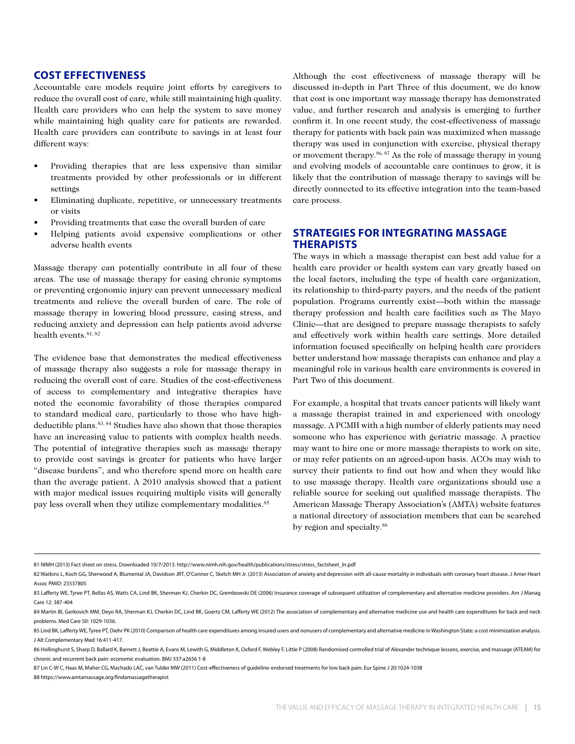## COST EFFECTIVENESS

Accountable care models require joint efforts by caregivers to reduce the overall cost of care, while still maintaining high quality. Health care providers who can help the system to save money while maintaining high quality care for patients are rewarded. Health care providers can contribute to savings in at least four different ways:

- Providing therapies that are less expensive than similar treatments provided by other professionals or in different settings
- Eliminating duplicate, repetitive, or unnecessary treatments or visits
- Providing treatments that ease the overall burden of care
- Helping patients avoid expensive complications or other adverse health events

Massage therapy can potentially contribute in all four of these areas. The use of massage therapy for easing chronic symptoms or preventing ergonomic injury can prevent unnecessary medical treatments and relieve the overall burden of care. The role of massage therapy in lowering blood pressure, easing stress, and reducing anxiety and depression can help patients avoid adverse health events.[81, 82]

The evidence base that demonstrates the medical effectiveness of massage therapy also suggests a role for massage therapy in reducing the overall cost of care. Studies of the cost-effectiveness of access to complementary and integrative therapies have noted the economic favorability of those therapies compared to standard medical care, particularly to those who have high-deductible plans.[83, 84] Studies have also shown that those therapies have an increasing value to patients with complex health needs. The potential of integrative therapies such as massage therapy to provide cost savings is greater for patients who have larger "disease burdens", and who therefore spend more on health care than the average patient. A 2010 analysis showed that a patient with major medical issues requiring multiple visits will generally pay less overall when they utilize complementary modalities.[85]

Although the cost effectiveness of massage therapy will be discussed in-depth in Part Three of this document, we do know that cost is one important way massage therapy has demonstrated value, and further research and analysis is emerging to further confirm it. In one recent study, the cost-effectiveness of massage therapy for patients with back pain was maximized when massage therapy was used in conjunction with exercise, physical therapy or movement therapy.[86, 87] As the role of massage therapy in young and evolving models of accountable care continues to grow, it is likely that the contribution of massage therapy to savings will be directly connected to its effective integration into the team-based care process.

## STRATEGIES FOR INTEGRATING MASSAGE THERAPISTS

The ways in which a massage therapist can best add value for a health care provider or health system can vary greatly based on the local factors, including the type of health care organization, its relationship to third-party payers, and the needs of the patient population. Programs currently exist—both within the massage therapy profession and health care facilities such as The Mayo Clinic—that are designed to prepare massage therapists to safely and effectively work within health care settings. More detailed information focused specifically on helping health care providers better understand how massage therapists can enhance and play a meaningful role in various health care environments is covered in Part Two of this document.

For example, a hospital that treats cancer patients will likely want a massage therapist trained in and experienced with oncology massage. A PCMH with a high number of elderly patients may need someone who has experience with geriatric massage. A practice may want to hire one or more massage therapists to work on site, or may refer patients on an agreed-upon basis. ACOs may wish to survey their patients to find out how and when they would like to use massage therapy. Health care organizations should use a reliable source for seeking out qualified massage therapists. The American Massage Therapy Association's (AMTA) website features a national directory of association members that can be searched by region and specialty.[88]

---

81 NIMH (2013) Fact sheet on stress. Downloaded 10/7/2013. http://www.nimh.nih.gov/health/publications/stress/stress_factsheet_ln.pdf

82 Watkins L, Koch GG, Sherwood A, Blumental JA, Davidson JRT, O'Connor C, Sketch MH Jr. (2013) Association of anxiety and depression with all-cause mortality in individuals with coronary heart disease. J Amer Heart Assoc PMID: 23537805

83 Lafferty WE, Tyree PT, Bellas AS, Watts CA, Lind BK, Sherman KJ, Cherkin DC, Grembowski DE (2006) Insurance coverage of subsequent utilization of complementary and alternative medicine providers. Am J Manag Care 12: 387-404

84 Martin BI, Gerkovich MM, Deyo RA, Sherman KJ, Cherkin DC, Lind BK, Goertz CM, Lafferty WE (2012) The association of complementary and alternative medicine use and health care expenditures for back and neck problems. Med Care 50: 1029-1036.

85 Lind BK, Lafferty WE, Tyree PT, Diehr PK (2010) Comparison of health care expenditures among insured users and nonusers of complementary and alternative medicine in Washington State: a cost minimization analysis. J Alt Complementary Med 16:411-417.

86 Hollinghurst S, Sharp D, Ballard K, Barnett J, Beattie A, Evans M, Lewith G, Middleton K, Oxford F, Webley F, Little P (2008) Randomised controlled trial of Alexander technique lessons, exercise, and massage (ATEAM) for chronic and recurrent back pain: economic evaluation. BMJ 337:a2656 1-8

87 Lin C-W C, Haas M, Maher CG, Machado LAC, van Tulder MW (2011) Cost-effectiveness of guideline-endorsed treatments for low back pain. Eur Spine J 20:1024-1038

88 https://www.amtamassage.org/findamassagetherapist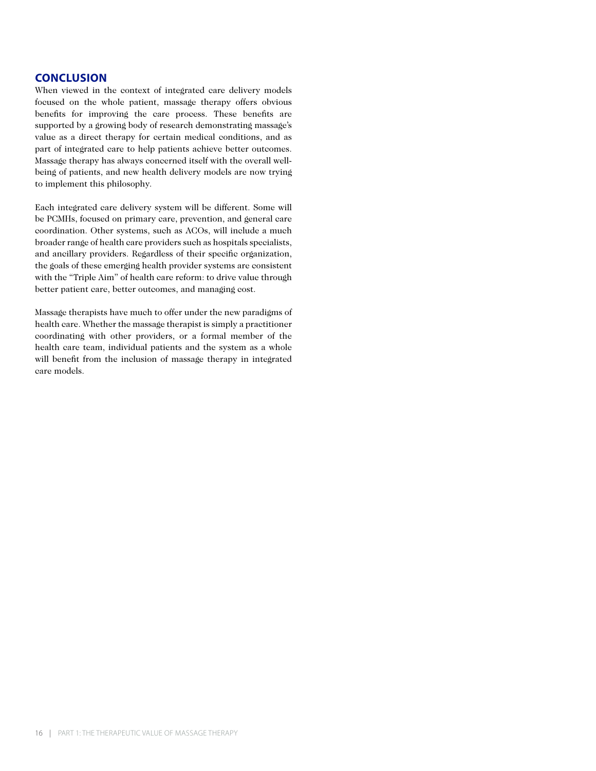## CONCLUSION

When viewed in the context of integrated care delivery models focused on the whole patient, massage therapy offers obvious benefits for improving the care process. These benefits are supported by a growing body of research demonstrating massage's value as a direct therapy for certain medical conditions, and as part of integrated care to help patients achieve better outcomes. Massage therapy has always concerned itself with the overall well-being of patients, and new health delivery models are now trying to implement this philosophy.

Each integrated care delivery system will be different. Some will be PCMHs, focused on primary care, prevention, and general care coordination. Other systems, such as ACOs, will include a much broader range of health care providers such as hospitals specialists, and ancillary providers. Regardless of their specific organization, the goals of these emerging health provider systems are consistent with the "Triple Aim" of health care reform: to drive value through better patient care, better outcomes, and managing cost.

Massage therapists have much to offer under the new paradigms of health care. Whether the massage therapist is simply a practitioner coordinating with other providers, or a formal member of the health care team, individual patients and the system as a whole will benefit from the inclusion of massage therapy in integrated care models.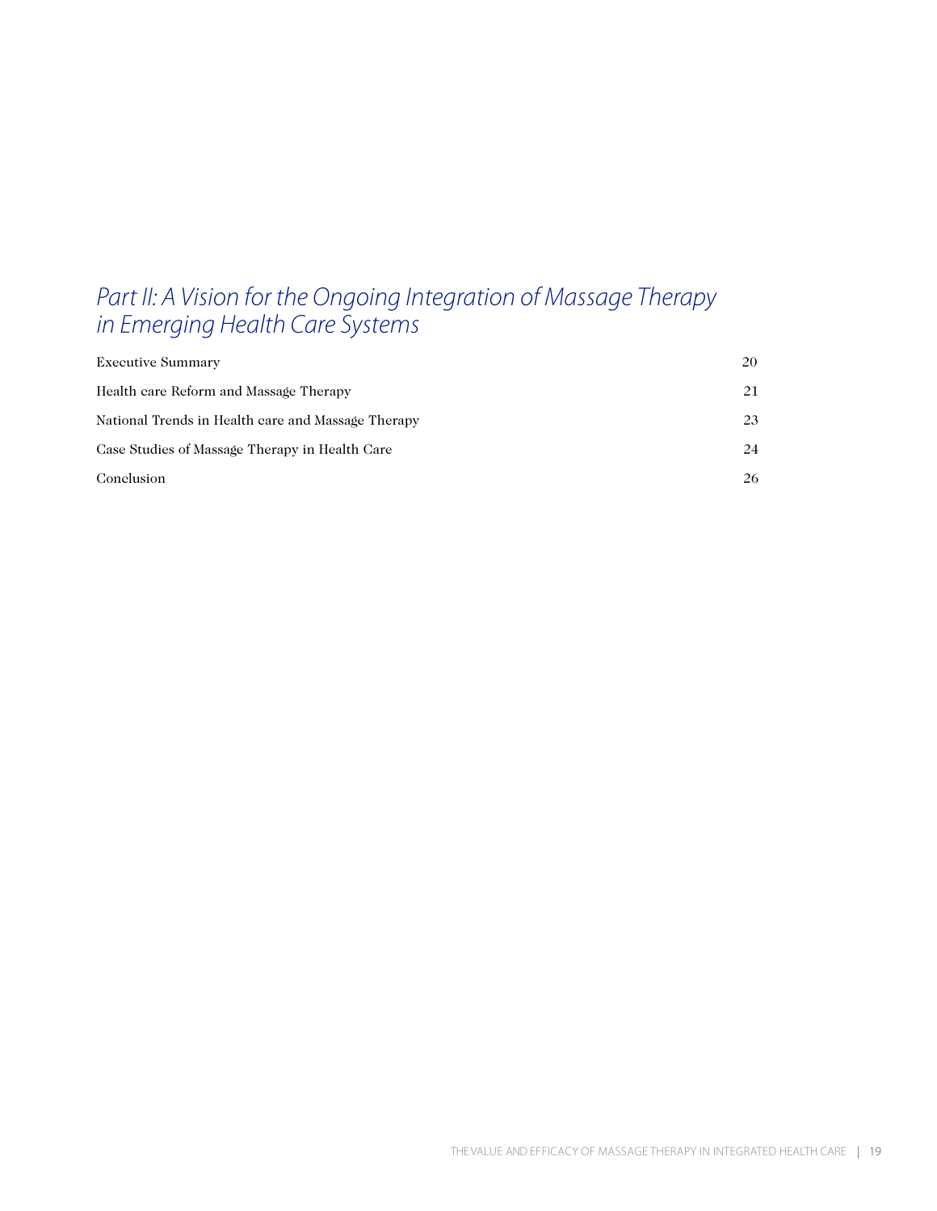# *Part II: A Vision for the Ongoing Integration of Massage Therapy in Emerging Health Care Systems*

| | |
|---|---|
| Executive Summary | 20 |
| Health care Reform and Massage Therapy | 21 |
| National Trends in Health care and Massage Therapy | 23 |
| Case Studies of Massage Therapy in Health Care | 24 |
| Conclusion | 26 |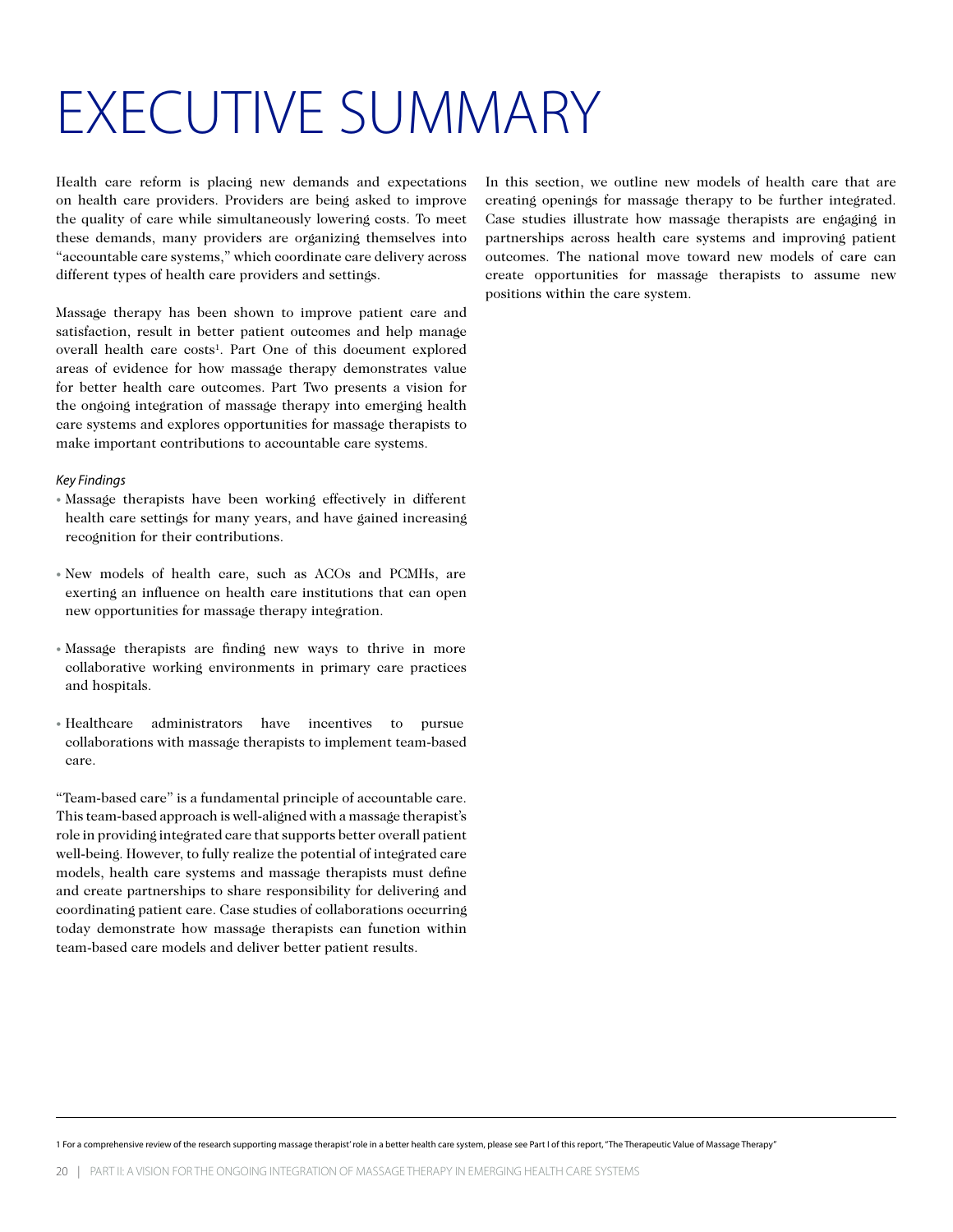# EXECUTIVE SUMMARY

Health care reform is placing new demands and expectations on health care providers. Providers are being asked to improve the quality of care while simultaneously lowering costs. To meet these demands, many providers are organizing themselves into "accountable care systems," which coordinate care delivery across different types of health care providers and settings.

Massage therapy has been shown to improve patient care and satisfaction, result in better patient outcomes and help manage overall health care costs[1]. Part One of this document explored areas of evidence for how massage therapy demonstrates value for better health care outcomes. Part Two presents a vision for the ongoing integration of massage therapy into emerging health care systems and explores opportunities for massage therapists to make important contributions to accountable care systems.

*Key Findings*

- Massage therapists have been working effectively in different health care settings for many years, and have gained increasing recognition for their contributions.
- New models of health care, such as ACOs and PCMHs, are exerting an influence on health care institutions that can open new opportunities for massage therapy integration.
- Massage therapists are finding new ways to thrive in more collaborative working environments in primary care practices and hospitals.
- Healthcare administrators have incentives to pursue collaborations with massage therapists to implement team-based care.

"Team-based care" is a fundamental principle of accountable care. This team-based approach is well-aligned with a massage therapist's role in providing integrated care that supports better overall patient well-being. However, to fully realize the potential of integrated care models, health care systems and massage therapists must define and create partnerships to share responsibility for delivering and coordinating patient care. Case studies of collaborations occurring today demonstrate how massage therapists can function within team-based care models and deliver better patient results.

In this section, we outline new models of health care that are creating openings for massage therapy to be further integrated. Case studies illustrate how massage therapists are engaging in partnerships across health care systems and improving patient outcomes. The national move toward new models of care can create opportunities for massage therapists to assume new positions within the care system.

---

1 For a comprehensive review of the research supporting massage therapist' role in a better health care system, please see Part I of this report, "The Therapeutic Value of Massage Therapy"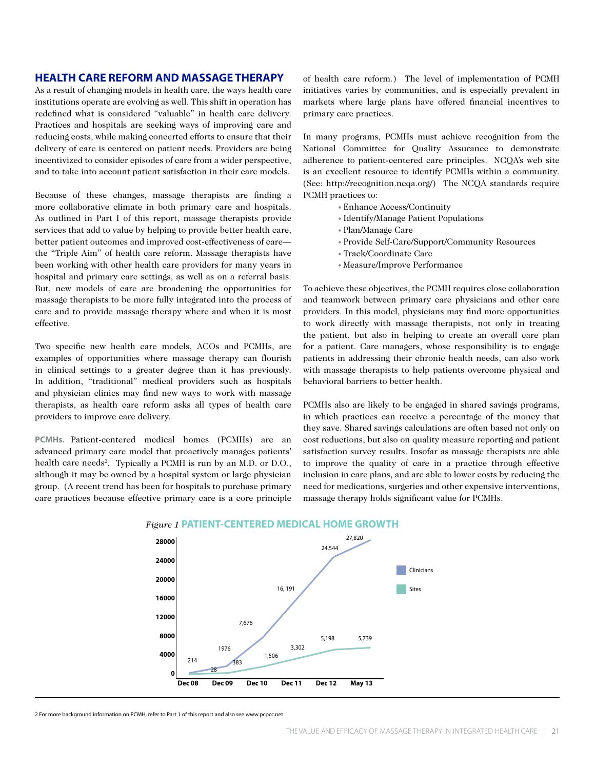## HEALTH CARE REFORM AND MASSAGE THERAPY

As a result of changing models in health care, the ways health care institutions operate are evolving as well. This shift in operation has redefined what is considered "valuable" in health care delivery. Practices and hospitals are seeking ways of improving care and reducing costs, while making concerted efforts to ensure that their delivery of care is centered on patient needs. Providers are being incentivized to consider episodes of care from a wider perspective, and to take into account patient satisfaction in their care models.

Because of these changes, massage therapists are finding a more collaborative climate in both primary care and hospitals. As outlined in Part I of this report, massage therapists provide services that add to value by helping to provide better health care, better patient outcomes and improved cost-effectiveness of care—the "Triple Aim" of health care reform. Massage therapists have been working with other health care providers for many years in hospital and primary care settings, as well as on a referral basis. But, new models of care are broadening the opportunities for massage therapists to be more fully integrated into the process of care and to provide massage therapy where and when it is most effective.

Two specific new health care models, ACOs and PCMHs, are examples of opportunities where massage therapy can flourish in clinical settings to a greater degree than it has previously. In addition, "traditional" medical providers such as hospitals and physician clinics may find new ways to work with massage therapists, as health care reform asks all types of health care providers to improve care delivery.

**PCMHs.** Patient-centered medical homes (PCMHs) are an advanced primary care model that proactively manages patients' health care needs[2]. Typically a PCMH is run by an M.D. or D.O., although it may be owned by a hospital system or large physician group. (A recent trend has been for hospitals to purchase primary care practices because effective primary care is a core principle of health care reform.) The level of implementation of PCMH initiatives varies by communities, and is especially prevalent in markets where large plans have offered financial incentives to primary care practices.

In many programs, PCMHs must achieve recognition from the National Committee for Quality Assurance to demonstrate adherence to patient-centered care principles. NCQA's web site is an excellent resource to identify PCMHs within a community. (See: http://recognition.ncqa.org/) The NCQA standards require PCMH practices to:

- Enhance Access/Continuity
- Identify/Manage Patient Populations
- Plan/Manage Care
- Provide Self-Care/Support/Community Resources
- Track/Coordinate Care
- Measure/Improve Performance

To achieve these objectives, the PCMH requires close collaboration and teamwork between primary care physicians and other care providers. In this model, physicians may find more opportunities to work directly with massage therapists, not only in treating the patient, but also in helping to create an overall care plan for a patient. Care managers, whose responsibility is to engage patients in addressing their chronic health needs, can also work with massage therapists to help patients overcome physical and behavioral barriers to better health.

PCMHs also are likely to be engaged in shared savings programs, in which practices can receive a percentage of the money that they save. Shared savings calculations are often based not only on cost reductions, but also on quality measure reporting and patient satisfaction survey results. Insofar as massage therapists are able to improve the quality of care in a practice through effective inclusion in care plans, and are able to lower costs by reducing the need for medications, surgeries and other expensive interventions, massage therapy holds significant value for PCMHs.

*Figure 1* **PATIENT-CENTERED MEDICAL HOME GROWTH**

| | Dec 08 | Dec 09 | Dec 10 | Dec 11 | Dec 12 | May 13 |
|---|---|---|---|---|---|---|
| Clinicians | 214 | 1976 | 7,676 | 16, 191 | 24,544 | 27,820 |
| Sites | 28 | 383 | 1,506 | 3,302 | 5,198 | 5,739 |

2 For more background information on PCMH, refer to Part 1 of this report and also see www.pcpcc.net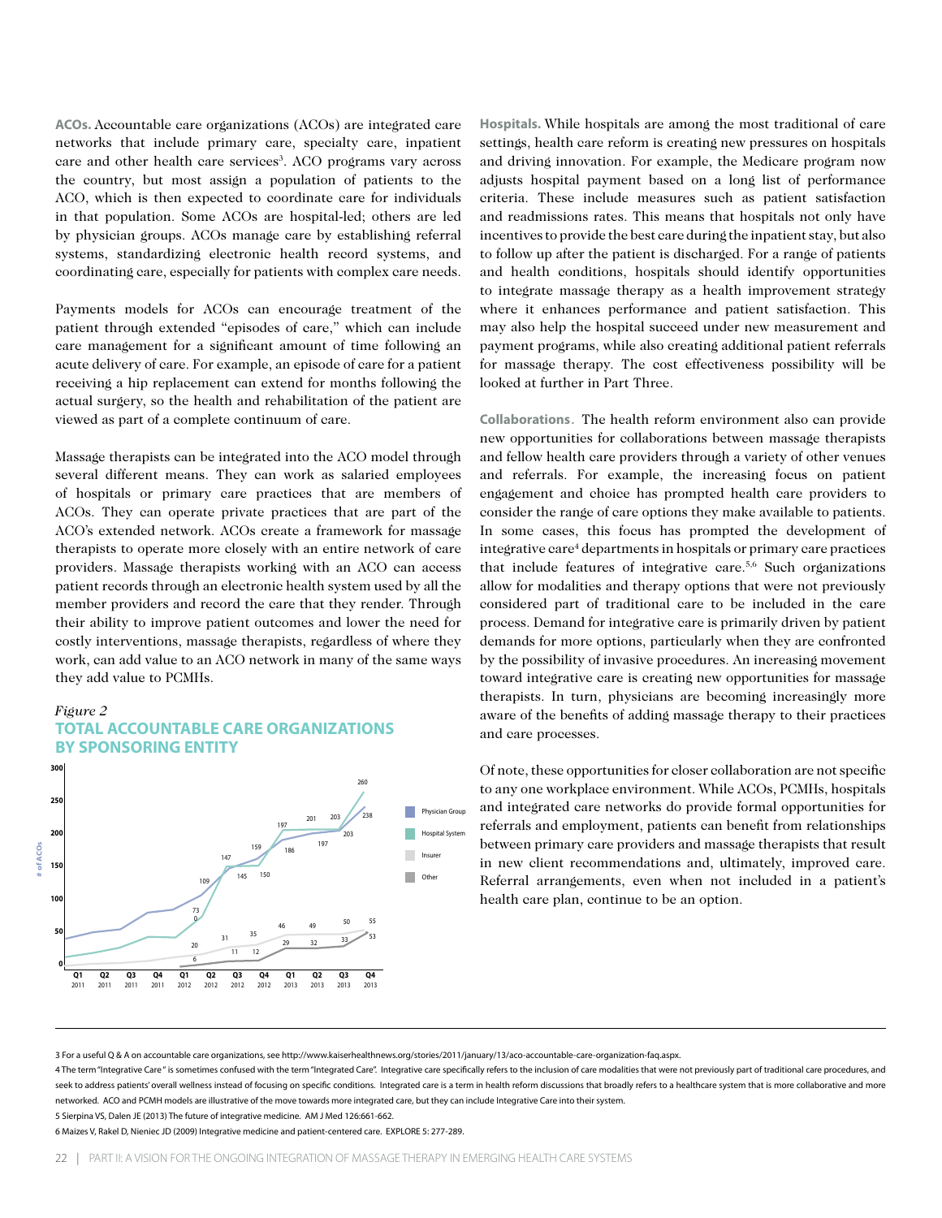**ACOs.** Accountable care organizations (ACOs) are integrated care networks that include primary care, specialty care, inpatient care and other health care services[3]. ACO programs vary across the country, but most assign a population of patients to the ACO, which is then expected to coordinate care for individuals in that population. Some ACOs are hospital-led; others are led by physician groups. ACOs manage care by establishing referral systems, standardizing electronic health record systems, and coordinating care, especially for patients with complex care needs.

Payments models for ACOs can encourage treatment of the patient through extended "episodes of care," which can include care management for a significant amount of time following an acute delivery of care. For example, an episode of care for a patient receiving a hip replacement can extend for months following the actual surgery, so the health and rehabilitation of the patient are viewed as part of a complete continuum of care.

Massage therapists can be integrated into the ACO model through several different means. They can work as salaried employees of hospitals or primary care practices that are members of ACOs. They can operate private practices that are part of the ACO's extended network. ACOs create a framework for massage therapists to operate more closely with an entire network of care providers. Massage therapists working with an ACO can access patient records through an electronic health system used by all the member providers and record the care that they render. Through their ability to improve patient outcomes and lower the need for costly interventions, massage therapists, regardless of where they work, can add value to an ACO network in many of the same ways they add value to PCMHs.

*Figure 2*

**TOTAL ACCOUNTABLE CARE ORGANIZATIONS BY SPONSORING ENTITY**

| # of ACOs | Q1 2011 | Q2 2011 | Q3 2011 | Q4 2011 | Q1 2012 | Q2 2012 | Q3 2012 | Q4 2012 | Q1 2013 | Q2 2013 | Q3 2013 | Q4 2013 |
|---|---|---|---|---|---|---|---|---|---|---|---|---|
| Physician Group | | | | | | 109 | 147 | 159 | 186 | 197 | 203 | 238 |
| Hospital System | | | | | | 73 | 145 | 150 | 197 | 201 | 203 | 260 |
| Insurer | | | | | | 20 | 31 | 35 | 46 | 49 | 50 | 55 |
| Other | | | | | | 6 | 11 | 12 | 29 | 32 | 33 | 53 |

**Hospitals.** While hospitals are among the most traditional of care settings, health care reform is creating new pressures on hospitals and driving innovation. For example, the Medicare program now adjusts hospital payment based on a long list of performance criteria. These include measures such as patient satisfaction and readmissions rates. This means that hospitals not only have incentives to provide the best care during the inpatient stay, but also to follow up after the patient is discharged. For a range of patients and health conditions, hospitals should identify opportunities to integrate massage therapy as a health improvement strategy where it enhances performance and patient satisfaction. This may also help the hospital succeed under new measurement and payment programs, while also creating additional patient referrals for massage therapy. The cost effectiveness possibility will be looked at further in Part Three.

**Collaborations.** The health reform environment also can provide new opportunities for collaborations between massage therapists and fellow health care providers through a variety of other venues and referrals. For example, the increasing focus on patient engagement and choice has prompted health care providers to consider the range of care options they make available to patients. In some cases, this focus has prompted the development of integrative care[4] departments in hospitals or primary care practices that include features of integrative care.[5,6] Such organizations allow for modalities and therapy options that were not previously considered part of traditional care to be included in the care process. Demand for integrative care is primarily driven by patient demands for more options, particularly when they are confronted by the possibility of invasive procedures. An increasing movement toward integrative care is creating new opportunities for massage therapists. In turn, physicians are becoming increasingly more aware of the benefits of adding massage therapy to their practices and care processes.

Of note, these opportunities for closer collaboration are not specific to any one workplace environment. While ACOs, PCMHs, hospitals and integrated care networks do provide formal opportunities for referrals and employment, patients can benefit from relationships between primary care providers and massage therapists that result in new client recommendations and, ultimately, improved care. Referral arrangements, even when not included in a patient's health care plan, continue to be an option.

---

3 For a useful Q & A on accountable care organizations, see http://www.kaiserhealthnews.org/stories/2011/january/13/aco-accountable-care-organization-faq.aspx.

4 The term "Integrative Care" is sometimes confused with the term "Integrated Care". Integrative care specifically refers to the inclusion of care modalities that were not previously part of traditional care procedures, and seek to address patients' overall wellness instead of focusing on specific conditions. Integrated care is a term in health reform discussions that broadly refers to a healthcare system that is more collaborative and more networked. ACO and PCMH models are illustrative of the move towards more integrated care, but they can include Integrative Care into their system.

5 Sierpina VS, Dalen JE (2013) The future of integrative medicine. AM J Med 126:661-662.

6 Maizes V, Rakel D, Nieniec JD (2009) Integrative medicine and patient-centered care. EXPLORE 5: 277-289.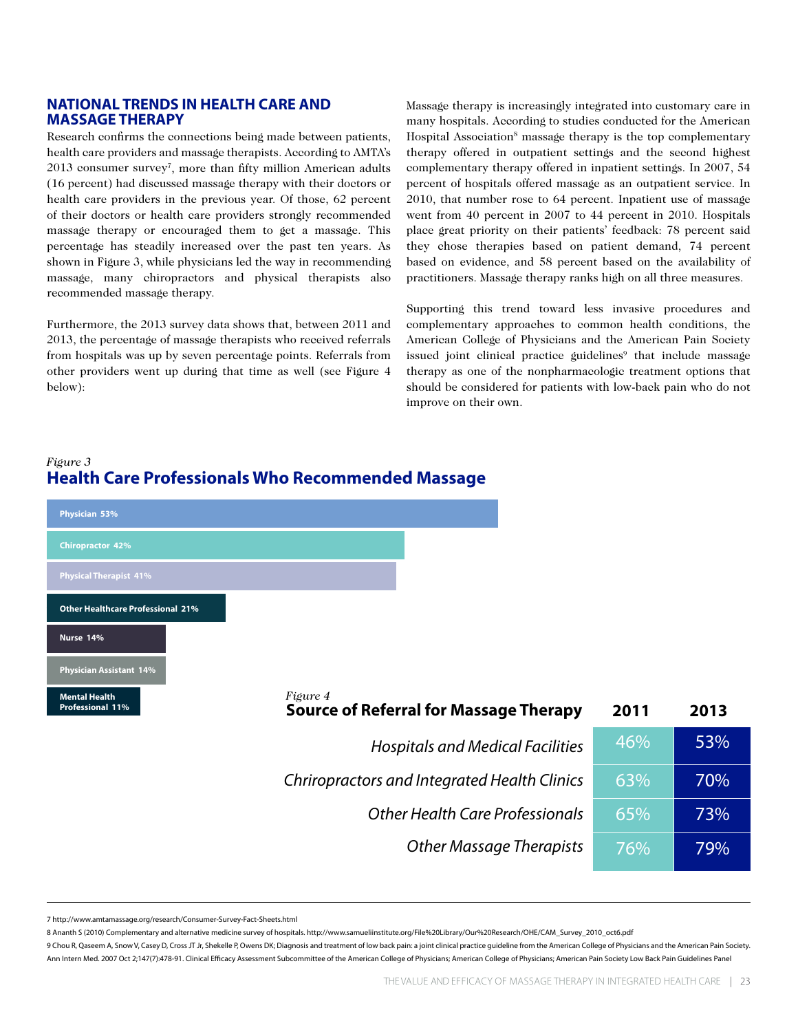## NATIONAL TRENDS IN HEALTH CARE AND MASSAGE THERAPY

Research confirms the connections being made between patients, health care providers and massage therapists. According to AMTA's 2013 consumer survey[7], more than fifty million American adults (16 percent) had discussed massage therapy with their doctors or health care providers in the previous year. Of those, 62 percent of their doctors or health care providers strongly recommended massage therapy or encouraged them to get a massage. This percentage has steadily increased over the past ten years. As shown in Figure 3, while physicians led the way in recommending massage, many chiropractors and physical therapists also recommended massage therapy.

Furthermore, the 2013 survey data shows that, between 2011 and 2013, the percentage of massage therapists who received referrals from hospitals was up by seven percentage points. Referrals from other providers went up during that time as well (see Figure 4 below):

Massage therapy is increasingly integrated into customary care in many hospitals. According to studies conducted for the American Hospital Association[8] massage therapy is the top complementary therapy offered in outpatient settings and the second highest complementary therapy offered in inpatient settings. In 2007, 54 percent of hospitals offered massage as an outpatient service. In 2010, that number rose to 64 percent. Inpatient use of massage went from 40 percent in 2007 to 44 percent in 2010. Hospitals place great priority on their patients' feedback: 78 percent said they chose therapies based on patient demand, 74 percent based on evidence, and 58 percent based on the availability of practitioners. Massage therapy ranks high on all three measures.

Supporting this trend toward less invasive procedures and complementary approaches to common health conditions, the American College of Physicians and the American Pain Society issued joint clinical practice guidelines[9] that include massage therapy as one of the nonpharmacologic treatment options that should be considered for patients with low-back pain who do not improve on their own.

*Figure 3*

### Health Care Professionals Who Recommended Massage

| Professional | Percent |
|---|---|
| Physician | 53% |
| Chiropractor | 42% |
| Physical Therapist | 41% |
| Other Healthcare Professional | 21% |
| Nurse | 14% |
| Physician Assistant | 14% |
| Mental Health Professional | 11% |

*Figure 4*

### Source of Referral for Massage Therapy

| Source of Referral for Massage Therapy | 2011 | 2013 |
|---|---|---|
| *Hospitals and Medical Facilities* | 46% | 53% |
| *Chriropractors and Integrated Health Clinics* | 63% | 70% |
| *Other Health Care Professionals* | 65% | 73% |
| *Other Massage Therapists* | 76% | 79% |

---

7 http://www.amtamassage.org/research/Consumer-Survey-Fact-Sheets.html

8 Ananth S (2010) Complementary and alternative medicine survey of hospitals. http://www.samueliinstitute.org/File%20Library/Our%20Research/OHE/CAM_Survey_2010_oct6.pdf

9 Chou R, Qaseem A, Snow V, Casey D, Cross JT Jr, Shekelle P, Owens DK; Diagnosis and treatment of low back pain: a joint clinical practice guideline from the American College of Physicians and the American Pain Society. Ann Intern Med. 2007 Oct 2;147(7):478-91. Clinical Efficacy Assessment Subcommittee of the American College of Physicians; American College of Physicians; American Pain Society Low Back Pain Guidelines Panel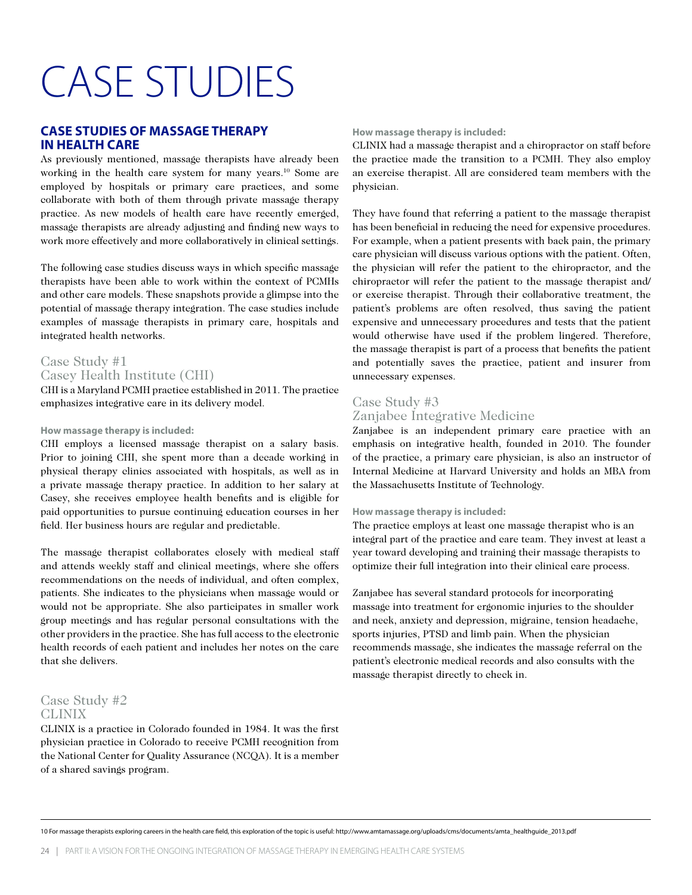# CASE STUDIES

## CASE STUDIES OF MASSAGE THERAPY IN HEALTH CARE

As previously mentioned, massage therapists have already been working in the health care system for many years.[10] Some are employed by hospitals or primary care practices, and some collaborate with both of them through private massage therapy practice. As new models of health care have recently emerged, massage therapists are already adjusting and finding new ways to work more effectively and more collaboratively in clinical settings.

The following case studies discuss ways in which specific massage therapists have been able to work within the context of PCMHs and other care models. These snapshots provide a glimpse into the potential of massage therapy integration. The case studies include examples of massage therapists in primary care, hospitals and integrated health networks.

### Case Study #1 Casey Health Institute (CHI)

CHI is a Maryland PCMH practice established in 2011. The practice emphasizes integrative care in its delivery model.

**How massage therapy is included:**

CHI employs a licensed massage therapist on a salary basis. Prior to joining CHI, she spent more than a decade working in physical therapy clinics associated with hospitals, as well as in a private massage therapy practice. In addition to her salary at Casey, she receives employee health benefits and is eligible for paid opportunities to pursue continuing education courses in her field. Her business hours are regular and predictable.

The massage therapist collaborates closely with medical staff and attends weekly staff and clinical meetings, where she offers recommendations on the needs of individual, and often complex, patients. She indicates to the physicians when massage would or would not be appropriate. She also participates in smaller work group meetings and has regular personal consultations with the other providers in the practice. She has full access to the electronic health records of each patient and includes her notes on the care that she delivers.

### Case Study #2 CLINIX

CLINIX is a practice in Colorado founded in 1984. It was the first physician practice in Colorado to receive PCMH recognition from the National Center for Quality Assurance (NCQA). It is a member of a shared savings program.

**How massage therapy is included:**

CLINIX had a massage therapist and a chiropractor on staff before the practice made the transition to a PCMH. They also employ an exercise therapist. All are considered team members with the physician.

They have found that referring a patient to the massage therapist has been beneficial in reducing the need for expensive procedures. For example, when a patient presents with back pain, the primary care physician will discuss various options with the patient. Often, the physician will refer the patient to the chiropractor, and the chiropractor will refer the patient to the massage therapist and/or exercise therapist. Through their collaborative treatment, the patient's problems are often resolved, thus saving the patient expensive and unnecessary procedures and tests that the patient would otherwise have used if the problem lingered. Therefore, the massage therapist is part of a process that benefits the patient and potentially saves the practice, patient and insurer from unnecessary expenses.

### Case Study #3 Zanjabee Integrative Medicine

Zanjabee is an independent primary care practice with an emphasis on integrative health, founded in 2010. The founder of the practice, a primary care physician, is also an instructor of Internal Medicine at Harvard University and holds an MBA from the Massachusetts Institute of Technology.

**How massage therapy is included:**

The practice employs at least one massage therapist who is an integral part of the practice and care team. They invest at least a year toward developing and training their massage therapists to optimize their full integration into their clinical care process.

Zanjabee has several standard protocols for incorporating massage into treatment for ergonomic injuries to the shoulder and neck, anxiety and depression, migraine, tension headache, sports injuries, PTSD and limb pain. When the physician recommends massage, she indicates the massage referral on the patient's electronic medical records and also consults with the massage therapist directly to check in.

---

10 For massage therapists exploring careers in the health care field, this exploration of the topic is useful: http://www.amtamassage.org/uploads/cms/documents/amta_healthguide_2013.pdf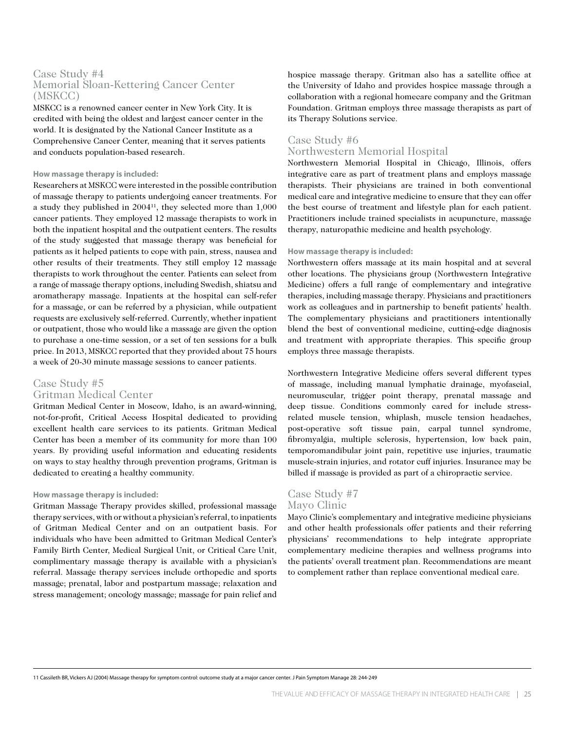## Case Study #4
## Memorial Sloan-Kettering Cancer Center (MSKCC)

MSKCC is a renowned cancer center in New York City. It is credited with being the oldest and largest cancer center in the world. It is designated by the National Cancer Institute as a Comprehensive Cancer Center, meaning that it serves patients and conducts population-based research.

**How massage therapy is included:**

Researchers at MSKCC were interested in the possible contribution of massage therapy to patients undergoing cancer treatments. For a study they published in 2004[11], they selected more than 1,000 cancer patients. They employed 12 massage therapists to work in both the inpatient hospital and the outpatient centers. The results of the study suggested that massage therapy was beneficial for patients as it helped patients to cope with pain, stress, nausea and other results of their treatments. They still employ 12 massage therapists to work throughout the center. Patients can select from a range of massage therapy options, including Swedish, shiatsu and aromatherapy massage. Inpatients at the hospital can self-refer for a massage, or can be referred by a physician, while outpatient requests are exclusively self-referred. Currently, whether inpatient or outpatient, those who would like a massage are given the option to purchase a one-time session, or a set of ten sessions for a bulk price. In 2013, MSKCC reported that they provided about 75 hours a week of 20-30 minute massage sessions to cancer patients.

## Case Study #5
## Gritman Medical Center

Gritman Medical Center in Moscow, Idaho, is an award-winning, not-for-profit, Critical Access Hospital dedicated to providing excellent health care services to its patients. Gritman Medical Center has been a member of its community for more than 100 years. By providing useful information and educating residents on ways to stay healthy through prevention programs, Gritman is dedicated to creating a healthy community.

**How massage therapy is included:**

Gritman Massage Therapy provides skilled, professional massage therapy services, with or without a physician's referral, to inpatients of Gritman Medical Center and on an outpatient basis. For individuals who have been admitted to Gritman Medical Center's Family Birth Center, Medical Surgical Unit, or Critical Care Unit, complimentary massage therapy is available with a physician's referral. Massage therapy services include orthopedic and sports massage; prenatal, labor and postpartum massage; relaxation and stress management; oncology massage; massage for pain relief and hospice massage therapy. Gritman also has a satellite office at the University of Idaho and provides hospice massage through a collaboration with a regional homecare company and the Gritman Foundation. Gritman employs three massage therapists as part of its Therapy Solutions service.

## Case Study #6
## Northwestern Memorial Hospital

Northwestern Memorial Hospital in Chicago, Illinois, offers integrative care as part of treatment plans and employs massage therapists. Their physicians are trained in both conventional medical care and integrative medicine to ensure that they can offer the best course of treatment and lifestyle plan for each patient. Practitioners include trained specialists in acupuncture, massage therapy, naturopathic medicine and health psychology.

**How massage therapy is included:**

Northwestern offers massage at its main hospital and at several other locations. The physicians group (Northwestern Integrative Medicine) offers a full range of complementary and integrative therapies, including massage therapy. Physicians and practitioners work as colleagues and in partnership to benefit patients' health. The complementary physicians and practitioners intentionally blend the best of conventional medicine, cutting-edge diagnosis and treatment with appropriate therapies. This specific group employs three massage therapists.

Northwestern Integrative Medicine offers several different types of massage, including manual lymphatic drainage, myofascial, neuromuscular, trigger point therapy, prenatal massage and deep tissue. Conditions commonly cared for include stress-related muscle tension, whiplash, muscle tension headaches, post-operative soft tissue pain, carpal tunnel syndrome, fibromyalgia, multiple sclerosis, hypertension, low back pain, temporomandibular joint pain, repetitive use injuries, traumatic muscle-strain injuries, and rotator cuff injuries. Insurance may be billed if massage is provided as part of a chiropractic service.

## Case Study #7
## Mayo Clinic

Mayo Clinic's complementary and integrative medicine physicians and other health professionals offer patients and their referring physicians' recommendations to help integrate appropriate complementary medicine therapies and wellness programs into the patients' overall treatment plan. Recommendations are meant to complement rather than replace conventional medical care.

---

11 Cassileth BR, Vickers AJ (2004) Massage therapy for symptom control: outcome study at a major cancer center. J Pain Symptom Manage 28: 244-249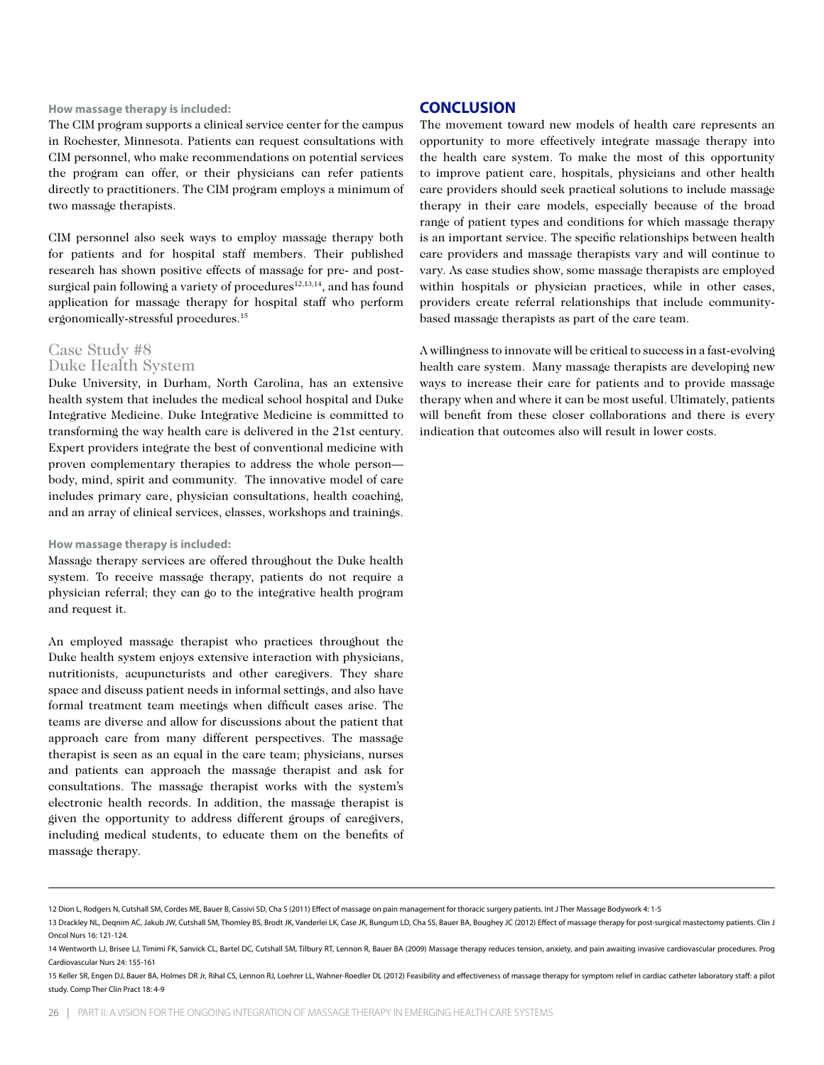**How massage therapy is included:**

The CIM program supports a clinical service center for the campus in Rochester, Minnesota. Patients can request consultations with CIM personnel, who make recommendations on potential services the program can offer, or their physicians can refer patients directly to practitioners. The CIM program employs a minimum of two massage therapists.

CIM personnel also seek ways to employ massage therapy both for patients and for hospital staff members. Their published research has shown positive effects of massage for pre- and post-surgical pain following a variety of procedures[12,13,14], and has found application for massage therapy for hospital staff who perform ergonomically-stressful procedures.[15]

## Case Study #8
## Duke Health System

Duke University, in Durham, North Carolina, has an extensive health system that includes the medical school hospital and Duke Integrative Medicine. Duke Integrative Medicine is committed to transforming the way health care is delivered in the 21st century. Expert providers integrate the best of conventional medicine with proven complementary therapies to address the whole person—body, mind, spirit and community. The innovative model of care includes primary care, physician consultations, health coaching, and an array of clinical services, classes, workshops and trainings.

**How massage therapy is included:**

Massage therapy services are offered throughout the Duke health system. To receive massage therapy, patients do not require a physician referral; they can go to the integrative health program and request it.

An employed massage therapist who practices throughout the Duke health system enjoys extensive interaction with physicians, nutritionists, acupuncturists and other caregivers. They share space and discuss patient needs in informal settings, and also have formal treatment team meetings when difficult cases arise. The teams are diverse and allow for discussions about the patient that approach care from many different perspectives. The massage therapist is seen as an equal in the care team; physicians, nurses and patients can approach the massage therapist and ask for consultations. The massage therapist works with the system's electronic health records. In addition, the massage therapist is given the opportunity to address different groups of caregivers, including medical students, to educate them on the benefits of massage therapy.

## CONCLUSION

The movement toward new models of health care represents an opportunity to more effectively integrate massage therapy into the health care system. To make the most of this opportunity to improve patient care, hospitals, physicians and other health care providers should seek practical solutions to include massage therapy in their care models, especially because of the broad range of patient types and conditions for which massage therapy is an important service. The specific relationships between health care providers and massage therapists vary and will continue to vary. As case studies show, some massage therapists are employed within hospitals or physician practices, while in other cases, providers create referral relationships that include community-based massage therapists as part of the care team.

A willingness to innovate will be critical to success in a fast-evolving health care system. Many massage therapists are developing new ways to increase their care for patients and to provide massage therapy when and where it can be most useful. Ultimately, patients will benefit from these closer collaborations and there is every indication that outcomes also will result in lower costs.

---

12 Dion L, Rodgers N, Cutshall SM, Cordes ME, Bauer B, Cassivi SD, Cha S (2011) Effect of massage on pain management for thoracic surgery patients. Int J Ther Massage Bodywork 4: 1-5

13 Drackley NL, Deqnim AC, Jakub JW, Cutshall SM, Thomley BS, Brodt JK, Vanderlei LK, Case JK, Bungum LD, Cha SS, Bauer BA, Boughey JC (2012) Effect of massage therapy for post-surgical mastectomy patients. Clin J Oncol Nurs 16: 121-124.

14 Wentworth LJ, Brisee LJ, Timimi FK, Sanvick CL, Bartel DC, Cutshall SM, Tilbury RT, Lennon R, Bauer BA (2009) Massage therapy reduces tension, anxiety, and pain awaiting invasive cardiovascular procedures. Prog Cardiovascular Nurs 24: 155-161

15 Keller SR, Engen DJ, Bauer BA, Holmes DR Jr, Rihal CS, Lennon RJ, Loehrer LL, Wahner-Roedler DL (2012) Feasibility and effectiveness of massage therapy for symptom relief in cardiac catheter laboratory staff: a pilot study. Comp Ther Clin Pract 18: 4-9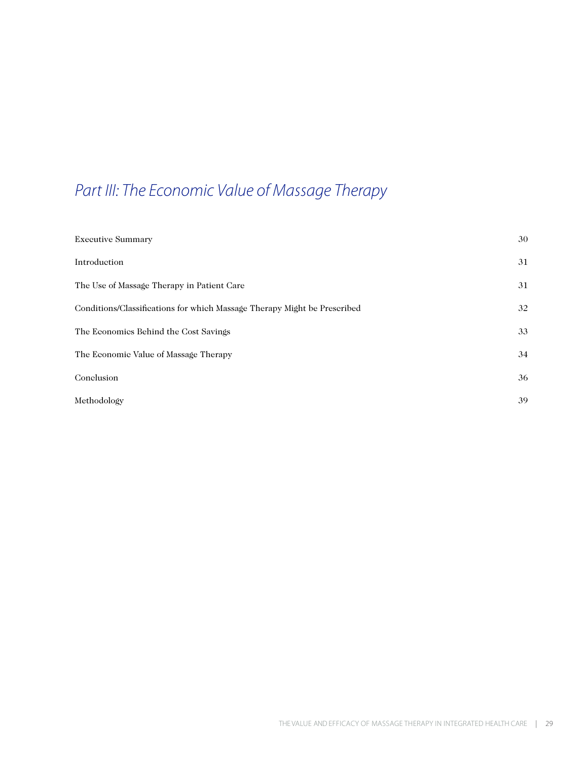# *Part III: The Economic Value of Massage Therapy*

| | |
|---|---|
| Executive Summary | 30 |
| Introduction | 31 |
| The Use of Massage Therapy in Patient Care | 31 |
| Conditions/Classifications for which Massage Therapy Might be Prescribed | 32 |
| The Economics Behind the Cost Savings | 33 |
| The Economic Value of Massage Therapy | 34 |
| Conclusion | 36 |
| Methodology | 39 |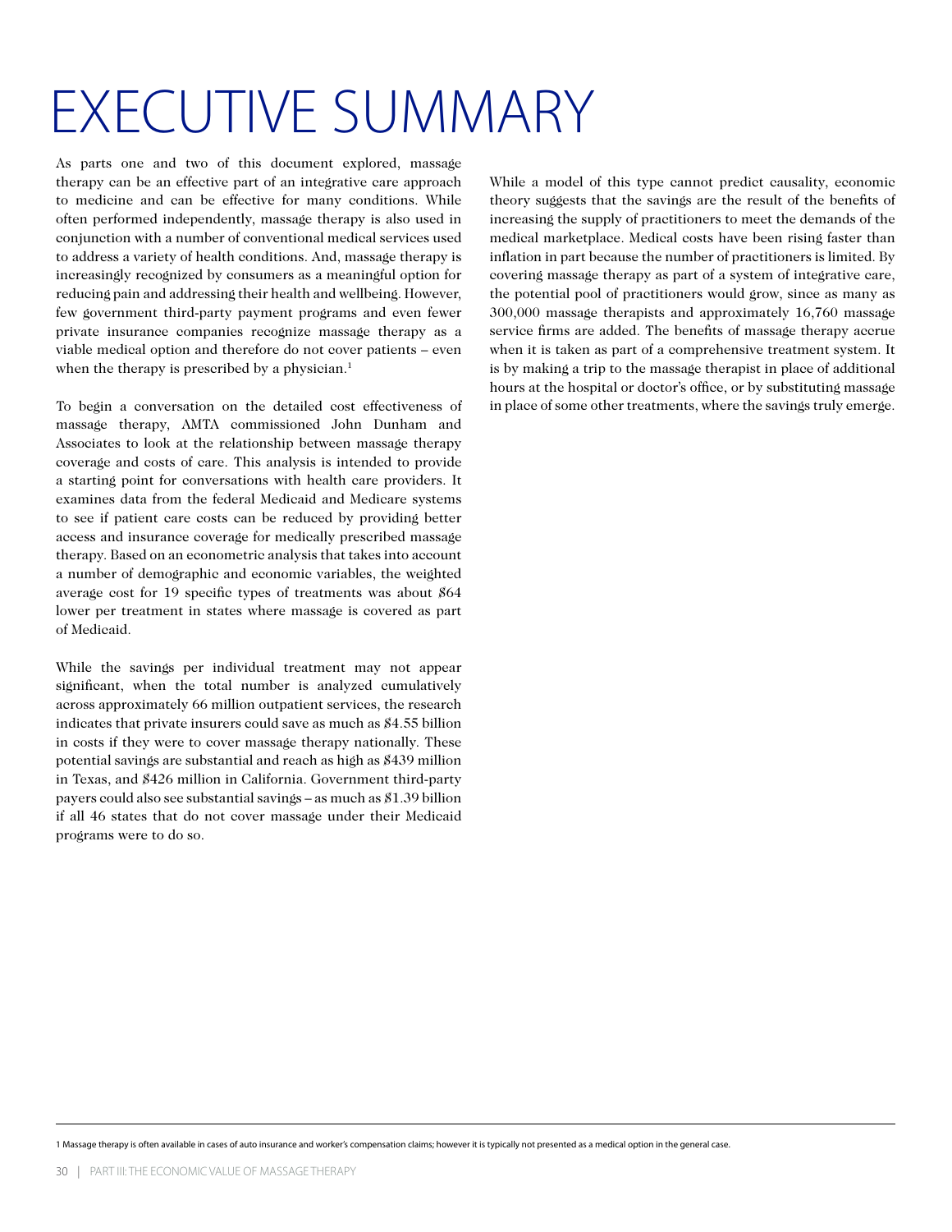# EXECUTIVE SUMMARY

As parts one and two of this document explored, massage therapy can be an effective part of an integrative care approach to medicine and can be effective for many conditions. While often performed independently, massage therapy is also used in conjunction with a number of conventional medical services used to address a variety of health conditions. And, massage therapy is increasingly recognized by consumers as a meaningful option for reducing pain and addressing their health and wellbeing. However, few government third-party payment programs and even fewer private insurance companies recognize massage therapy as a viable medical option and therefore do not cover patients – even when the therapy is prescribed by a physician.[1]

To begin a conversation on the detailed cost effectiveness of massage therapy, AMTA commissioned John Dunham and Associates to look at the relationship between massage therapy coverage and costs of care. This analysis is intended to provide a starting point for conversations with health care providers. It examines data from the federal Medicaid and Medicare systems to see if patient care costs can be reduced by providing better access and insurance coverage for medically prescribed massage therapy. Based on an econometric analysis that takes into account a number of demographic and economic variables, the weighted average cost for 19 specific types of treatments was about $64 lower per treatment in states where massage is covered as part of Medicaid.

While the savings per individual treatment may not appear significant, when the total number is analyzed cumulatively across approximately 66 million outpatient services, the research indicates that private insurers could save as much as $4.55 billion in costs if they were to cover massage therapy nationally. These potential savings are substantial and reach as high as $439 million in Texas, and $426 million in California. Government third-party payers could also see substantial savings – as much as $1.39 billion if all 46 states that do not cover massage under their Medicaid programs were to do so.

While a model of this type cannot predict causality, economic theory suggests that the savings are the result of the benefits of increasing the supply of practitioners to meet the demands of the medical marketplace. Medical costs have been rising faster than inflation in part because the number of practitioners is limited. By covering massage therapy as part of a system of integrative care, the potential pool of practitioners would grow, since as many as 300,000 massage therapists and approximately 16,760 massage service firms are added. The benefits of massage therapy accrue when it is taken as part of a comprehensive treatment system. It is by making a trip to the massage therapist in place of additional hours at the hospital or doctor's office, or by substituting massage in place of some other treatments, where the savings truly emerge.

1 Massage therapy is often available in cases of auto insurance and worker's compensation claims; however it is typically not presented as a medical option in the general case.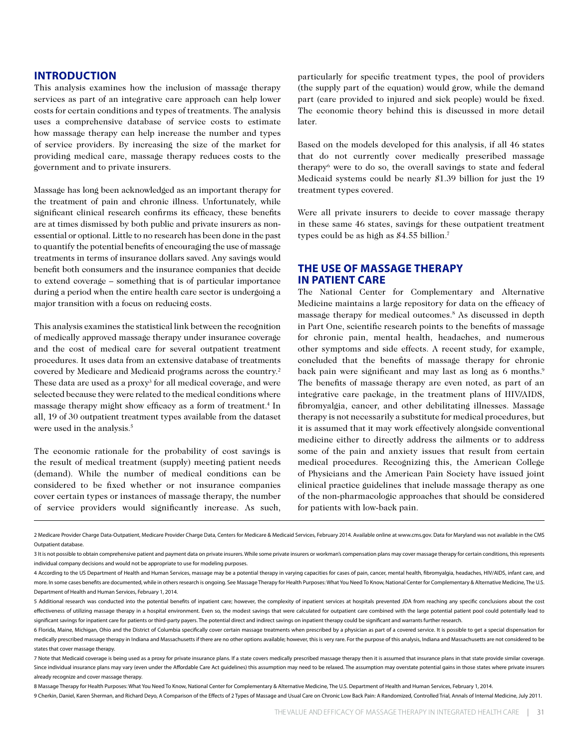## INTRODUCTION

This analysis examines how the inclusion of massage therapy services as part of an integrative care approach can help lower costs for certain conditions and types of treatments. The analysis uses a comprehensive database of service costs to estimate how massage therapy can help increase the number and types of service providers. By increasing the size of the market for providing medical care, massage therapy reduces costs to the government and to private insurers.

Massage has long been acknowledged as an important therapy for the treatment of pain and chronic illness. Unfortunately, while significant clinical research confirms its efficacy, these benefits are at times dismissed by both public and private insurers as non-essential or optional. Little to no research has been done in the past to quantify the potential benefits of encouraging the use of massage treatments in terms of insurance dollars saved. Any savings would benefit both consumers and the insurance companies that decide to extend coverage – something that is of particular importance during a period when the entire health care sector is undergoing a major transition with a focus on reducing costs.

This analysis examines the statistical link between the recognition of medically approved massage therapy under insurance coverage and the cost of medical care for several outpatient treatment procedures. It uses data from an extensive database of treatments covered by Medicare and Medicaid programs across the country.[2] These data are used as a proxy[3] for all medical coverage, and were selected because they were related to the medical conditions where massage therapy might show efficacy as a form of treatment.[4] In all, 19 of 30 outpatient treatment types available from the dataset were used in the analysis.[5]

The economic rationale for the probability of cost savings is the result of medical treatment (supply) meeting patient needs (demand). While the number of medical conditions can be considered to be fixed whether or not insurance companies cover certain types or instances of massage therapy, the number of service providers would significantly increase. As such, particularly for specific treatment types, the pool of providers (the supply part of the equation) would grow, while the demand part (care provided to injured and sick people) would be fixed. The economic theory behind this is discussed in more detail later.

Based on the models developed for this analysis, if all 46 states that do not currently cover medically prescribed massage therapy[6] were to do so, the overall savings to state and federal Medicaid systems could be nearly $1.39 billion for just the 19 treatment types covered.

Were all private insurers to decide to cover massage therapy in these same 46 states, savings for these outpatient treatment types could be as high as $4.55 billion.[7]

## THE USE OF MASSAGE THERAPY IN PATIENT CARE

The National Center for Complementary and Alternative Medicine maintains a large repository for data on the efficacy of massage therapy for medical outcomes.[8] As discussed in depth in Part One, scientific research points to the benefits of massage for chronic pain, mental health, headaches, and numerous other symptoms and side effects. A recent study, for example, concluded that the benefits of massage therapy for chronic back pain were significant and may last as long as 6 months.[9] The benefits of massage therapy are even noted, as part of an integrative care package, in the treatment plans of HIV/AIDS, fibromyalgia, cancer, and other debilitating illnesses. Massage therapy is not necessarily a substitute for medical procedures, but it is assumed that it may work effectively alongside conventional medicine either to directly address the ailments or to address some of the pain and anxiety issues that result from certain medical procedures. Recognizing this, the American College of Physicians and the American Pain Society have issued joint clinical practice guidelines that include massage therapy as one of the non-pharmacologic approaches that should be considered for patients with low-back pain.

---

2 Medicare Provider Charge Data-Outpatient, Medicare Provider Charge Data, Centers for Medicare & Medicaid Services, February 2014. Available online at www.cms.gov. Data for Maryland was not available in the CMS Outpatient database.

3 It is not possible to obtain comprehensive patient and payment data on private insurers. While some private insurers or workman's compensation plans may cover massage therapy for certain conditions, this represents individual company decisions and would not be appropriate to use for modeling purposes.

4 According to the US Department of Health and Human Services, massage may be a potential therapy in varying capacities for cases of pain, cancer, mental health, fibromyalgia, headaches, HIV/AIDS, infant care, and more. In some cases benefits are documented, while in others research is ongoing. See Massage Therapy for Health Purposes: What You Need To Know, National Center for Complementary & Alternative Medicine, The U.S. Department of Health and Human Services, February 1, 2014.

5 Additional research was conducted into the potential benefits of inpatient care; however, the complexity of inpatient services at hospitals prevented JDA from reaching any specific conclusions about the cost effectiveness of utilizing massage therapy in a hospital environment. Even so, the modest savings that were calculated for outpatient care combined with the large potential patient pool could potentially lead to significant savings for inpatient care for patients or third-party payers. The potential direct and indirect savings on inpatient therapy could be significant and warrants further research.

6 Florida, Maine, Michigan, Ohio and the District of Columbia specifically cover certain massage treatments when prescribed by a physician as part of a covered service. It is possible to get a special dispensation for medically prescribed massage therapy in Indiana and Massachusetts if there are no other options available; however, this is very rare. For the purpose of this analysis, Indiana and Massachusetts are not considered to be states that cover massage therapy.

7 Note that Medicaid coverage is being used as a proxy for private insurance plans. If a state covers medically prescribed massage therapy then it is assumed that insurance plans in that state provide similar coverage. Since individual insurance plans may vary (even under the Affordable Care Act guidelines) this assumption may need to be relaxed. The assumption may overstate potential gains in those states where private insurers already recognize and cover massage therapy.

8 Massage Therapy for Health Purposes: What You Need To Know, National Center for Complementary & Alternative Medicine, The U.S. Department of Health and Human Services, February 1, 2014.

9 Cherkin, Daniel, Karen Sherman, and Richard Deyo, A Comparison of the Effects of 2 Types of Massage and Usual Care on Chronic Low Back Pain: A Randomized, Controlled Trial, Annals of Internal Medicine, July 2011.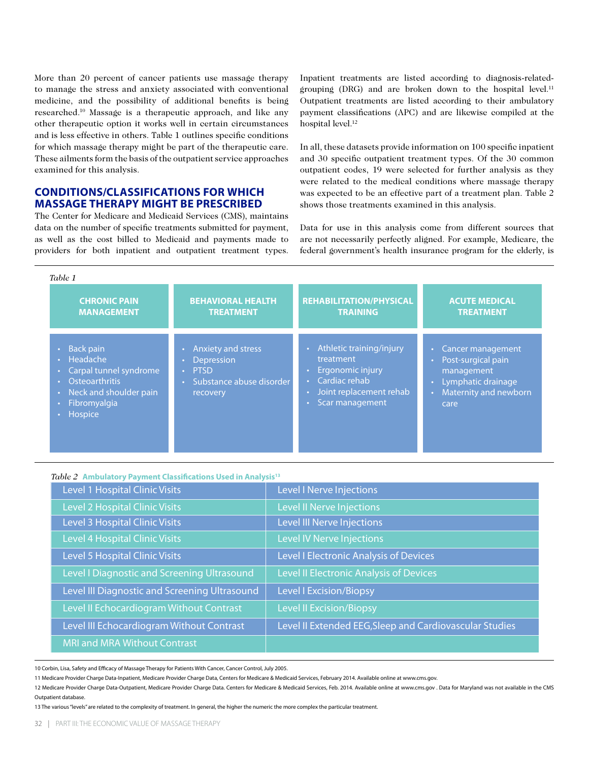More than 20 percent of cancer patients use massage therapy to manage the stress and anxiety associated with conventional medicine, and the possibility of additional benefits is being researched.[10] Massage is a therapeutic approach, and like any other therapeutic option it works well in certain circumstances and is less effective in others. Table 1 outlines specific conditions for which massage therapy might be part of the therapeutic care. These ailments form the basis of the outpatient service approaches examined for this analysis.

## CONDITIONS/CLASSIFICATIONS FOR WHICH MASSAGE THERAPY MIGHT BE PRESCRIBED

The Center for Medicare and Medicaid Services (CMS), maintains data on the number of specific treatments submitted for payment, as well as the cost billed to Medicaid and payments made to providers for both inpatient and outpatient treatment types. Inpatient treatments are listed according to diagnosis-related-grouping (DRG) and are broken down to the hospital level.[11] Outpatient treatments are listed according to their ambulatory payment classifications (APC) and are likewise compiled at the hospital level.[12]

In all, these datasets provide information on 100 specific inpatient and 30 specific outpatient treatment types. Of the 30 common outpatient codes, 19 were selected for further analysis as they were related to the medical conditions where massage therapy was expected to be an effective part of a treatment plan. Table 2 shows those treatments examined in this analysis.

Data for use in this analysis come from different sources that are not necessarily perfectly aligned. For example, Medicare, the federal government's health insurance program for the elderly, is

*Table 1*

| CHRONIC PAIN MANAGEMENT | BEHAVIORAL HEALTH TREATMENT | REHABILITATION/PHYSICAL TRAINING | ACUTE MEDICAL TREATMENT |
|---|---|---|---|
| • Back pain<br>• Headache<br>• Carpal tunnel syndrome<br>• Osteoarthritis<br>• Neck and shoulder pain<br>• Fibromyalgia<br>• Hospice | • Anxiety and stress<br>• Depression<br>• PTSD<br>• Substance abuse disorder recovery | • Athletic training/injury treatment<br>• Ergonomic injury<br>• Cardiac rehab<br>• Joint replacement rehab<br>• Scar management | • Cancer management<br>• Post-surgical pain management<br>• Lymphatic drainage<br>• Maternity and newborn care |

*Table 2* **Ambulatory Payment Classifications Used in Analysis**[13]

| | |
|---|---|
| Level 1 Hospital Clinic Visits | Level I Nerve Injections |
| Level 2 Hospital Clinic Visits | Level II Nerve Injections |
| Level 3 Hospital Clinic Visits | Level III Nerve Injections |
| Level 4 Hospital Clinic Visits | Level IV Nerve Injections |
| Level 5 Hospital Clinic Visits | Level I Electronic Analysis of Devices |
| Level I Diagnostic and Screening Ultrasound | Level II Electronic Analysis of Devices |
| Level III Diagnostic and Screening Ultrasound | Level I Excision/Biopsy |
| Level II Echocardiogram Without Contrast | Level II Excision/Biopsy |
| Level III Echocardiogram Without Contrast | Level II Extended EEG,Sleep and Cardiovascular Studies |
| MRI and MRA Without Contrast | |

10 Corbin, Lisa, Safety and Efficacy of Massage Therapy for Patients With Cancer, Cancer Control, July 2005.

11 Medicare Provider Charge Data-Inpatient, Medicare Provider Charge Data, Centers for Medicare & Medicaid Services, February 2014. Available online at www.cms.gov.

12 Medicare Provider Charge Data-Outpatient, Medicare Provider Charge Data. Centers for Medicare & Medicaid Services, Feb. 2014. Available online at www.cms.gov . Data for Maryland was not available in the CMS Outpatient database.

13 The various "levels" are related to the complexity of treatment. In general, the higher the numeric the more complex the particular treatment.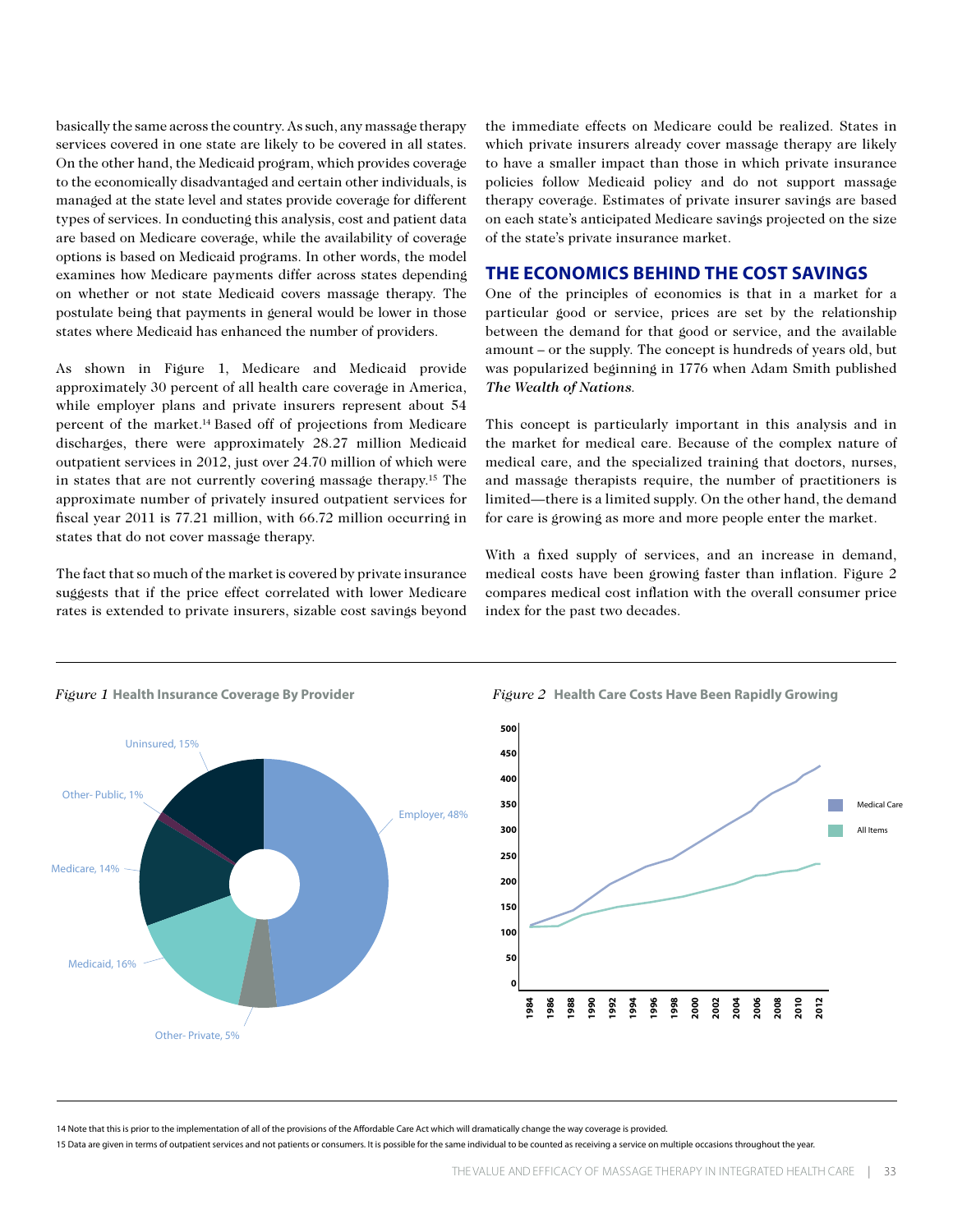basically the same across the country. As such, any massage therapy services covered in one state are likely to be covered in all states. On the other hand, the Medicaid program, which provides coverage to the economically disadvantaged and certain other individuals, is managed at the state level and states provide coverage for different types of services. In conducting this analysis, cost and patient data are based on Medicare coverage, while the availability of coverage options is based on Medicaid programs. In other words, the model examines how Medicare payments differ across states depending on whether or not state Medicaid covers massage therapy. The postulate being that payments in general would be lower in those states where Medicaid has enhanced the number of providers.

As shown in Figure 1, Medicare and Medicaid provide approximately 30 percent of all health care coverage in America, while employer plans and private insurers represent about 54 percent of the market.[14] Based off of projections from Medicare discharges, there were approximately 28.27 million Medicaid outpatient services in 2012, just over 24.70 million of which were in states that are not currently covering massage therapy.[15] The approximate number of privately insured outpatient services for fiscal year 2011 is 77.21 million, with 66.72 million occurring in states that do not cover massage therapy.

The fact that so much of the market is covered by private insurance suggests that if the price effect correlated with lower Medicare rates is extended to private insurers, sizable cost savings beyond the immediate effects on Medicare could be realized. States in which private insurers already cover massage therapy are likely to have a smaller impact than those in which private insurance policies follow Medicaid policy and do not support massage therapy coverage. Estimates of private insurer savings are based on each state's anticipated Medicare savings projected on the size of the state's private insurance market.

## THE ECONOMICS BEHIND THE COST SAVINGS

One of the principles of economics is that in a market for a particular good or service, prices are set by the relationship between the demand for that good or service, and the available amount – or the supply. The concept is hundreds of years old, but was popularized beginning in 1776 when Adam Smith published ***The Wealth of Nations***.

This concept is particularly important in this analysis and in the market for medical care. Because of the complex nature of medical care, and the specialized training that doctors, nurses, and massage therapists require, the number of practitioners is limited—there is a limited supply. On the other hand, the demand for care is growing as more and more people enter the market.

With a fixed supply of services, and an increase in demand, medical costs have been growing faster than inflation. Figure 2 compares medical cost inflation with the overall consumer price index for the past two decades.

*Figure 1* **Health Insurance Coverage By Provider**

Employer, 48%; Other- Private, 5%; Medicaid, 16%; Medicare, 14%; Other- Public, 1%; Uninsured, 15%

*Figure 2* **Health Care Costs Have Been Rapidly Growing**

Medical Care; All Items

---

14 Note that this is prior to the implementation of all of the provisions of the Affordable Care Act which will dramatically change the way coverage is provided.

15 Data are given in terms of outpatient services and not patients or consumers. It is possible for the same individual to be counted as receiving a service on multiple occasions throughout the year.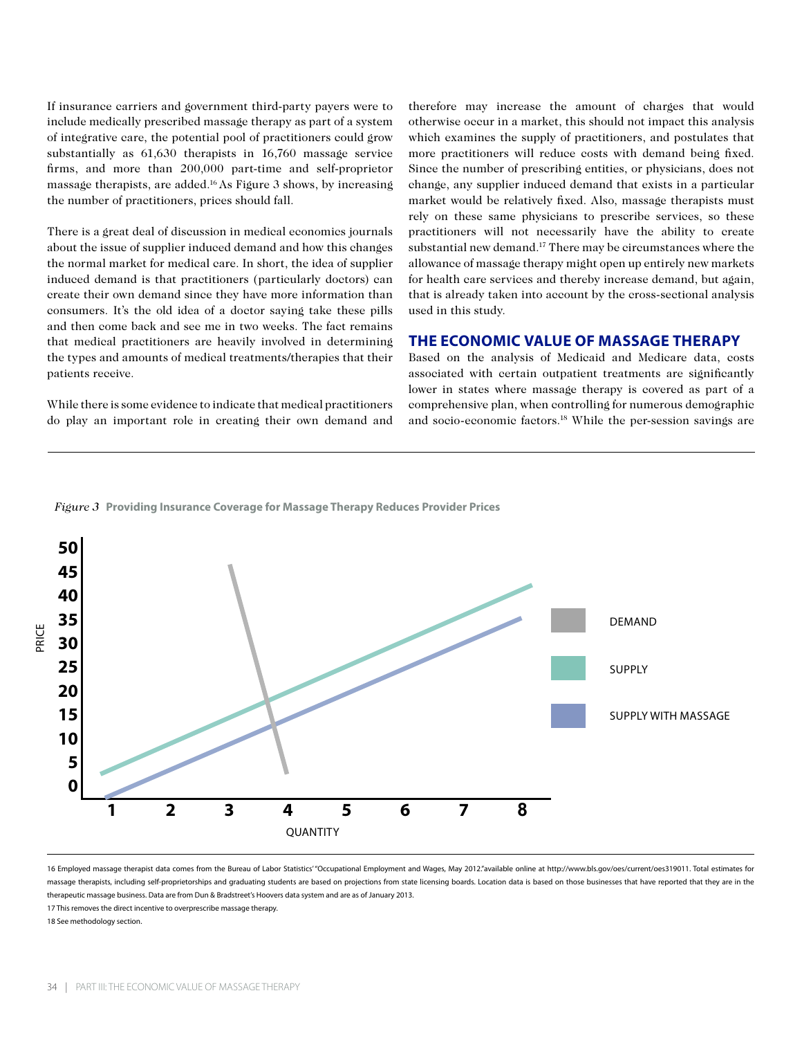If insurance carriers and government third-party payers were to include medically prescribed massage therapy as part of a system of integrative care, the potential pool of practitioners could grow substantially as 61,630 therapists in 16,760 massage service firms, and more than 200,000 part-time and self-proprietor massage therapists, are added.[16] As Figure 3 shows, by increasing the number of practitioners, prices should fall.

There is a great deal of discussion in medical economics journals about the issue of supplier induced demand and how this changes the normal market for medical care. In short, the idea of supplier induced demand is that practitioners (particularly doctors) can create their own demand since they have more information than consumers. It's the old idea of a doctor saying take these pills and then come back and see me in two weeks. The fact remains that medical practitioners are heavily involved in determining the types and amounts of medical treatments/therapies that their patients receive.

While there is some evidence to indicate that medical practitioners do play an important role in creating their own demand and therefore may increase the amount of charges that would otherwise occur in a market, this should not impact this analysis which examines the supply of practitioners, and postulates that more practitioners will reduce costs with demand being fixed. Since the number of prescribing entities, or physicians, does not change, any supplier induced demand that exists in a particular market would be relatively fixed. Also, massage therapists must rely on these same physicians to prescribe services, so these practitioners will not necessarily have the ability to create substantial new demand.[17] There may be circumstances where the allowance of massage therapy might open up entirely new markets for health care services and thereby increase demand, but again, that is already taken into account by the cross-sectional analysis used in this study.

## THE ECONOMIC VALUE OF MASSAGE THERAPY

Based on the analysis of Medicaid and Medicare data, costs associated with certain outpatient treatments are significantly lower in states where massage therapy is covered as part of a comprehensive plan, when controlling for numerous demographic and socio-economic factors.[18] While the per-session savings are

*Figure 3* **Providing Insurance Coverage for Massage Therapy Reduces Provider Prices**

16 Employed massage therapist data comes from the Bureau of Labor Statistics' "Occupational Employment and Wages, May 2012." available online at http://www.bls.gov/oes/current/oes319011. Total estimates for massage therapists, including self-proprietorships and graduating students are based on projections from state licensing boards. Location data is based on those businesses that have reported that they are in the therapeutic massage business. Data are from Dun & Bradstreet's Hoovers data system and are as of January 2013.

17 This removes the direct incentive to overprescribe massage therapy.

18 See methodology section.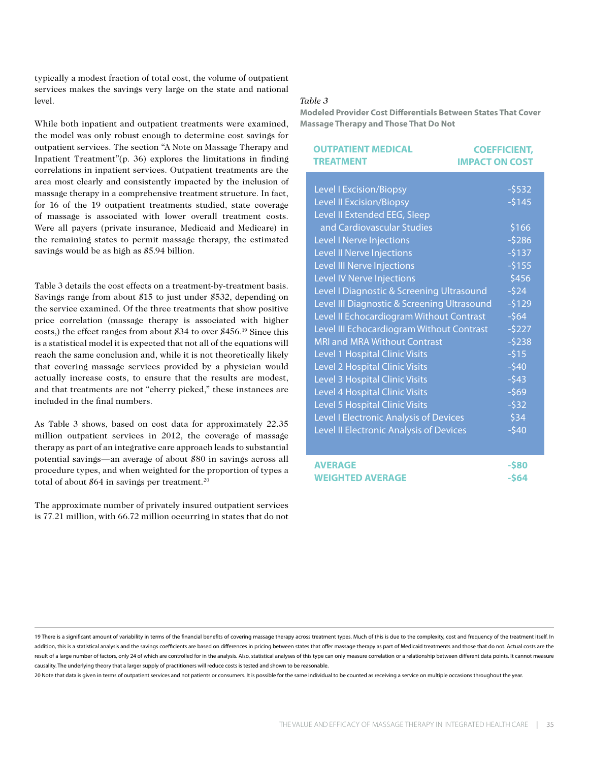typically a modest fraction of total cost, the volume of outpatient services makes the savings very large on the state and national level.

While both inpatient and outpatient treatments were examined, the model was only robust enough to determine cost savings for outpatient services. The section "A Note on Massage Therapy and Inpatient Treatment"(p. 36) explores the limitations in finding correlations in inpatient services. Outpatient treatments are the area most clearly and consistently impacted by the inclusion of massage therapy in a comprehensive treatment structure. In fact, for 16 of the 19 outpatient treatments studied, state coverage of massage is associated with lower overall treatment costs. Were all payers (private insurance, Medicaid and Medicare) in the remaining states to permit massage therapy, the estimated savings would be as high as $5.94 billion.

Table 3 details the cost effects on a treatment-by-treatment basis. Savings range from about $15 to just under $532, depending on the service examined. Of the three treatments that show positive price correlation (massage therapy is associated with higher costs,) the effect ranges from about $34 to over $456.[19] Since this is a statistical model it is expected that not all of the equations will reach the same conclusion and, while it is not theoretically likely that covering massage services provided by a physician would actually increase costs, to ensure that the results are modest, and that treatments are not "cherry picked," these instances are included in the final numbers.

As Table 3 shows, based on cost data for approximately 22.35 million outpatient services in 2012, the coverage of massage therapy as part of an integrative care approach leads to substantial potential savings—an average of about $80 in savings across all procedure types, and when weighted for the proportion of types a total of about $64 in savings per treatment.[20]

The approximate number of privately insured outpatient services is 77.21 million, with 66.72 million occurring in states that do not

*Table 3*

**Modeled Provider Cost Differentials Between States That Cover Massage Therapy and Those That Do Not**

| OUTPATIENT MEDICAL TREATMENT | COEFFICIENT, IMPACT ON COST |
|---|---|
| Level I Excision/Biopsy | -$532 |
| Level II Excision/Biopsy | -$145 |
| Level II Extended EEG, Sleep and Cardiovascular Studies | $166 |
| Level I Nerve Injections | -$286 |
| Level II Nerve Injections | -$137 |
| Level III Nerve Injections | -$155 |
| Level IV Nerve Injections | $456 |
| Level I Diagnostic & Screening Ultrasound | -$24 |
| Level III Diagnostic & Screening Ultrasound | -$129 |
| Level II Echocardiogram Without Contrast | -$64 |
| Level III Echocardiogram Without Contrast | -$227 |
| MRI and MRA Without Contrast | -$238 |
| Level 1 Hospital Clinic Visits | -$15 |
| Level 2 Hospital Clinic Visits | -$40 |
| Level 3 Hospital Clinic Visits | -$43 |
| Level 4 Hospital Clinic Visits | -$69 |
| Level 5 Hospital Clinic Visits | -$32 |
| Level I Electronic Analysis of Devices | $34 |
| Level II Electronic Analysis of Devices | -$40 |
| **AVERAGE** | **-$80** |
| **WEIGHTED AVERAGE** | **-$64** |

19 There is a significant amount of variability in terms of the financial benefits of covering massage therapy across treatment types. Much of this is due to the complexity, cost and frequency of the treatment itself. In addition, this is a statistical analysis and the savings coefficients are based on differences in pricing between states that offer massage therapy as part of Medicaid treatments and those that do not. Actual costs are the result of a large number of factors, only 24 of which are controlled for in the analysis. Also, statistical analyses of this type can only measure correlation or a relationship between different data points. It cannot measure causality. The underlying theory that a larger supply of practitioners will reduce costs is tested and shown to be reasonable.

20 Note that data is given in terms of outpatient services and not patients or consumers. It is possible for the same individual to be counted as receiving a service on multiple occasions throughout the year.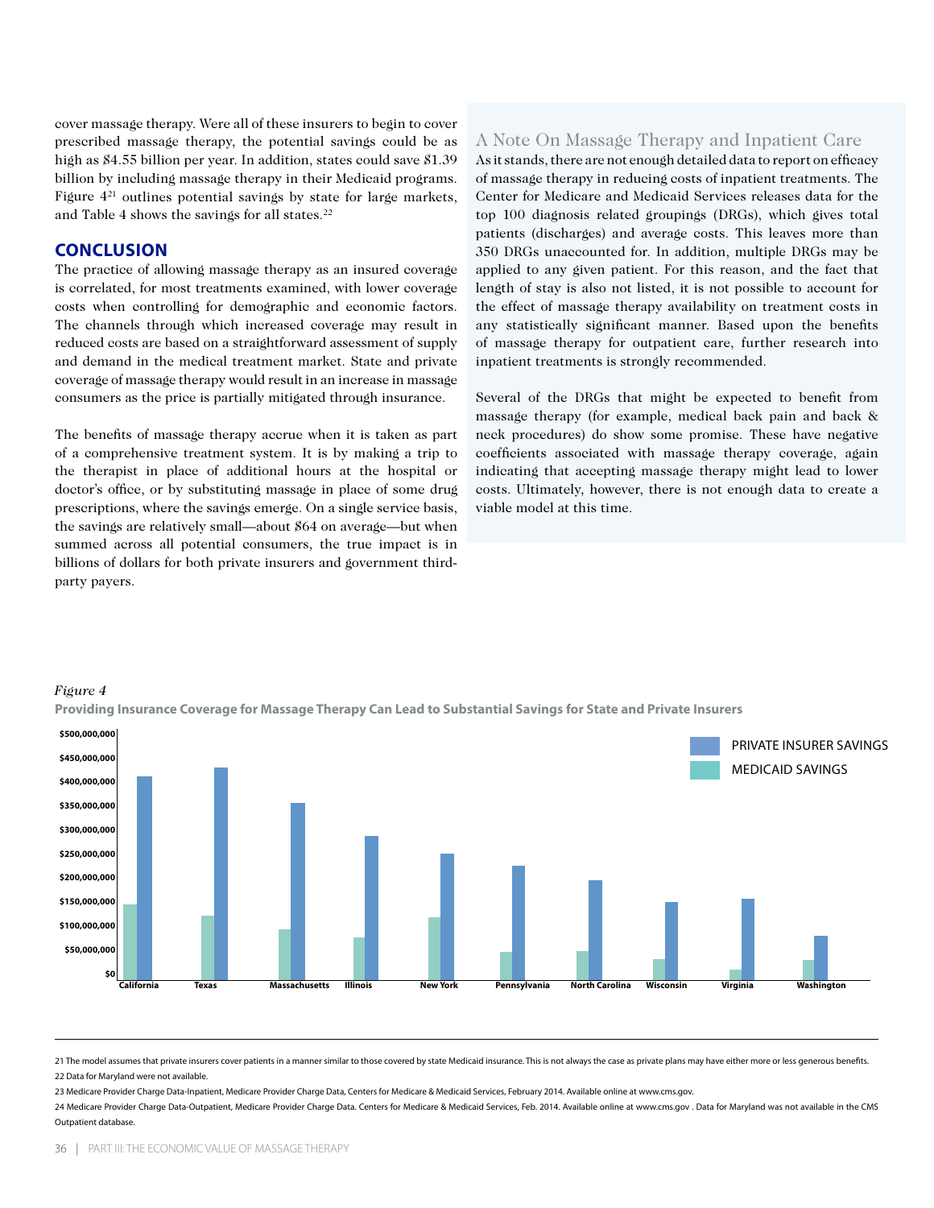cover massage therapy. Were all of these insurers to begin to cover prescribed massage therapy, the potential savings could be as high as $4.55 billion per year. In addition, states could save $1.39 billion by including massage therapy in their Medicaid programs. Figure 4[21] outlines potential savings by state for large markets, and Table 4 shows the savings for all states.[22]

## CONCLUSION

The practice of allowing massage therapy as an insured coverage is correlated, for most treatments examined, with lower coverage costs when controlling for demographic and economic factors. The channels through which increased coverage may result in reduced costs are based on a straightforward assessment of supply and demand in the medical treatment market. State and private coverage of massage therapy would result in an increase in massage consumers as the price is partially mitigated through insurance.

The benefits of massage therapy accrue when it is taken as part of a comprehensive treatment system. It is by making a trip to the therapist in place of additional hours at the hospital or doctor's office, or by substituting massage in place of some drug prescriptions, where the savings emerge. On a single service basis, the savings are relatively small—about $64 on average—but when summed across all potential consumers, the true impact is in billions of dollars for both private insurers and government third-party payers.

### A Note On Massage Therapy and Inpatient Care

As it stands, there are not enough detailed data to report on efficacy of massage therapy in reducing costs of inpatient treatments. The Center for Medicare and Medicaid Services releases data for the top 100 diagnosis related groupings (DRGs), which gives total patients (discharges) and average costs. This leaves more than 350 DRGs unaccounted for. In addition, multiple DRGs may be applied to any given patient. For this reason, and the fact that length of stay is also not listed, it is not possible to account for the effect of massage therapy availability on treatment costs in any statistically significant manner. Based upon the benefits of massage therapy for outpatient care, further research into inpatient treatments is strongly recommended.

Several of the DRGs that might be expected to benefit from massage therapy (for example, medical back pain and back & neck procedures) do show some promise. These have negative coefficients associated with massage therapy coverage, again indicating that accepting massage therapy might lead to lower costs. Ultimately, however, there is not enough data to create a viable model at this time.

*Figure 4*

**Providing Insurance Coverage for Massage Therapy Can Lead to Substantial Savings for State and Private Insurers**

21 The model assumes that private insurers cover patients in a manner similar to those covered by state Medicaid insurance. This is not always the case as private plans may have either more or less generous benefits.

22 Data for Maryland were not available.

23 Medicare Provider Charge Data-Inpatient, Medicare Provider Charge Data, Centers for Medicare & Medicaid Services, February 2014. Available online at www.cms.gov.

24 Medicare Provider Charge Data-Outpatient, Medicare Provider Charge Data. Centers for Medicare & Medicaid Services, Feb. 2014. Available online at www.cms.gov . Data for Maryland was not available in the CMS Outpatient database.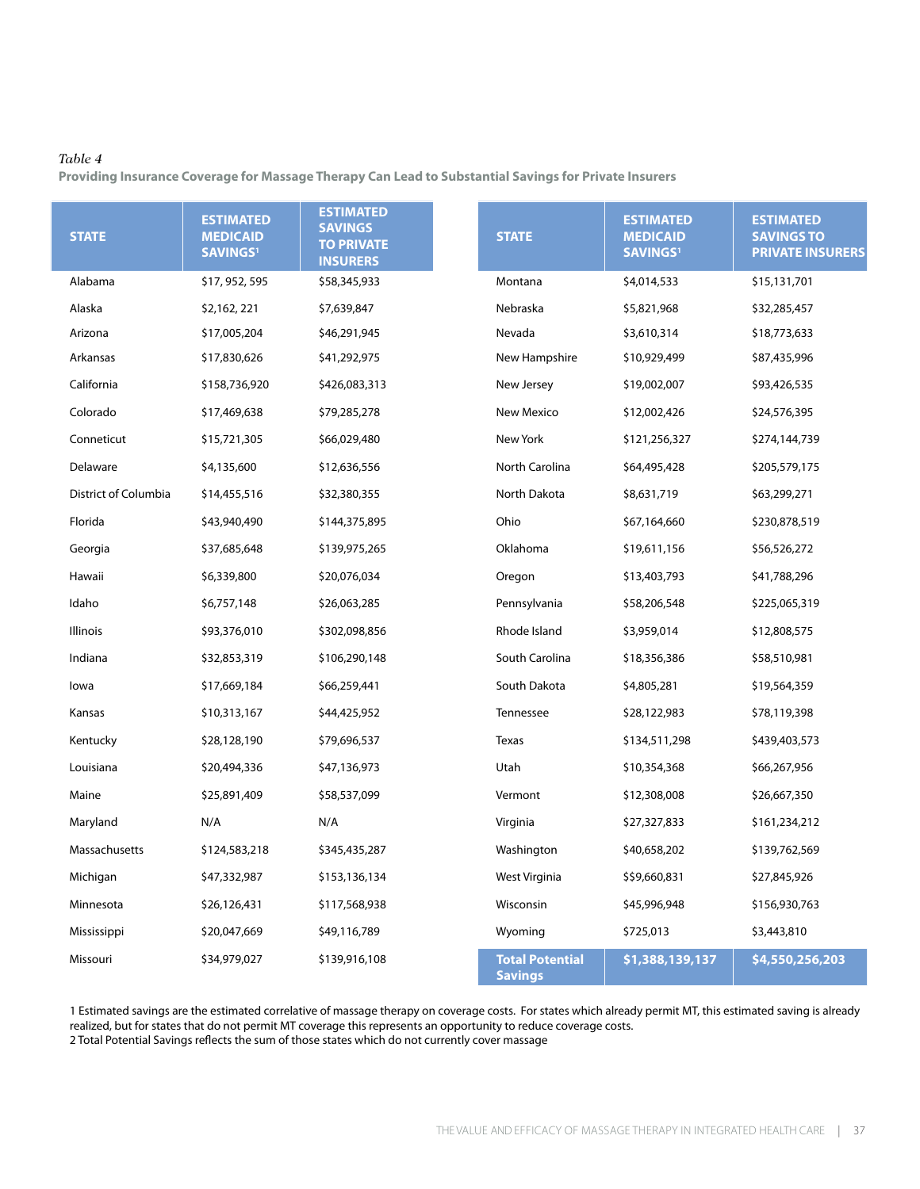*Table 4*

**Providing Insurance Coverage for Massage Therapy Can Lead to Substantial Savings for Private Insurers**

| STATE | ESTIMATED MEDICAID SAVINGS[1] | ESTIMATED SAVINGS TO PRIVATE INSURERS | STATE | ESTIMATED MEDICAID SAVINGS[1] | ESTIMATED SAVINGS TO PRIVATE INSURERS |
|---|---|---|---|---|---|
| Alabama | $17, 952, 595 | $58,345,933 | Montana | $4,014,533 | $15,131,701 |
| Alaska | $2,162, 221 | $7,639,847 | Nebraska | $5,821,968 | $32,285,457 |
| Arizona | $17,005,204 | $46,291,945 | Nevada | $3,610,314 | $18,773,633 |
| Arkansas | $17,830,626 | $41,292,975 | New Hampshire | $10,929,499 | $87,435,996 |
| California | $158,736,920 | $426,083,313 | New Jersey | $19,002,007 | $93,426,535 |
| Colorado | $17,469,638 | $79,285,278 | New Mexico | $12,002,426 | $24,576,395 |
| Conneticut | $15,721,305 | $66,029,480 | New York | $121,256,327 | $274,144,739 |
| Delaware | $4,135,600 | $12,636,556 | North Carolina | $64,495,428 | $205,579,175 |
| District of Columbia | $14,455,516 | $32,380,355 | North Dakota | $8,631,719 | $63,299,271 |
| Florida | $43,940,490 | $144,375,895 | Ohio | $67,164,660 | $230,878,519 |
| Georgia | $37,685,648 | $139,975,265 | Oklahoma | $19,611,156 | $56,526,272 |
| Hawaii | $6,339,800 | $20,076,034 | Oregon | $13,403,793 | $41,788,296 |
| Idaho | $6,757,148 | $26,063,285 | Pennsylvania | $58,206,548 | $225,065,319 |
| Illinois | $93,376,010 | $302,098,856 | Rhode Island | $3,959,014 | $12,808,575 |
| Indiana | $32,853,319 | $106,290,148 | South Carolina | $18,356,386 | $58,510,981 |
| Iowa | $17,669,184 | $66,259,441 | South Dakota | $4,805,281 | $19,564,359 |
| Kansas | $10,313,167 | $44,425,952 | Tennessee | $28,122,983 | $78,119,398 |
| Kentucky | $28,128,190 | $79,696,537 | Texas | $134,511,298 | $439,403,573 |
| Louisiana | $20,494,336 | $47,136,973 | Utah | $10,354,368 | $66,267,956 |
| Maine | $25,891,409 | $58,537,099 | Vermont | $12,308,008 | $26,667,350 |
| Maryland | N/A | N/A | Virginia | $27,327,833 | $161,234,212 |
| Massachusetts | $124,583,218 | $345,435,287 | Washington | $40,658,202 | $139,762,569 |
| Michigan | $47,332,987 | $153,136,134 | West Virginia | $$9,660,831 | $27,845,926 |
| Minnesota | $26,126,431 | $117,568,938 | Wisconsin | $45,996,948 | $156,930,763 |
| Mississippi | $20,047,669 | $49,116,789 | Wyoming | $725,013 | $3,443,810 |
| Missouri | $34,979,027 | $139,916,108 | **Total Potential Savings** | **$1,388,139,137** | **$4,550,256,203** |

1 Estimated savings are the estimated correlative of massage therapy on coverage costs. For states which already permit MT, this estimated saving is already realized, but for states that do not permit MT coverage this represents an opportunity to reduce coverage costs.
2 Total Potential Savings reflects the sum of those states which do not currently cover massage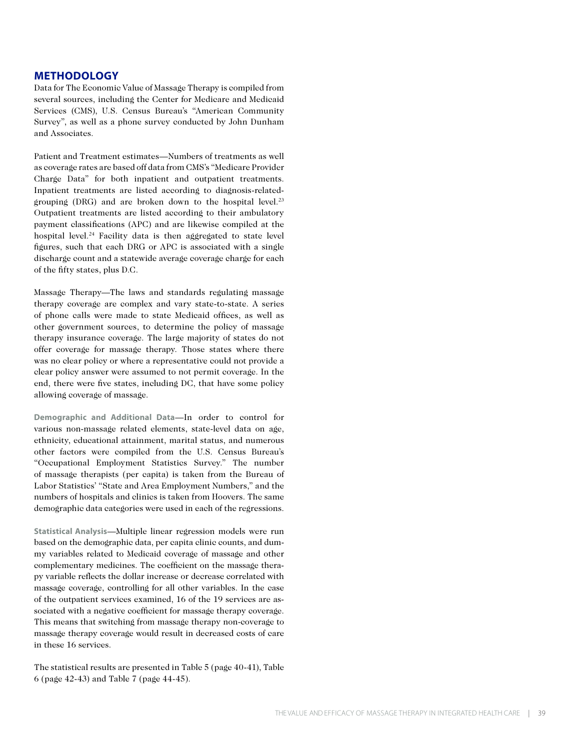## METHODOLOGY

Data for The Economic Value of Massage Therapy is compiled from several sources, including the Center for Medicare and Medicaid Services (CMS), U.S. Census Bureau's "American Community Survey", as well as a phone survey conducted by John Dunham and Associates.

Patient and Treatment estimates—Numbers of treatments as well as coverage rates are based off data from CMS's "Medicare Provider Charge Data" for both inpatient and outpatient treatments. Inpatient treatments are listed according to diagnosis-related-grouping (DRG) and are broken down to the hospital level.[23] Outpatient treatments are listed according to their ambulatory payment classifications (APC) and are likewise compiled at the hospital level.[24] Facility data is then aggregated to state level figures, such that each DRG or APC is associated with a single discharge count and a statewide average coverage charge for each of the fifty states, plus D.C.

Massage Therapy—The laws and standards regulating massage therapy coverage are complex and vary state-to-state. A series of phone calls were made to state Medicaid offices, as well as other government sources, to determine the policy of massage therapy insurance coverage. The large majority of states do not offer coverage for massage therapy. Those states where there was no clear policy or where a representative could not provide a clear policy answer were assumed to not permit coverage. In the end, there were five states, including DC, that have some policy allowing coverage of massage.

**Demographic and Additional Data**—In order to control for various non-massage related elements, state-level data on age, ethnicity, educational attainment, marital status, and numerous other factors were compiled from the U.S. Census Bureau's "Occupational Employment Statistics Survey." The number of massage therapists (per capita) is taken from the Bureau of Labor Statistics' "State and Area Employment Numbers," and the numbers of hospitals and clinics is taken from Hoovers. The same demographic data categories were used in each of the regressions.

**Statistical Analysis**—Multiple linear regression models were run based on the demographic data, per capita clinic counts, and dummy variables related to Medicaid coverage of massage and other complementary medicines. The coefficient on the massage therapy variable reflects the dollar increase or decrease correlated with massage coverage, controlling for all other variables. In the case of the outpatient services examined, 16 of the 19 services are associated with a negative coefficient for massage therapy coverage. This means that switching from massage therapy non-coverage to massage therapy coverage would result in decreased costs of care in these 16 services.

The statistical results are presented in Table 5 (page 40-41), Table 6 (page 42-43) and Table 7 (page 44-45).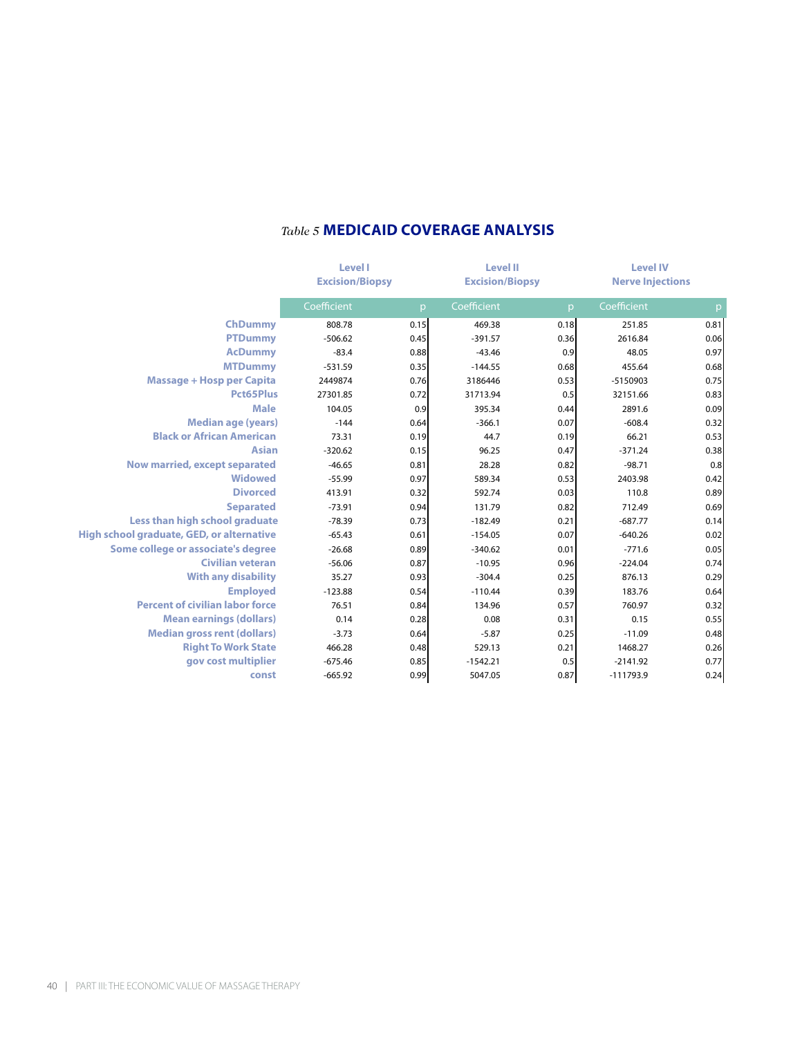*Table 5* **MEDICAID COVERAGE ANALYSIS**

| | Level I Excision/Biopsy | | Level II Excision/Biopsy | | Level IV Nerve Injections | |
|---|---|---|---|---|---|---|
| | Coefficient | p | Coefficient | p | Coefficient | p |
| **ChDummy** | 808.78 | 0.15 | 469.38 | 0.18 | 251.85 | 0.81 |
| **PTDummy** | -506.62 | 0.45 | -391.57 | 0.36 | 2616.84 | 0.06 |
| **AcDummy** | -83.4 | 0.88 | -43.46 | 0.9 | 48.05 | 0.97 |
| **MTDummy** | -531.59 | 0.35 | -144.55 | 0.68 | 455.64 | 0.68 |
| **Massage + Hosp per Capita** | 2449874 | 0.76 | 3186446 | 0.53 | -5150903 | 0.75 |
| **Pct65Plus** | 27301.85 | 0.72 | 31713.94 | 0.5 | 32151.66 | 0.83 |
| **Male** | 104.05 | 0.9 | 395.34 | 0.44 | 2891.6 | 0.09 |
| **Median age (years)** | -144 | 0.64 | -366.1 | 0.07 | -608.4 | 0.32 |
| **Black or African American** | 73.31 | 0.19 | 44.7 | 0.19 | 66.21 | 0.53 |
| **Asian** | -320.62 | 0.15 | 96.25 | 0.47 | -371.24 | 0.38 |
| **Now married, except separated** | -46.65 | 0.81 | 28.28 | 0.82 | -98.71 | 0.8 |
| **Widowed** | -55.99 | 0.97 | 589.34 | 0.53 | 2403.98 | 0.42 |
| **Divorced** | 413.91 | 0.32 | 592.74 | 0.03 | 110.8 | 0.89 |
| **Separated** | -73.91 | 0.94 | 131.79 | 0.82 | 712.49 | 0.69 |
| **Less than high school graduate** | -78.39 | 0.73 | -182.49 | 0.21 | -687.77 | 0.14 |
| **High school graduate, GED, or alternative** | -65.43 | 0.61 | -154.05 | 0.07 | -640.26 | 0.02 |
| **Some college or associate's degree** | -26.68 | 0.89 | -340.62 | 0.01 | -771.6 | 0.05 |
| **Civilian veteran** | -56.06 | 0.87 | -10.95 | 0.96 | -224.04 | 0.74 |
| **With any disability** | 35.27 | 0.93 | -304.4 | 0.25 | 876.13 | 0.29 |
| **Employed** | -123.88 | 0.54 | -110.44 | 0.39 | 183.76 | 0.64 |
| **Percent of civilian labor force** | 76.51 | 0.84 | 134.96 | 0.57 | 760.97 | 0.32 |
| **Mean earnings (dollars)** | 0.14 | 0.28 | 0.08 | 0.31 | 0.15 | 0.55 |
| **Median gross rent (dollars)** | -3.73 | 0.64 | -5.87 | 0.25 | -11.09 | 0.48 |
| **Right To Work State** | 466.28 | 0.48 | 529.13 | 0.21 | 1468.27 | 0.26 |
| **gov cost multiplier** | -675.46 | 0.85 | -1542.21 | 0.5 | -2141.92 | 0.77 |
| **const** | -665.92 | 0.99 | 5047.05 | 0.87 | -111793.9 | 0.24 |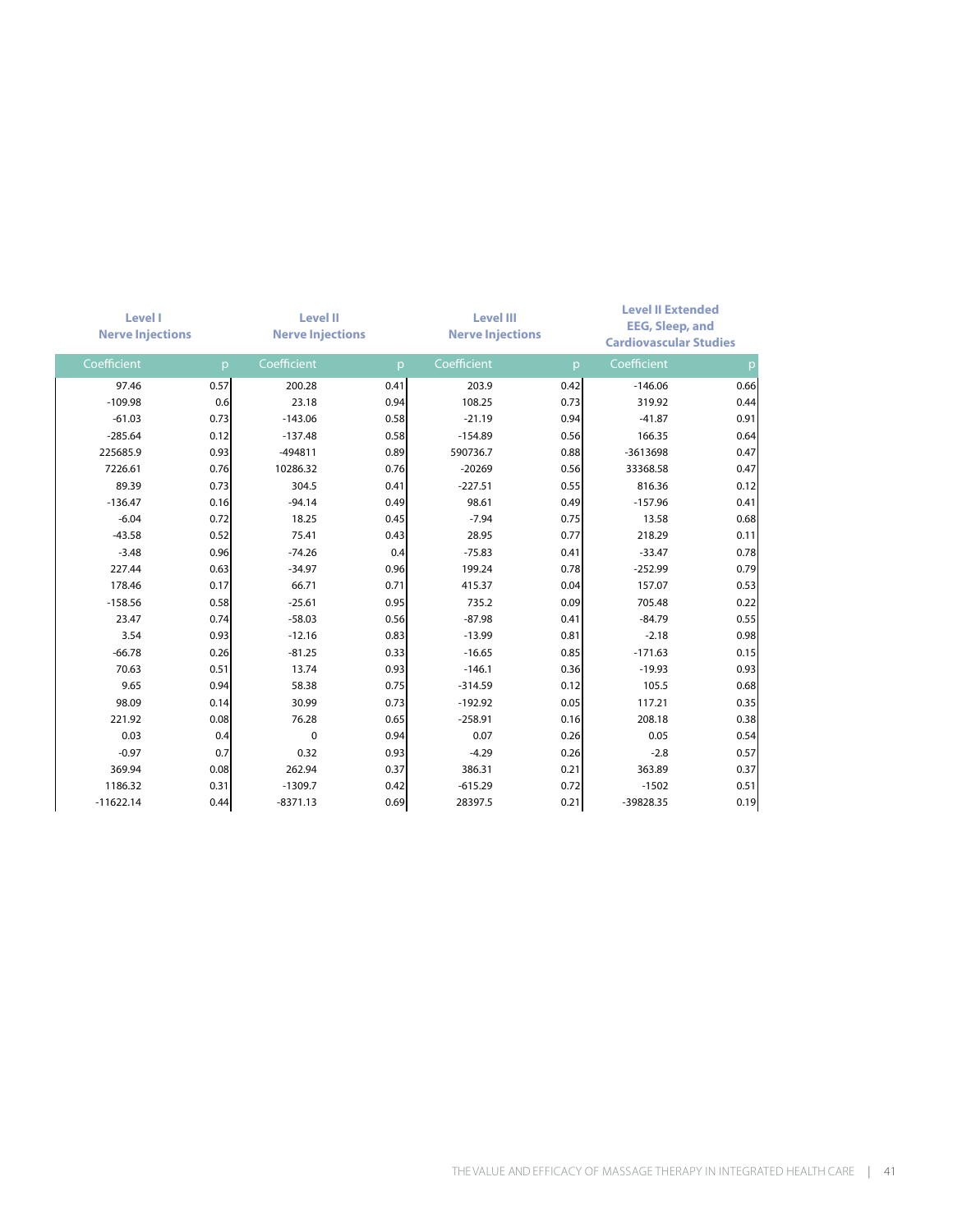| Level I Nerve Injections | | Level II Nerve Injections | | Level III Nerve Injections | | Level II Extended EEG, Sleep, and Cardiovascular Studies | |
|---|---|---|---|---|---|---|---|
| Coefficient | p | Coefficient | p | Coefficient | p | Coefficient | p |
| 97.46 | 0.57 | 200.28 | 0.41 | 203.9 | 0.42 | -146.06 | 0.66 |
| -109.98 | 0.6 | 23.18 | 0.94 | 108.25 | 0.73 | 319.92 | 0.44 |
| -61.03 | 0.73 | -143.06 | 0.58 | -21.19 | 0.94 | -41.87 | 0.91 |
| -285.64 | 0.12 | -137.48 | 0.58 | -154.89 | 0.56 | 166.35 | 0.64 |
| 225685.9 | 0.93 | -494811 | 0.89 | 590736.7 | 0.88 | -3613698 | 0.47 |
| 7226.61 | 0.76 | 10286.32 | 0.76 | -20269 | 0.56 | 33368.58 | 0.47 |
| 89.39 | 0.73 | 304.5 | 0.41 | -227.51 | 0.55 | 816.36 | 0.12 |
| -136.47 | 0.16 | -94.14 | 0.49 | 98.61 | 0.49 | -157.96 | 0.41 |
| -6.04 | 0.72 | 18.25 | 0.45 | -7.94 | 0.75 | 13.58 | 0.68 |
| -43.58 | 0.52 | 75.41 | 0.43 | 28.95 | 0.77 | 218.29 | 0.11 |
| -3.48 | 0.96 | -74.26 | 0.4 | -75.83 | 0.41 | -33.47 | 0.78 |
| 227.44 | 0.63 | -34.97 | 0.96 | 199.24 | 0.78 | -252.99 | 0.79 |
| 178.46 | 0.17 | 66.71 | 0.71 | 415.37 | 0.04 | 157.07 | 0.53 |
| -158.56 | 0.58 | -25.61 | 0.95 | 735.2 | 0.09 | 705.48 | 0.22 |
| 23.47 | 0.74 | -58.03 | 0.56 | -87.98 | 0.41 | -84.79 | 0.55 |
| 3.54 | 0.93 | -12.16 | 0.83 | -13.99 | 0.81 | -2.18 | 0.98 |
| -66.78 | 0.26 | -81.25 | 0.33 | -16.65 | 0.85 | -171.63 | 0.15 |
| 70.63 | 0.51 | 13.74 | 0.93 | -146.1 | 0.36 | -19.93 | 0.93 |
| 9.65 | 0.94 | 58.38 | 0.75 | -314.59 | 0.12 | 105.5 | 0.68 |
| 98.09 | 0.14 | 30.99 | 0.73 | -192.92 | 0.05 | 117.21 | 0.35 |
| 221.92 | 0.08 | 76.28 | 0.65 | -258.91 | 0.16 | 208.18 | 0.38 |
| 0.03 | 0.4 | 0 | 0.94 | 0.07 | 0.26 | 0.05 | 0.54 |
| -0.97 | 0.7 | 0.32 | 0.93 | -4.29 | 0.26 | -2.8 | 0.57 |
| 369.94 | 0.08 | 262.94 | 0.37 | 386.31 | 0.21 | 363.89 | 0.37 |
| 1186.32 | 0.31 | -1309.7 | 0.42 | -615.29 | 0.72 | -1502 | 0.51 |
| -11622.14 | 0.44 | -8371.13 | 0.69 | 28397.5 | 0.21 | -39828.35 | 0.19 |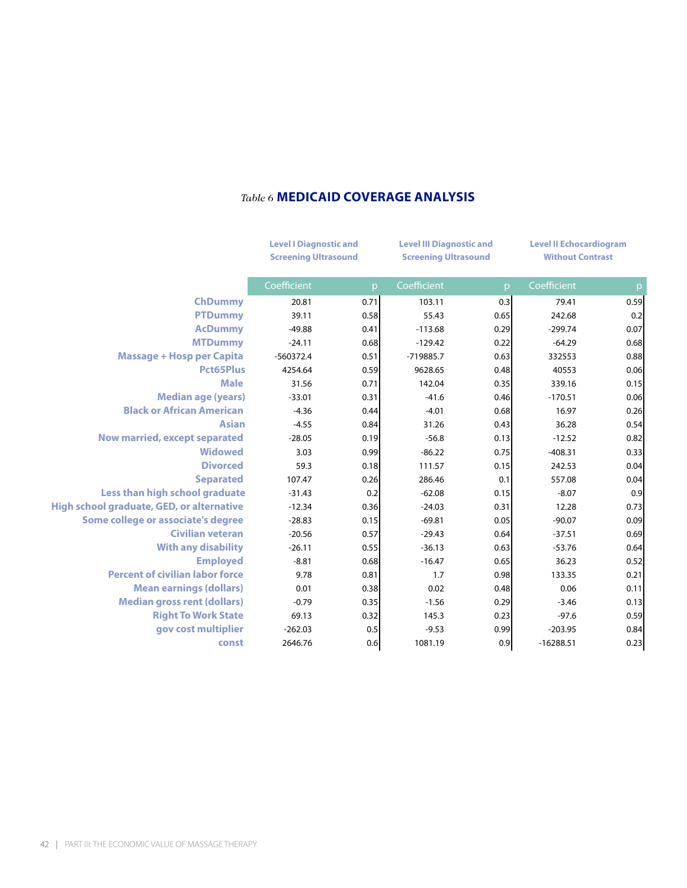*Table 6* **MEDICAID COVERAGE ANALYSIS**

| | Level I Diagnostic and Screening Ultrasound | | Level III Diagnostic and Screening Ultrasound | | Level II Echocardiogram Without Contrast | |
|---|---|---|---|---|---|---|
| | Coefficient | p | Coefficient | p | Coefficient | p |
| ChDummy | 20.81 | 0.71 | 103.11 | 0.3 | 79.41 | 0.59 |
| PTDummy | 39.11 | 0.58 | 55.43 | 0.65 | 242.68 | 0.2 |
| AcDummy | -49.88 | 0.41 | -113.68 | 0.29 | -299.74 | 0.07 |
| MTDummy | -24.11 | 0.68 | -129.42 | 0.22 | -64.29 | 0.68 |
| Massage + Hosp per Capita | -560372.4 | 0.51 | -719885.7 | 0.63 | 332553 | 0.88 |
| Pct65Plus | 4254.64 | 0.59 | 9628.65 | 0.48 | 40553 | 0.06 |
| Male | 31.56 | 0.71 | 142.04 | 0.35 | 339.16 | 0.15 |
| Median age (years) | -33.01 | 0.31 | -41.6 | 0.46 | -170.51 | 0.06 |
| Black or African American | -4.36 | 0.44 | -4.01 | 0.68 | 16.97 | 0.26 |
| Asian | -4.55 | 0.84 | 31.26 | 0.43 | 36.28 | 0.54 |
| Now married, except separated | -28.05 | 0.19 | -56.8 | 0.13 | -12.52 | 0.82 |
| Widowed | 3.03 | 0.99 | -86.22 | 0.75 | -408.31 | 0.33 |
| Divorced | 59.3 | 0.18 | 111.57 | 0.15 | 242.53 | 0.04 |
| Separated | 107.47 | 0.26 | 286.46 | 0.1 | 557.08 | 0.04 |
| Less than high school graduate | -31.43 | 0.2 | -62.08 | 0.15 | -8.07 | 0.9 |
| High school graduate, GED, or alternative | -12.34 | 0.36 | -24.03 | 0.31 | 12.28 | 0.73 |
| Some college or associate's degree | -28.83 | 0.15 | -69.81 | 0.05 | -90.07 | 0.09 |
| Civilian veteran | -20.56 | 0.57 | -29.43 | 0.64 | -37.51 | 0.69 |
| With any disability | -26.11 | 0.55 | -36.13 | 0.63 | -53.76 | 0.64 |
| Employed | -8.81 | 0.68 | -16.47 | 0.65 | 36.23 | 0.52 |
| Percent of civilian labor force | 9.78 | 0.81 | 1.7 | 0.98 | 133.35 | 0.21 |
| Mean earnings (dollars) | 0.01 | 0.38 | 0.02 | 0.48 | 0.06 | 0.11 |
| Median gross rent (dollars) | -0.79 | 0.35 | -1.56 | 0.29 | -3.46 | 0.13 |
| Right To Work State | 69.13 | 0.32 | 145.3 | 0.23 | -97.6 | 0.59 |
| gov cost multiplier | -262.03 | 0.5 | -9.53 | 0.99 | -203.95 | 0.84 |
| const | 2646.76 | 0.6 | 1081.19 | 0.9 | -16288.51 | 0.23 |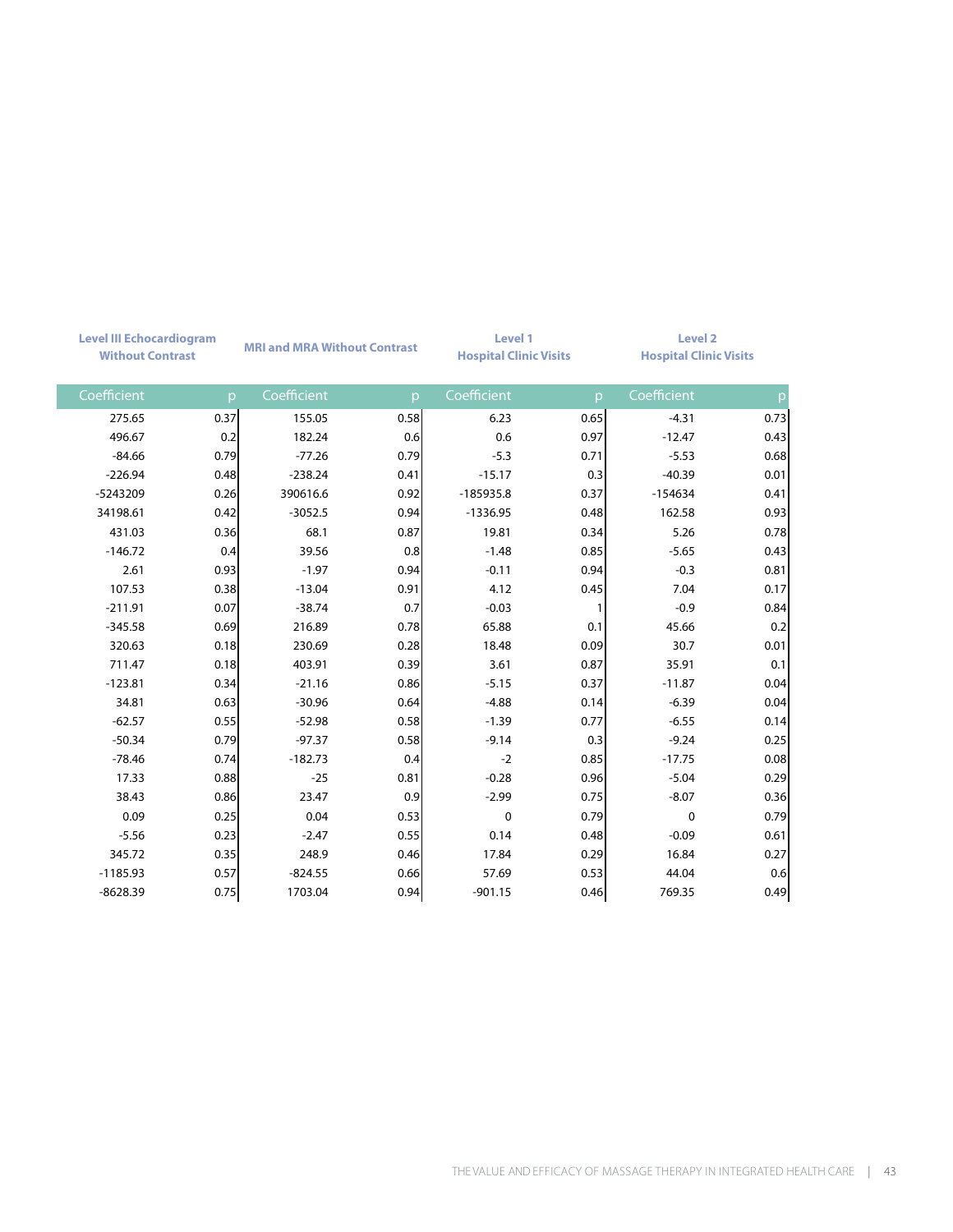| Level III Echocardiogram Without Contrast | | MRI and MRA Without Contrast | | Level 1 Hospital Clinic Visits | | Level 2 Hospital Clinic Visits | |
|---|---|---|---|---|---|---|---|
| Coefficient | p | Coefficient | p | Coefficient | p | Coefficient | p |
| 275.65 | 0.37 | 155.05 | 0.58 | 6.23 | 0.65 | -4.31 | 0.73 |
| 496.67 | 0.2 | 182.24 | 0.6 | 0.6 | 0.97 | -12.47 | 0.43 |
| -84.66 | 0.79 | -77.26 | 0.79 | -5.3 | 0.71 | -5.53 | 0.68 |
| -226.94 | 0.48 | -238.24 | 0.41 | -15.17 | 0.3 | -40.39 | 0.01 |
| -5243209 | 0.26 | 390616.6 | 0.92 | -185935.8 | 0.37 | -154634 | 0.41 |
| 34198.61 | 0.42 | -3052.5 | 0.94 | -1336.95 | 0.48 | 162.58 | 0.93 |
| 431.03 | 0.36 | 68.1 | 0.87 | 19.81 | 0.34 | 5.26 | 0.78 |
| -146.72 | 0.4 | 39.56 | 0.8 | -1.48 | 0.85 | -5.65 | 0.43 |
| 2.61 | 0.93 | -1.97 | 0.94 | -0.11 | 0.94 | -0.3 | 0.81 |
| 107.53 | 0.38 | -13.04 | 0.91 | 4.12 | 0.45 | 7.04 | 0.17 |
| -211.91 | 0.07 | -38.74 | 0.7 | -0.03 | 1 | -0.9 | 0.84 |
| -345.58 | 0.69 | 216.89 | 0.78 | 65.88 | 0.1 | 45.66 | 0.2 |
| 320.63 | 0.18 | 230.69 | 0.28 | 18.48 | 0.09 | 30.7 | 0.01 |
| 711.47 | 0.18 | 403.91 | 0.39 | 3.61 | 0.87 | 35.91 | 0.1 |
| -123.81 | 0.34 | -21.16 | 0.86 | -5.15 | 0.37 | -11.87 | 0.04 |
| 34.81 | 0.63 | -30.96 | 0.64 | -4.88 | 0.14 | -6.39 | 0.04 |
| -62.57 | 0.55 | -52.98 | 0.58 | -1.39 | 0.77 | -6.55 | 0.14 |
| -50.34 | 0.79 | -97.37 | 0.58 | -9.14 | 0.3 | -9.24 | 0.25 |
| -78.46 | 0.74 | -182.73 | 0.4 | -2 | 0.85 | -17.75 | 0.08 |
| 17.33 | 0.88 | -25 | 0.81 | -0.28 | 0.96 | -5.04 | 0.29 |
| 38.43 | 0.86 | 23.47 | 0.9 | -2.99 | 0.75 | -8.07 | 0.36 |
| 0.09 | 0.25 | 0.04 | 0.53 | 0 | 0.79 | 0 | 0.79 |
| -5.56 | 0.23 | -2.47 | 0.55 | 0.14 | 0.48 | -0.09 | 0.61 |
| 345.72 | 0.35 | 248.9 | 0.46 | 17.84 | 0.29 | 16.84 | 0.27 |
| -1185.93 | 0.57 | -824.55 | 0.66 | 57.69 | 0.53 | 44.04 | 0.6 |
| -8628.39 | 0.75 | 1703.04 | 0.94 | -901.15 | 0.46 | 769.35 | 0.49 |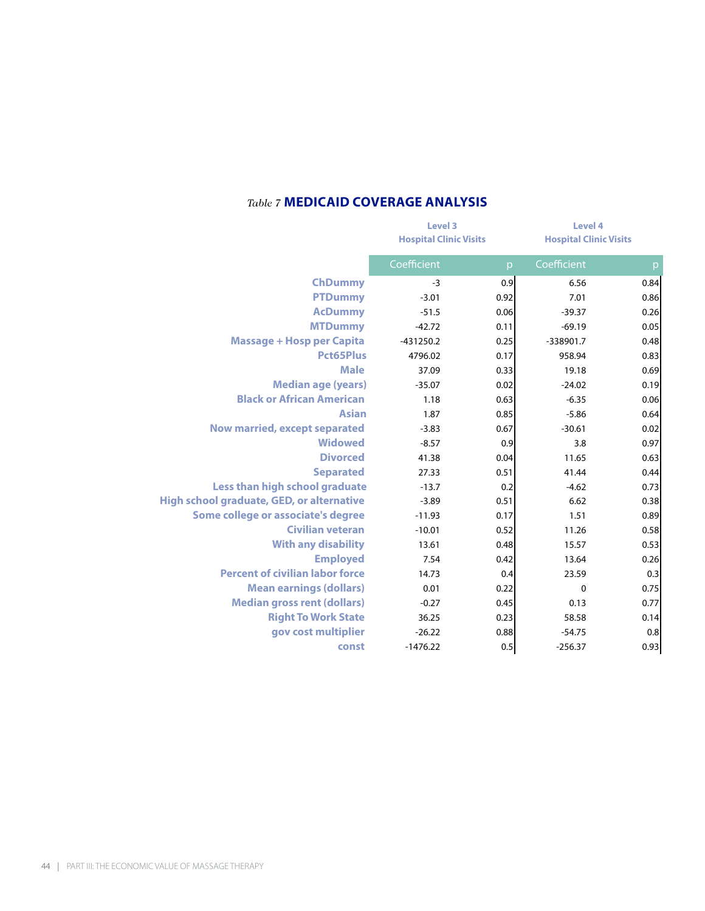*Table 7* **MEDICAID COVERAGE ANALYSIS**

| | Level 3 Hospital Clinic Visits | | Level 4 Hospital Clinic Visits | |
|---|---|---|---|---|
| | Coefficient | p | Coefficient | p |
| ChDummy | -3 | 0.9 | 6.56 | 0.84 |
| PTDummy | -3.01 | 0.92 | 7.01 | 0.86 |
| AcDummy | -51.5 | 0.06 | -39.37 | 0.26 |
| MTDummy | -42.72 | 0.11 | -69.19 | 0.05 |
| Massage + Hosp per Capita | -431250.2 | 0.25 | -338901.7 | 0.48 |
| Pct65Plus | 4796.02 | 0.17 | 958.94 | 0.83 |
| Male | 37.09 | 0.33 | 19.18 | 0.69 |
| Median age (years) | -35.07 | 0.02 | -24.02 | 0.19 |
| Black or African American | 1.18 | 0.63 | -6.35 | 0.06 |
| Asian | 1.87 | 0.85 | -5.86 | 0.64 |
| Now married, except separated | -3.83 | 0.67 | -30.61 | 0.02 |
| Widowed | -8.57 | 0.9 | 3.8 | 0.97 |
| Divorced | 41.38 | 0.04 | 11.65 | 0.63 |
| Separated | 27.33 | 0.51 | 41.44 | 0.44 |
| Less than high school graduate | -13.7 | 0.2 | -4.62 | 0.73 |
| High school graduate, GED, or alternative | -3.89 | 0.51 | 6.62 | 0.38 |
| Some college or associate's degree | -11.93 | 0.17 | 1.51 | 0.89 |
| Civilian veteran | -10.01 | 0.52 | 11.26 | 0.58 |
| With any disability | 13.61 | 0.48 | 15.57 | 0.53 |
| Employed | 7.54 | 0.42 | 13.64 | 0.26 |
| Percent of civilian labor force | 14.73 | 0.4 | 23.59 | 0.3 |
| Mean earnings (dollars) | 0.01 | 0.22 | 0 | 0.75 |
| Median gross rent (dollars) | -0.27 | 0.45 | 0.13 | 0.77 |
| Right To Work State | 36.25 | 0.23 | 58.58 | 0.14 |
| gov cost multiplier | -26.22 | 0.88 | -54.75 | 0.8 |
| const | -1476.22 | 0.5 | -256.37 | 0.93 |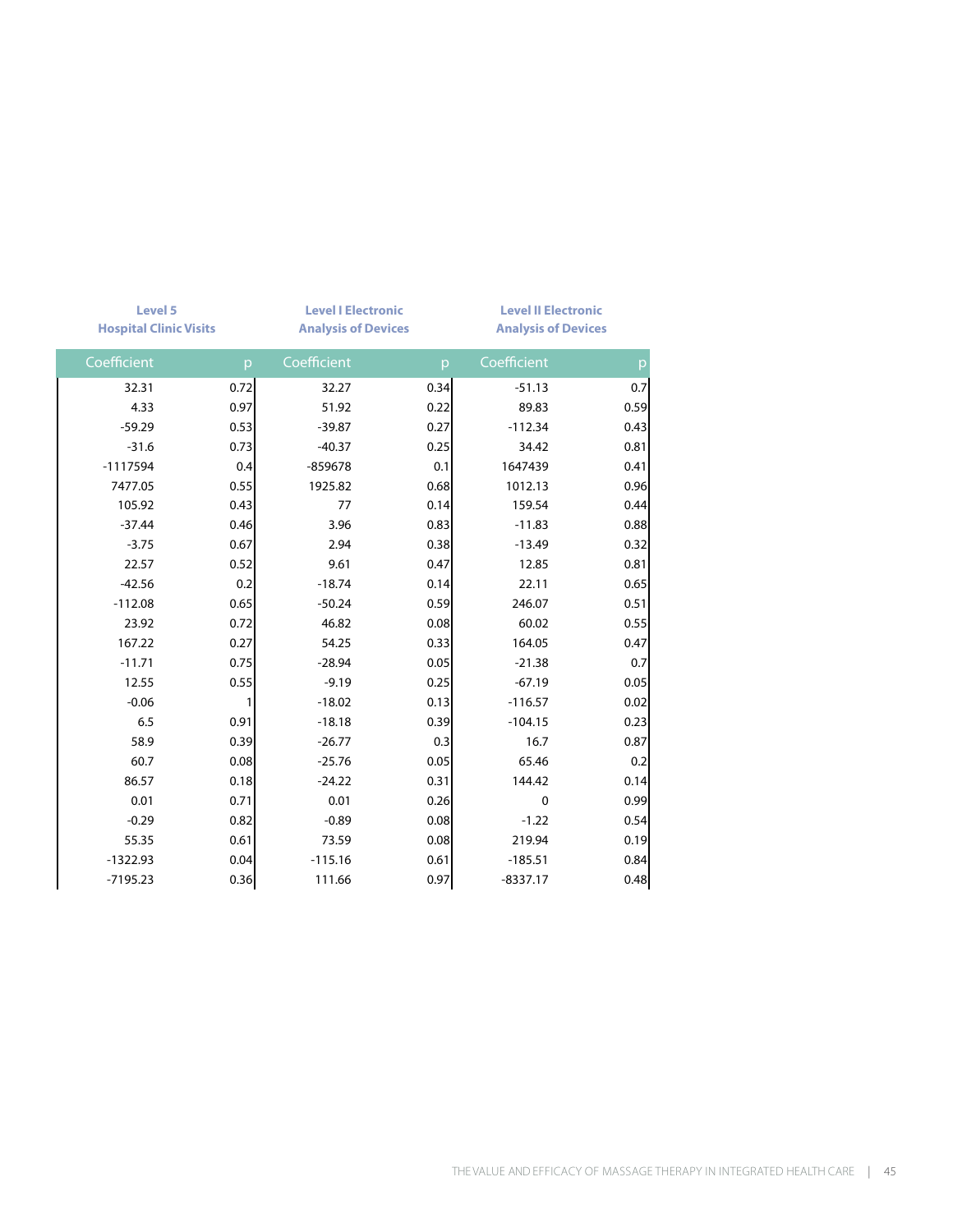| Level 5 Hospital Clinic Visits | | Level I Electronic Analysis of Devices | | Level II Electronic Analysis of Devices | |
|---|---|---|---|---|---|
| Coefficient | p | Coefficient | p | Coefficient | p |
| 32.31 | 0.72 | 32.27 | 0.34 | -51.13 | 0.7 |
| 4.33 | 0.97 | 51.92 | 0.22 | 89.83 | 0.59 |
| -59.29 | 0.53 | -39.87 | 0.27 | -112.34 | 0.43 |
| -31.6 | 0.73 | -40.37 | 0.25 | 34.42 | 0.81 |
| -1117594 | 0.4 | -859678 | 0.1 | 1647439 | 0.41 |
| 7477.05 | 0.55 | 1925.82 | 0.68 | 1012.13 | 0.96 |
| 105.92 | 0.43 | 77 | 0.14 | 159.54 | 0.44 |
| -37.44 | 0.46 | 3.96 | 0.83 | -11.83 | 0.88 |
| -3.75 | 0.67 | 2.94 | 0.38 | -13.49 | 0.32 |
| 22.57 | 0.52 | 9.61 | 0.47 | 12.85 | 0.81 |
| -42.56 | 0.2 | -18.74 | 0.14 | 22.11 | 0.65 |
| -112.08 | 0.65 | -50.24 | 0.59 | 246.07 | 0.51 |
| 23.92 | 0.72 | 46.82 | 0.08 | 60.02 | 0.55 |
| 167.22 | 0.27 | 54.25 | 0.33 | 164.05 | 0.47 |
| -11.71 | 0.75 | -28.94 | 0.05 | -21.38 | 0.7 |
| 12.55 | 0.55 | -9.19 | 0.25 | -67.19 | 0.05 |
| -0.06 | 1 | -18.02 | 0.13 | -116.57 | 0.02 |
| 6.5 | 0.91 | -18.18 | 0.39 | -104.15 | 0.23 |
| 58.9 | 0.39 | -26.77 | 0.3 | 16.7 | 0.87 |
| 60.7 | 0.08 | -25.76 | 0.05 | 65.46 | 0.2 |
| 86.57 | 0.18 | -24.22 | 0.31 | 144.42 | 0.14 |
| 0.01 | 0.71 | 0.01 | 0.26 | 0 | 0.99 |
| -0.29 | 0.82 | -0.89 | 0.08 | -1.22 | 0.54 |
| 55.35 | 0.61 | 73.59 | 0.08 | 219.94 | 0.19 |
| -1322.93 | 0.04 | -115.16 | 0.61 | -185.51 | 0.84 |
| -7195.23 | 0.36 | 111.66 | 0.97 | -8337.17 | 0.48 |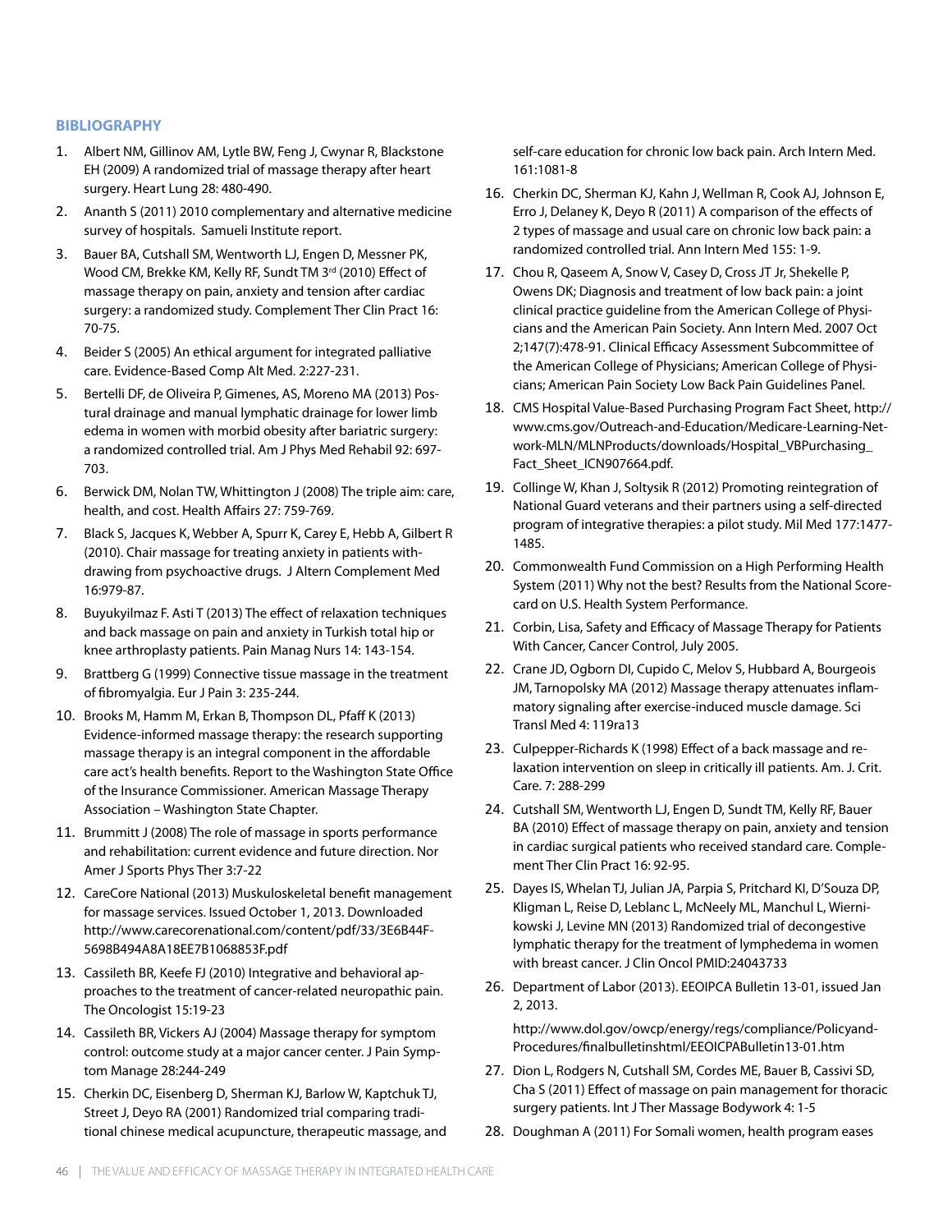## BIBLIOGRAPHY

1. Albert NM, Gillinov AM, Lytle BW, Feng J, Cwynar R, Blackstone EH (2009) A randomized trial of massage therapy after heart surgery. Heart Lung 28: 480-490.
2. Ananth S (2011) 2010 complementary and alternative medicine survey of hospitals. Samueli Institute report.
3. Bauer BA, Cutshall SM, Wentworth LJ, Engen D, Messner PK, Wood CM, Brekke KM, Kelly RF, Sundt TM 3rd (2010) Effect of massage therapy on pain, anxiety and tension after cardiac surgery: a randomized study. Complement Ther Clin Pract 16: 70-75.
4. Beider S (2005) An ethical argument for integrated palliative care. Evidence-Based Comp Alt Med. 2:227-231.
5. Bertelli DF, de Oliveira P, Gimenes, AS, Moreno MA (2013) Postural drainage and manual lymphatic drainage for lower limb edema in women with morbid obesity after bariatric surgery: a randomized controlled trial. Am J Phys Med Rehabil 92: 697-703.
6. Berwick DM, Nolan TW, Whittington J (2008) The triple aim: care, health, and cost. Health Affairs 27: 759-769.
7. Black S, Jacques K, Webber A, Spurr K, Carey E, Hebb A, Gilbert R (2010). Chair massage for treating anxiety in patients withdrawing from psychoactive drugs. J Altern Complement Med 16:979-87.
8. Buyukyilmaz F. Asti T (2013) The effect of relaxation techniques and back massage on pain and anxiety in Turkish total hip or knee arthroplasty patients. Pain Manag Nurs 14: 143-154.
9. Brattberg G (1999) Connective tissue massage in the treatment of fibromyalgia. Eur J Pain 3: 235-244.
10. Brooks M, Hamm M, Erkan B, Thompson DL, Pfaff K (2013) Evidence-informed massage therapy: the research supporting massage therapy is an integral component in the affordable care act's health benefits. Report to the Washington State Office of the Insurance Commissioner. American Massage Therapy Association – Washington State Chapter.
11. Brummitt J (2008) The role of massage in sports performance and rehabilitation: current evidence and future direction. Nor Amer J Sports Phys Ther 3:7-22
12. CareCore National (2013) Muskuloskeletal benefit management for massage services. Issued October 1, 2013. Downloaded http://www.carecorenational.com/content/pdf/33/3E6B44F-5698B494A8A18EE7B1068853F.pdf
13. Cassileth BR, Keefe FJ (2010) Integrative and behavioral approaches to the treatment of cancer-related neuropathic pain. The Oncologist 15:19-23
14. Cassileth BR, Vickers AJ (2004) Massage therapy for symptom control: outcome study at a major cancer center. J Pain Symptom Manage 28:244-249
15. Cherkin DC, Eisenberg D, Sherman KJ, Barlow W, Kaptchuk TJ, Street J, Deyo RA (2001) Randomized trial comparing traditional chinese medical acupuncture, therapeutic massage, and self-care education for chronic low back pain. Arch Intern Med. 161:1081-8
16. Cherkin DC, Sherman KJ, Kahn J, Wellman R, Cook AJ, Johnson E, Erro J, Delaney K, Deyo R (2011) A comparison of the effects of 2 types of massage and usual care on chronic low back pain: a randomized controlled trial. Ann Intern Med 155: 1-9.
17. Chou R, Qaseem A, Snow V, Casey D, Cross JT Jr, Shekelle P, Owens DK; Diagnosis and treatment of low back pain: a joint clinical practice guideline from the American College of Physicians and the American Pain Society. Ann Intern Med. 2007 Oct 2;147(7):478-91. Clinical Efficacy Assessment Subcommittee of the American College of Physicians; American College of Physicians; American Pain Society Low Back Pain Guidelines Panel.
18. CMS Hospital Value-Based Purchasing Program Fact Sheet, http://www.cms.gov/Outreach-and-Education/Medicare-Learning-Network-MLN/MLNProducts/downloads/Hospital_VBPurchasing_Fact_Sheet_ICN907664.pdf.
19. Collinge W, Khan J, Soltysik R (2012) Promoting reintegration of National Guard veterans and their partners using a self-directed program of integrative therapies: a pilot study. Mil Med 177:1477-1485.
20. Commonwealth Fund Commission on a High Performing Health System (2011) Why not the best? Results from the National Scorecard on U.S. Health System Performance.
21. Corbin, Lisa, Safety and Efficacy of Massage Therapy for Patients With Cancer, Cancer Control, July 2005.
22. Crane JD, Ogborn DI, Cupido C, Melov S, Hubbard A, Bourgeois JM, Tarnopolsky MA (2012) Massage therapy attenuates inflammatory signaling after exercise-induced muscle damage. Sci Transl Med 4: 119ra13
23. Culpepper-Richards K (1998) Effect of a back massage and relaxation intervention on sleep in critically ill patients. Am. J. Crit. Care. 7: 288-299
24. Cutshall SM, Wentworth LJ, Engen D, Sundt TM, Kelly RF, Bauer BA (2010) Effect of massage therapy on pain, anxiety and tension in cardiac surgical patients who received standard care. Complement Ther Clin Pract 16: 92-95.
25. Dayes IS, Whelan TJ, Julian JA, Parpia S, Pritchard KI, D'Souza DP, Kligman L, Reise D, Leblanc L, McNeely ML, Manchul L, Wiernikowski J, Levine MN (2013) Randomized trial of decongestive lymphatic therapy for the treatment of lymphedema in women with breast cancer. J Clin Oncol PMID:24043733
26. Department of Labor (2013). EEOIPCA Bulletin 13-01, issued Jan 2, 2013.

    http://www.dol.gov/owcp/energy/regs/compliance/Policyand-Procedures/finalbulletinshtml/EEOICPABulletin13-01.htm
27. Dion L, Rodgers N, Cutshall SM, Cordes ME, Bauer B, Cassivi SD, Cha S (2011) Effect of massage on pain management for thoracic surgery patients. Int J Ther Massage Bodywork 4: 1-5
28. Doughman A (2011) For Somali women, health program eases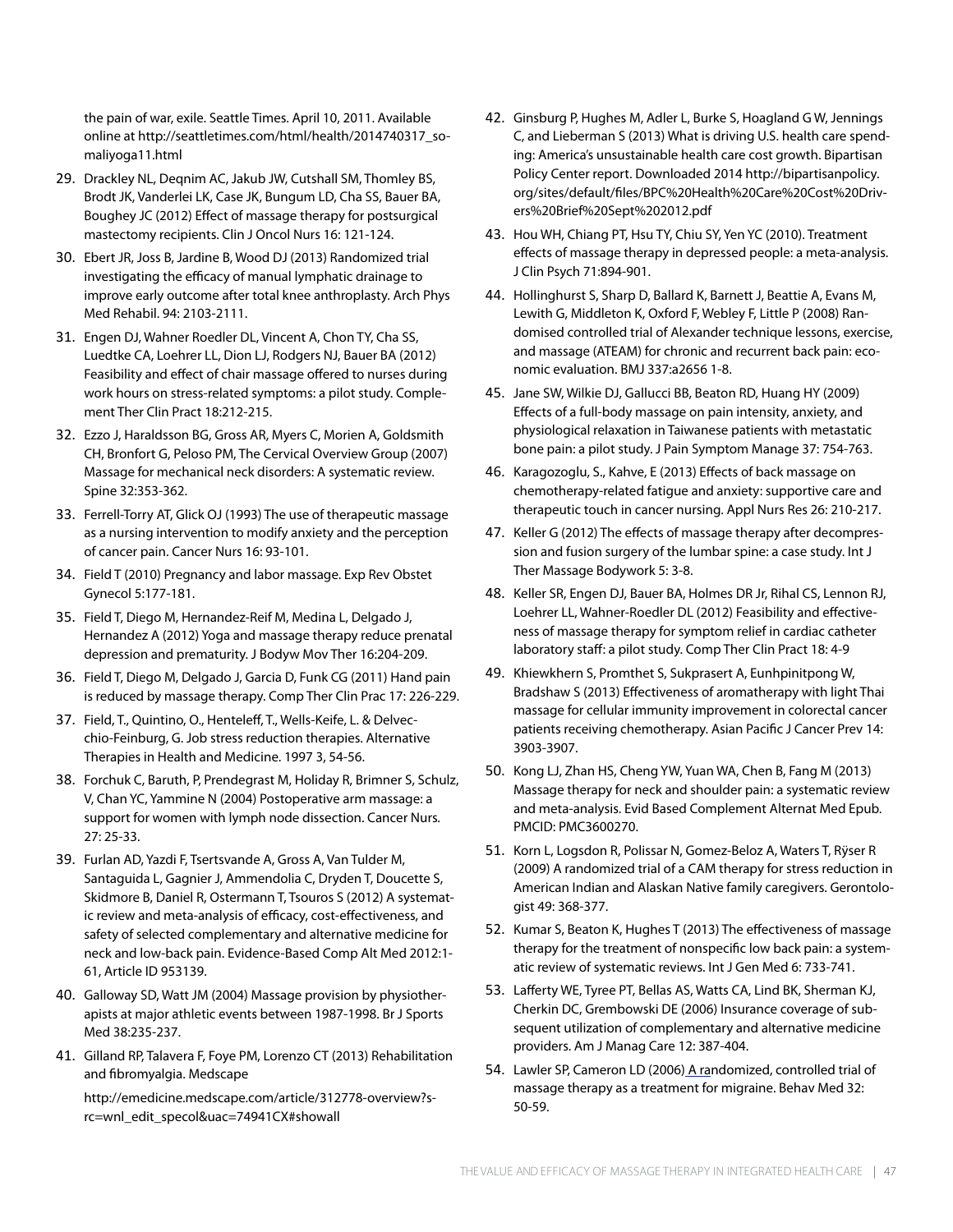the pain of war, exile. Seattle Times. April 10, 2011. Available online at http://seattletimes.com/html/health/2014740317_somaliyoga11.html

29. Drackley NL, Deqnim AC, Jakub JW, Cutshall SM, Thomley BS, Brodt JK, Vanderlei LK, Case JK, Bungum LD, Cha SS, Bauer BA, Boughey JC (2012) Effect of massage therapy for postsurgical mastectomy recipients. Clin J Oncol Nurs 16: 121-124.

30. Ebert JR, Joss B, Jardine B, Wood DJ (2013) Randomized trial investigating the efficacy of manual lymphatic drainage to improve early outcome after total knee anthroplasty. Arch Phys Med Rehabil. 94: 2103-2111.

31. Engen DJ, Wahner Roedler DL, Vincent A, Chon TY, Cha SS, Luedtke CA, Loehrer LL, Dion LJ, Rodgers NJ, Bauer BA (2012) Feasibility and effect of chair massage offered to nurses during work hours on stress-related symptoms: a pilot study. Complement Ther Clin Pract 18:212-215.

32. Ezzo J, Haraldsson BG, Gross AR, Myers C, Morien A, Goldsmith CH, Bronfort G, Peloso PM, The Cervical Overview Group (2007) Massage for mechanical neck disorders: A systematic review. Spine 32:353-362.

33. Ferrell-Torry AT, Glick OJ (1993) The use of therapeutic massage as a nursing intervention to modify anxiety and the perception of cancer pain. Cancer Nurs 16: 93-101.

34. Field T (2010) Pregnancy and labor massage. Exp Rev Obstet Gynecol 5:177-181.

35. Field T, Diego M, Hernandez-Reif M, Medina L, Delgado J, Hernandez A (2012) Yoga and massage therapy reduce prenatal depression and prematurity. J Bodyw Mov Ther 16:204-209.

36. Field T, Diego M, Delgado J, Garcia D, Funk CG (2011) Hand pain is reduced by massage therapy. Comp Ther Clin Prac 17: 226-229.

37. Field, T., Quintino, O., Henteleff, T., Wells-Keife, L. & Delvecchio-Feinburg, G. Job stress reduction therapies. Alternative Therapies in Health and Medicine. 1997 3, 54-56.

38. Forchuk C, Baruth, P, Prendegrast M, Holiday R, Brimner S, Schulz, V, Chan YC, Yammine N (2004) Postoperative arm massage: a support for women with lymph node dissection. Cancer Nurs. 27: 25-33.

39. Furlan AD, Yazdi F, Tsertsvande A, Gross A, Van Tulder M, Santaguida L, Gagnier J, Ammendolia C, Dryden T, Doucette S, Skidmore B, Daniel R, Ostermann T, Tsouros S (2012) A systematic review and meta-analysis of efficacy, cost-effectiveness, and safety of selected complementary and alternative medicine for neck and low-back pain. Evidence-Based Comp Alt Med 2012:1-61, Article ID 953139.

40. Galloway SD, Watt JM (2004) Massage provision by physiotherapists at major athletic events between 1987-1998. Br J Sports Med 38:235-237.

41. Gilland RP, Talavera F, Foye PM, Lorenzo CT (2013) Rehabilitation and fibromyalgia. Medscape

    http://emedicine.medscape.com/article/312778-overview?src=wnl_edit_specol&uac=74941CX#showall

42. Ginsburg P, Hughes M, Adler L, Burke S, Hoagland G W, Jennings C, and Lieberman S (2013) What is driving U.S. health care spending: America's unsustainable health care cost growth. Bipartisan Policy Center report. Downloaded 2014 http://bipartisanpolicy.org/sites/default/files/BPC%20Health%20Care%20Cost%20Drivers%20Brief%20Sept%202012.pdf

43. Hou WH, Chiang PT, Hsu TY, Chiu SY, Yen YC (2010). Treatment effects of massage therapy in depressed people: a meta-analysis. J Clin Psych 71:894-901.

44. Hollinghurst S, Sharp D, Ballard K, Barnett J, Beattie A, Evans M, Lewith G, Middleton K, Oxford F, Webley F, Little P (2008) Randomised controlled trial of Alexander technique lessons, exercise, and massage (ATEAM) for chronic and recurrent back pain: economic evaluation. BMJ 337:a2656 1-8.

45. Jane SW, Wilkie DJ, Gallucci BB, Beaton RD, Huang HY (2009) Effects of a full-body massage on pain intensity, anxiety, and physiological relaxation in Taiwanese patients with metastatic bone pain: a pilot study. J Pain Symptom Manage 37: 754-763.

46. Karagozoglu, S., Kahve, E (2013) Effects of back massage on chemotherapy-related fatigue and anxiety: supportive care and therapeutic touch in cancer nursing. Appl Nurs Res 26: 210-217.

47. Keller G (2012) The effects of massage therapy after decompression and fusion surgery of the lumbar spine: a case study. Int J Ther Massage Bodywork 5: 3-8.

48. Keller SR, Engen DJ, Bauer BA, Holmes DR Jr, Rihal CS, Lennon RJ, Loehrer LL, Wahner-Roedler DL (2012) Feasibility and effectiveness of massage therapy for symptom relief in cardiac catheter laboratory staff: a pilot study. Comp Ther Clin Pract 18: 4-9

49. Khiewkhern S, Promthet S, Sukprasert A, Eunhpinitpong W, Bradshaw S (2013) Effectiveness of aromatherapy with light Thai massage for cellular immunity improvement in colorectal cancer patients receiving chemotherapy. Asian Pacific J Cancer Prev 14: 3903-3907.

50. Kong LJ, Zhan HS, Cheng YW, Yuan WA, Chen B, Fang M (2013) Massage therapy for neck and shoulder pain: a systematic review and meta-analysis. Evid Based Complement Alternat Med Epub. PMCID: PMC3600270.

51. Korn L, Logsdon R, Polissar N, Gomez-Beloz A, Waters T, Rÿser R (2009) A randomized trial of a CAM therapy for stress reduction in American Indian and Alaskan Native family caregivers. Gerontologist 49: 368-377.

52. Kumar S, Beaton K, Hughes T (2013) The effectiveness of massage therapy for the treatment of nonspecific low back pain: a systematic review of systematic reviews. Int J Gen Med 6: 733-741.

53. Lafferty WE, Tyree PT, Bellas AS, Watts CA, Lind BK, Sherman KJ, Cherkin DC, Grembowski DE (2006) Insurance coverage of subsequent utilization of complementary and alternative medicine providers. Am J Manag Care 12: 387-404.

54. Lawler SP, Cameron LD (2006) A randomized, controlled trial of massage therapy as a treatment for migraine. Behav Med 32: 50-59.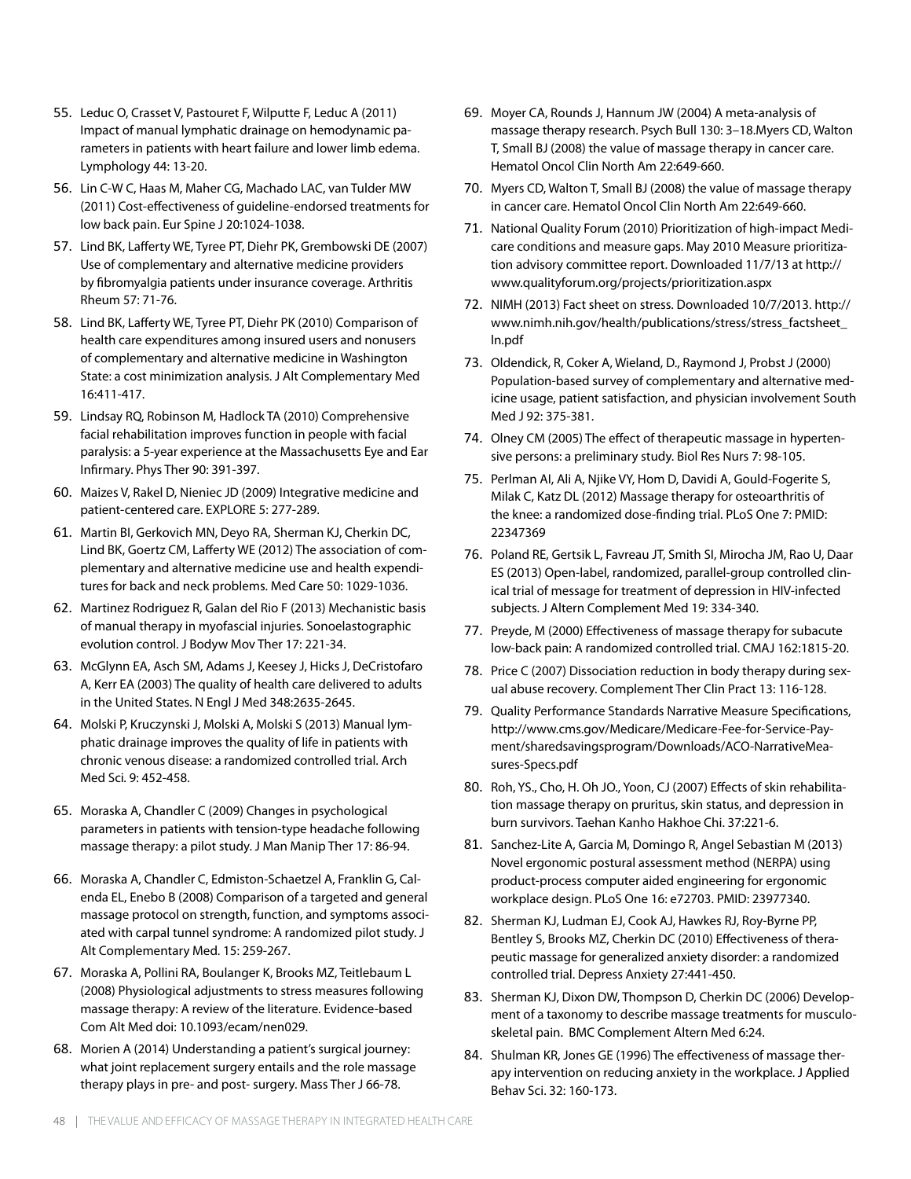55. Leduc O, Crasset V, Pastouret F, Wilputte F, Leduc A (2011) Impact of manual lymphatic drainage on hemodynamic parameters in patients with heart failure and lower limb edema. Lymphology 44: 13-20.

56. Lin C-W C, Haas M, Maher CG, Machado LAC, van Tulder MW (2011) Cost-effectiveness of guideline-endorsed treatments for low back pain. Eur Spine J 20:1024-1038.

57. Lind BK, Lafferty WE, Tyree PT, Diehr PK, Grembowski DE (2007) Use of complementary and alternative medicine providers by fibromyalgia patients under insurance coverage. Arthritis Rheum 57: 71-76.

58. Lind BK, Lafferty WE, Tyree PT, Diehr PK (2010) Comparison of health care expenditures among insured users and nonusers of complementary and alternative medicine in Washington State: a cost minimization analysis. J Alt Complementary Med 16:411-417.

59. Lindsay RQ, Robinson M, Hadlock TA (2010) Comprehensive facial rehabilitation improves function in people with facial paralysis: a 5-year experience at the Massachusetts Eye and Ear Infirmary. Phys Ther 90: 391-397.

60. Maizes V, Rakel D, Nieniec JD (2009) Integrative medicine and patient-centered care. EXPLORE 5: 277-289.

61. Martin BI, Gerkovich MN, Deyo RA, Sherman KJ, Cherkin DC, Lind BK, Goertz CM, Lafferty WE (2012) The association of complementary and alternative medicine use and health expenditures for back and neck problems. Med Care 50: 1029-1036.

62. Martinez Rodriguez R, Galan del Rio F (2013) Mechanistic basis of manual therapy in myofascial injuries. Sonoelastographic evolution control. J Bodyw Mov Ther 17: 221-34.

63. McGlynn EA, Asch SM, Adams J, Keesey J, Hicks J, DeCristofaro A, Kerr EA (2003) The quality of health care delivered to adults in the United States. N Engl J Med 348:2635-2645.

64. Molski P, Kruczynski J, Molski A, Molski S (2013) Manual lymphatic drainage improves the quality of life in patients with chronic venous disease: a randomized controlled trial. Arch Med Sci. 9: 452-458.

65. Moraska A, Chandler C (2009) Changes in psychological parameters in patients with tension-type headache following massage therapy: a pilot study. J Man Manip Ther 17: 86-94.

66. Moraska A, Chandler C, Edmiston-Schaetzel A, Franklin G, Calenda EL, Enebo B (2008) Comparison of a targeted and general massage protocol on strength, function, and symptoms associated with carpal tunnel syndrome: A randomized pilot study. J Alt Complementary Med. 15: 259-267.

67. Moraska A, Pollini RA, Boulanger K, Brooks MZ, Teitlebaum L (2008) Physiological adjustments to stress measures following massage therapy: A review of the literature. Evidence-based Com Alt Med doi: 10.1093/ecam/nen029.

68. Morien A (2014) Understanding a patient's surgical journey: what joint replacement surgery entails and the role massage therapy plays in pre- and post- surgery. Mass Ther J 66-78.

69. Moyer CA, Rounds J, Hannum JW (2004) A meta-analysis of massage therapy research. Psych Bull 130: 3–18.Myers CD, Walton T, Small BJ (2008) the value of massage therapy in cancer care. Hematol Oncol Clin North Am 22:649-660.

70. Myers CD, Walton T, Small BJ (2008) the value of massage therapy in cancer care. Hematol Oncol Clin North Am 22:649-660.

71. National Quality Forum (2010) Prioritization of high-impact Medicare conditions and measure gaps. May 2010 Measure prioritization advisory committee report. Downloaded 11/7/13 at http://www.qualityforum.org/projects/prioritization.aspx

72. NIMH (2013) Fact sheet on stress. Downloaded 10/7/2013. http://www.nimh.nih.gov/health/publications/stress/stress_factsheet_ln.pdf

73. Oldendick, R, Coker A, Wieland, D., Raymond J, Probst J (2000) Population-based survey of complementary and alternative medicine usage, patient satisfaction, and physician involvement South Med J 92: 375-381.

74. Olney CM (2005) The effect of therapeutic massage in hypertensive persons: a preliminary study. Biol Res Nurs 7: 98-105.

75. Perlman AI, Ali A, Njike VY, Hom D, Davidi A, Gould-Fogerite S, Milak C, Katz DL (2012) Massage therapy for osteoarthritis of the knee: a randomized dose-finding trial. PLoS One 7: PMID: 22347369

76. Poland RE, Gertsik L, Favreau JT, Smith SI, Mirocha JM, Rao U, Daar ES (2013) Open-label, randomized, parallel-group controlled clinical trial of message for treatment of depression in HIV-infected subjects. J Altern Complement Med 19: 334-340.

77. Preyde, M (2000) Effectiveness of massage therapy for subacute low-back pain: A randomized controlled trial. CMAJ 162:1815-20.

78. Price C (2007) Dissociation reduction in body therapy during sexual abuse recovery. Complement Ther Clin Pract 13: 116-128.

79. Quality Performance Standards Narrative Measure Specifications, http://www.cms.gov/Medicare/Medicare-Fee-for-Service-Payment/sharedsavingsprogram/Downloads/ACO-NarrativeMeasures-Specs.pdf

80. Roh, YS., Cho, H. Oh JO., Yoon, CJ (2007) Effects of skin rehabilitation massage therapy on pruritus, skin status, and depression in burn survivors. Taehan Kanho Hakhoe Chi. 37:221-6.

81. Sanchez-Lite A, Garcia M, Domingo R, Angel Sebastian M (2013) Novel ergonomic postural assessment method (NERPA) using product-process computer aided engineering for ergonomic workplace design. PLoS One 16: e72703. PMID: 23977340.

82. Sherman KJ, Ludman EJ, Cook AJ, Hawkes RJ, Roy-Byrne PP, Bentley S, Brooks MZ, Cherkin DC (2010) Effectiveness of therapeutic massage for generalized anxiety disorder: a randomized controlled trial. Depress Anxiety 27:441-450.

83. Sherman KJ, Dixon DW, Thompson D, Cherkin DC (2006) Development of a taxonomy to describe massage treatments for musculoskeletal pain. BMC Complement Altern Med 6:24.

84. Shulman KR, Jones GE (1996) The effectiveness of massage therapy intervention on reducing anxiety in the workplace. J Applied Behav Sci. 32: 160-173.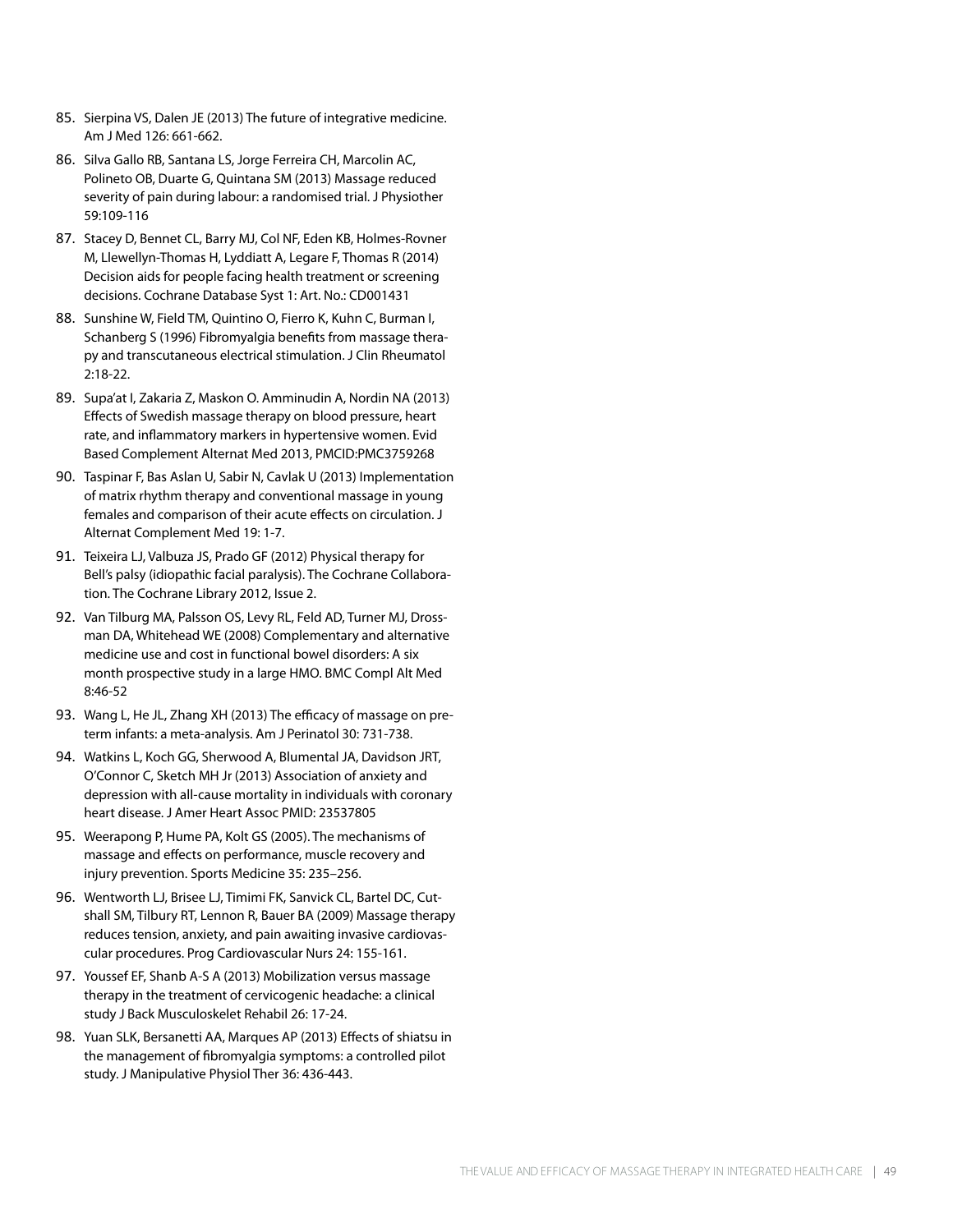85. Sierpina VS, Dalen JE (2013) The future of integrative medicine. Am J Med 126: 661-662.
86. Silva Gallo RB, Santana LS, Jorge Ferreira CH, Marcolin AC, Polineto OB, Duarte G, Quintana SM (2013) Massage reduced severity of pain during labour: a randomised trial. J Physiother 59:109-116
87. Stacey D, Bennet CL, Barry MJ, Col NF, Eden KB, Holmes-Rovner M, Llewellyn-Thomas H, Lyddiatt A, Legare F, Thomas R (2014) Decision aids for people facing health treatment or screening decisions. Cochrane Database Syst 1: Art. No.: CD001431
88. Sunshine W, Field TM, Quintino O, Fierro K, Kuhn C, Burman I, Schanberg S (1996) Fibromyalgia benefits from massage therapy and transcutaneous electrical stimulation. J Clin Rheumatol 2:18-22.
89. Supa'at I, Zakaria Z, Maskon O. Amminudin A, Nordin NA (2013) Effects of Swedish massage therapy on blood pressure, heart rate, and inflammatory markers in hypertensive women. Evid Based Complement Alternat Med 2013, PMCID:PMC3759268
90. Taspinar F, Bas Aslan U, Sabir N, Cavlak U (2013) Implementation of matrix rhythm therapy and conventional massage in young females and comparison of their acute effects on circulation. J Alternat Complement Med 19: 1-7.
91. Teixeira LJ, Valbuza JS, Prado GF (2012) Physical therapy for Bell's palsy (idiopathic facial paralysis). The Cochrane Collaboration. The Cochrane Library 2012, Issue 2.
92. Van Tilburg MA, Palsson OS, Levy RL, Feld AD, Turner MJ, Drossman DA, Whitehead WE (2008) Complementary and alternative medicine use and cost in functional bowel disorders: A six month prospective study in a large HMO. BMC Compl Alt Med 8:46-52
93. Wang L, He JL, Zhang XH (2013) The efficacy of massage on preterm infants: a meta-analysis. Am J Perinatol 30: 731-738.
94. Watkins L, Koch GG, Sherwood A, Blumental JA, Davidson JRT, O'Connor C, Sketch MH Jr (2013) Association of anxiety and depression with all-cause mortality in individuals with coronary heart disease. J Amer Heart Assoc PMID: 23537805
95. Weerapong P, Hume PA, Kolt GS (2005). The mechanisms of massage and effects on performance, muscle recovery and injury prevention. Sports Medicine 35: 235–256.
96. Wentworth LJ, Brisee LJ, Timimi FK, Sanvick CL, Bartel DC, Cutshall SM, Tilbury RT, Lennon R, Bauer BA (2009) Massage therapy reduces tension, anxiety, and pain awaiting invasive cardiovascular procedures. Prog Cardiovascular Nurs 24: 155-161.
97. Youssef EF, Shanb A-S A (2013) Mobilization versus massage therapy in the treatment of cervicogenic headache: a clinical study J Back Musculoskelet Rehabil 26: 17-24.
98. Yuan SLK, Bersanetti AA, Marques AP (2013) Effects of shiatsu in the management of fibromyalgia symptoms: a controlled pilot study. J Manipulative Physiol Ther 36: 436-443.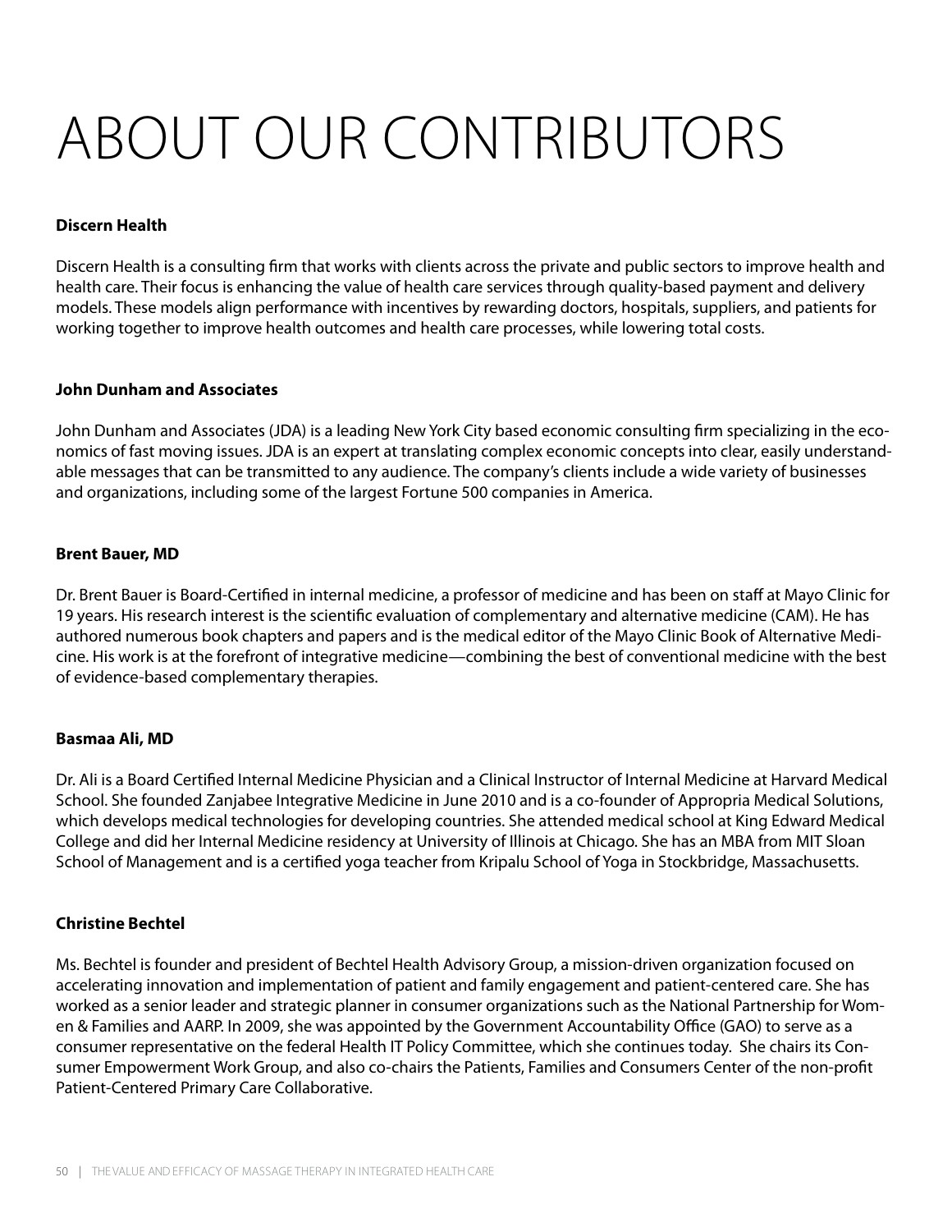# ABOUT OUR CONTRIBUTORS

**Discern Health**

Discern Health is a consulting firm that works with clients across the private and public sectors to improve health and health care. Their focus is enhancing the value of health care services through quality-based payment and delivery models. These models align performance with incentives by rewarding doctors, hospitals, suppliers, and patients for working together to improve health outcomes and health care processes, while lowering total costs.

**John Dunham and Associates**

John Dunham and Associates (JDA) is a leading New York City based economic consulting firm specializing in the economics of fast moving issues. JDA is an expert at translating complex economic concepts into clear, easily understandable messages that can be transmitted to any audience. The company's clients include a wide variety of businesses and organizations, including some of the largest Fortune 500 companies in America.

**Brent Bauer, MD**

Dr. Brent Bauer is Board-Certified in internal medicine, a professor of medicine and has been on staff at Mayo Clinic for 19 years. His research interest is the scientific evaluation of complementary and alternative medicine (CAM). He has authored numerous book chapters and papers and is the medical editor of the Mayo Clinic Book of Alternative Medicine. His work is at the forefront of integrative medicine—combining the best of conventional medicine with the best of evidence-based complementary therapies.

**Basmaa Ali, MD**

Dr. Ali is a Board Certified Internal Medicine Physician and a Clinical Instructor of Internal Medicine at Harvard Medical School. She founded Zanjabee Integrative Medicine in June 2010 and is a co-founder of Appropria Medical Solutions, which develops medical technologies for developing countries. She attended medical school at King Edward Medical College and did her Internal Medicine residency at University of Illinois at Chicago. She has an MBA from MIT Sloan School of Management and is a certified yoga teacher from Kripalu School of Yoga in Stockbridge, Massachusetts.

**Christine Bechtel**

Ms. Bechtel is founder and president of Bechtel Health Advisory Group, a mission-driven organization focused on accelerating innovation and implementation of patient and family engagement and patient-centered care. She has worked as a senior leader and strategic planner in consumer organizations such as the National Partnership for Women & Families and AARP. In 2009, she was appointed by the Government Accountability Office (GAO) to serve as a consumer representative on the federal Health IT Policy Committee, which she continues today. She chairs its Consumer Empowerment Work Group, and also co-chairs the Patients, Families and Consumers Center of the non-profit Patient-Centered Primary Care Collaborative.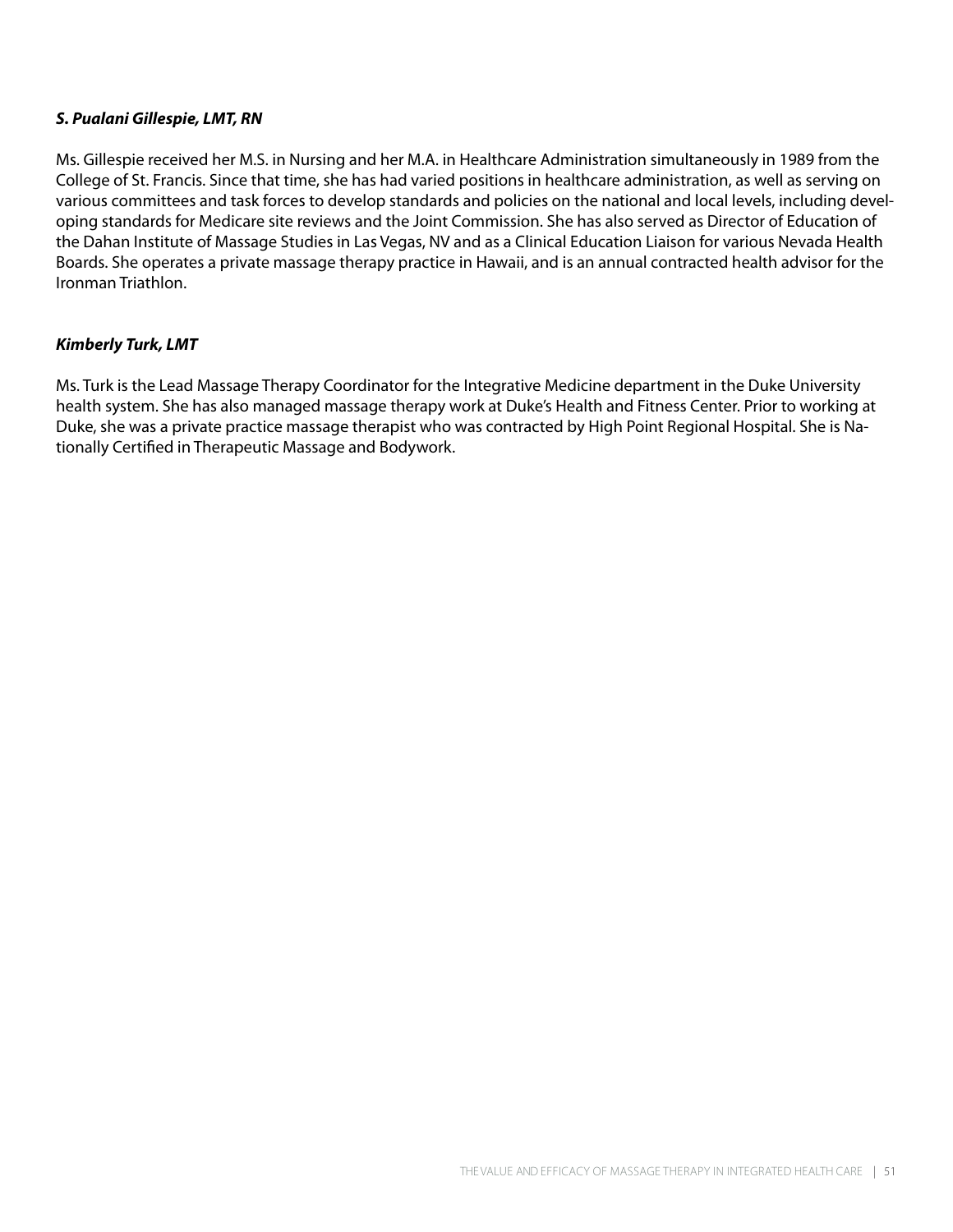***S. Pualani Gillespie, LMT, RN***

Ms. Gillespie received her M.S. in Nursing and her M.A. in Healthcare Administration simultaneously in 1989 from the College of St. Francis. Since that time, she has had varied positions in healthcare administration, as well as serving on various committees and task forces to develop standards and policies on the national and local levels, including developing standards for Medicare site reviews and the Joint Commission. She has also served as Director of Education of the Dahan Institute of Massage Studies in Las Vegas, NV and as a Clinical Education Liaison for various Nevada Health Boards. She operates a private massage therapy practice in Hawaii, and is an annual contracted health advisor for the Ironman Triathlon.

***Kimberly Turk, LMT***

Ms. Turk is the Lead Massage Therapy Coordinator for the Integrative Medicine department in the Duke University health system. She has also managed massage therapy work at Duke's Health and Fitness Center. Prior to working at Duke, she was a private practice massage therapist who was contracted by High Point Regional Hospital. She is Nationally Certified in Therapeutic Massage and Bodywork.